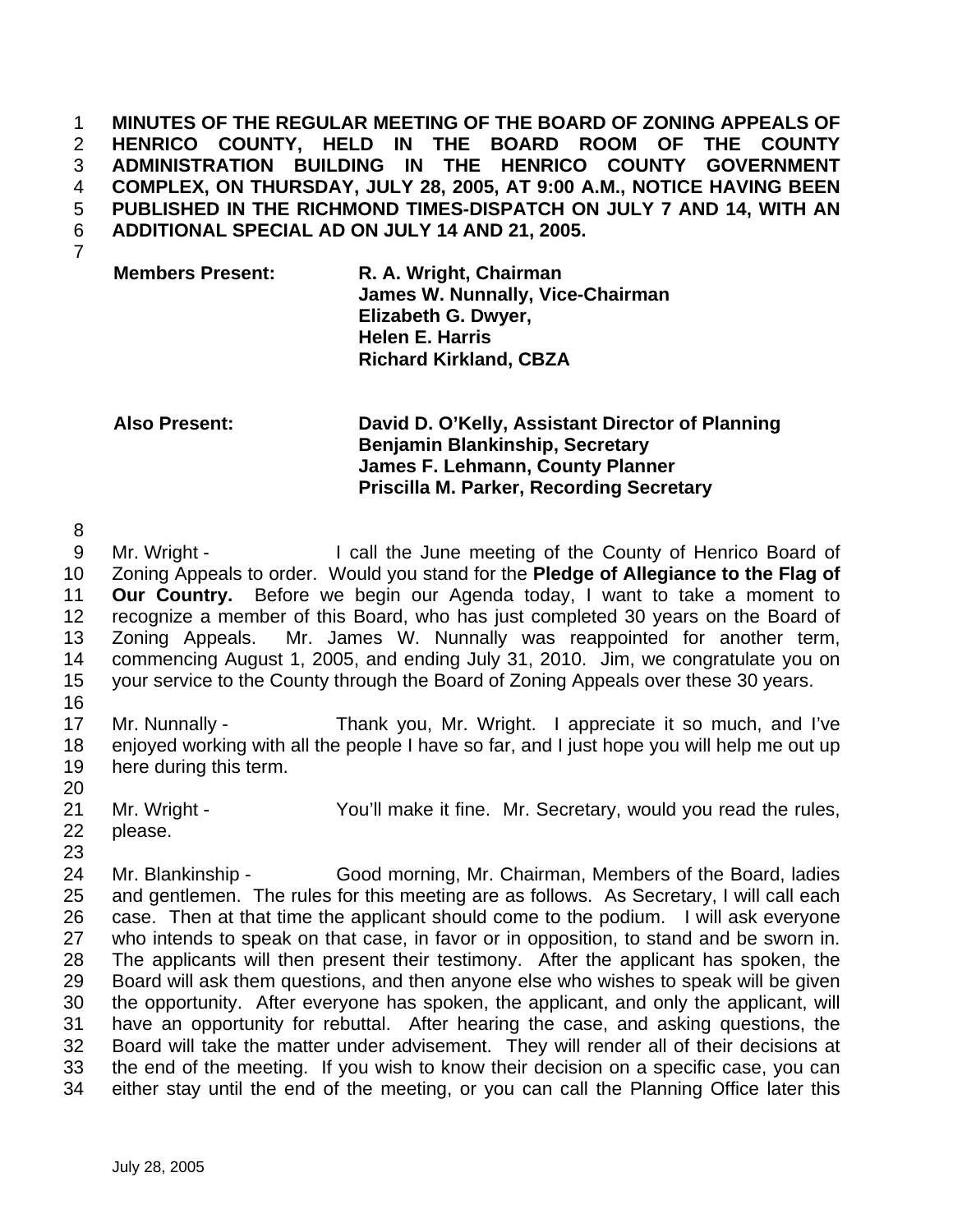**MINUTES OF THE REGULAR MEETING OF THE BOARD OF ZONING APPEALS OF HENRICO COUNTY, HELD IN THE BOARD ROOM OF THE COUNTY ADMINISTRATION BUILDING IN THE HENRICO COUNTY GOVERNMENT COMPLEX, ON THURSDAY, JULY 28, 2005, AT 9:00 A.M., NOTICE HAVING BEEN PUBLISHED IN THE RICHMOND TIMES-DISPATCH ON JULY 7 AND 14, WITH AN ADDITIONAL SPECIAL AD ON JULY 14 AND 21, 2005.**

| | |
|---|---|
| **Members Present:** | **R. A. Wright, Chairman** |
| | **James W. Nunnally, Vice-Chairman** |
| | **Elizabeth G. Dwyer,** |
| | **Helen E. Harris** |
| | **Richard Kirkland, CBZA** |
| **Also Present:** | **David D. O'Kelly, Assistant Director of Planning** |
| | **Benjamin Blankinship, Secretary** |
| | **James F. Lehmann, County Planner** |
| | **Priscilla M. Parker, Recording Secretary** |

Mr. Wright - I call the June meeting of the County of Henrico Board of Zoning Appeals to order. Would you stand for the **Pledge of Allegiance to the Flag of Our Country.** Before we begin our Agenda today, I want to take a moment to recognize a member of this Board, who has just completed 30 years on the Board of Zoning Appeals. Mr. James W. Nunnally was reappointed for another term, commencing August 1, 2005, and ending July 31, 2010. Jim, we congratulate you on your service to the County through the Board of Zoning Appeals over these 30 years.

Mr. Nunnally - Thank you, Mr. Wright. I appreciate it so much, and I've enjoyed working with all the people I have so far, and I just hope you will help me out up here during this term.

Mr. Wright - You'll make it fine. Mr. Secretary, would you read the rules, please.

Mr. Blankinship - Good morning, Mr. Chairman, Members of the Board, ladies and gentlemen. The rules for this meeting are as follows. As Secretary, I will call each case. Then at that time the applicant should come to the podium. I will ask everyone who intends to speak on that case, in favor or in opposition, to stand and be sworn in. The applicants will then present their testimony. After the applicant has spoken, the Board will ask them questions, and then anyone else who wishes to speak will be given the opportunity. After everyone has spoken, the applicant, and only the applicant, will have an opportunity for rebuttal. After hearing the case, and asking questions, the Board will take the matter under advisement. They will render all of their decisions at the end of the meeting. If you wish to know their decision on a specific case, you can either stay until the end of the meeting, or you can call the Planning Office later this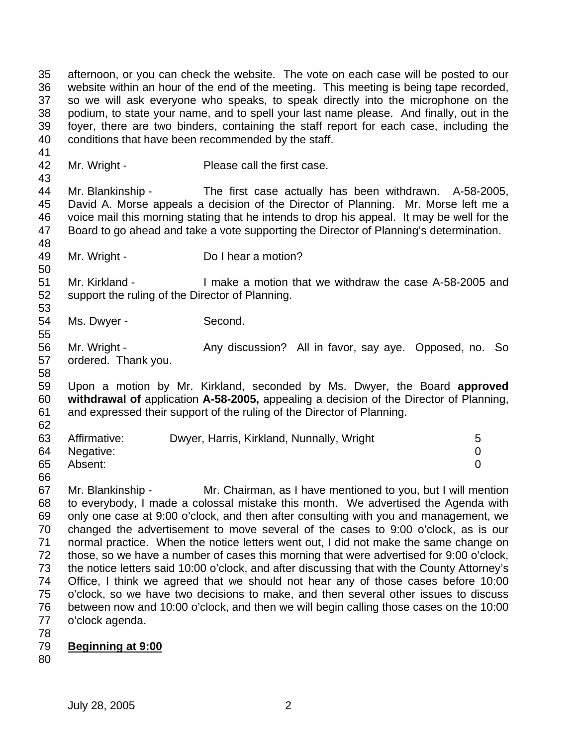afternoon, or you can check the website. The vote on each case will be posted to our website within an hour of the end of the meeting. This meeting is being tape recorded, so we will ask everyone who speaks, to speak directly into the microphone on the podium, to state your name, and to spell your last name please. And finally, out in the foyer, there are two binders, containing the staff report for each case, including the conditions that have been recommended by the staff.

Mr. Wright - Please call the first case.

Mr. Blankinship - The first case actually has been withdrawn. A-58-2005, David A. Morse appeals a decision of the Director of Planning. Mr. Morse left me a voice mail this morning stating that he intends to drop his appeal. It may be well for the Board to go ahead and take a vote supporting the Director of Planning's determination.

Mr. Wright - Do I hear a motion?

Mr. Kirkland - I make a motion that we withdraw the case A-58-2005 and support the ruling of the Director of Planning.

Ms. Dwyer - Second.

Mr. Wright - Any discussion? All in favor, say aye. Opposed, no. So ordered. Thank you.

Upon a motion by Mr. Kirkland, seconded by Ms. Dwyer, the Board **approved withdrawal of** application **A-58-2005,** appealing a decision of the Director of Planning, and expressed their support of the ruling of the Director of Planning.

| | | |
|---|---|---|
| Affirmative: | Dwyer, Harris, Kirkland, Nunnally, Wright | 5 |
| Negative: | | 0 |
| Absent: | | 0 |

Mr. Blankinship - Mr. Chairman, as I have mentioned to you, but I will mention to everybody, I made a colossal mistake this month. We advertised the Agenda with only one case at 9:00 o'clock, and then after consulting with you and management, we changed the advertisement to move several of the cases to 9:00 o'clock, as is our normal practice. When the notice letters went out, I did not make the same change on those, so we have a number of cases this morning that were advertised for 9:00 o'clock, the notice letters said 10:00 o'clock, and after discussing that with the County Attorney's Office, I think we agreed that we should not hear any of those cases before 10:00 o'clock, so we have two decisions to make, and then several other issues to discuss between now and 10:00 o'clock, and then we will begin calling those cases on the 10:00 o'clock agenda.

**Beginning at 9:00**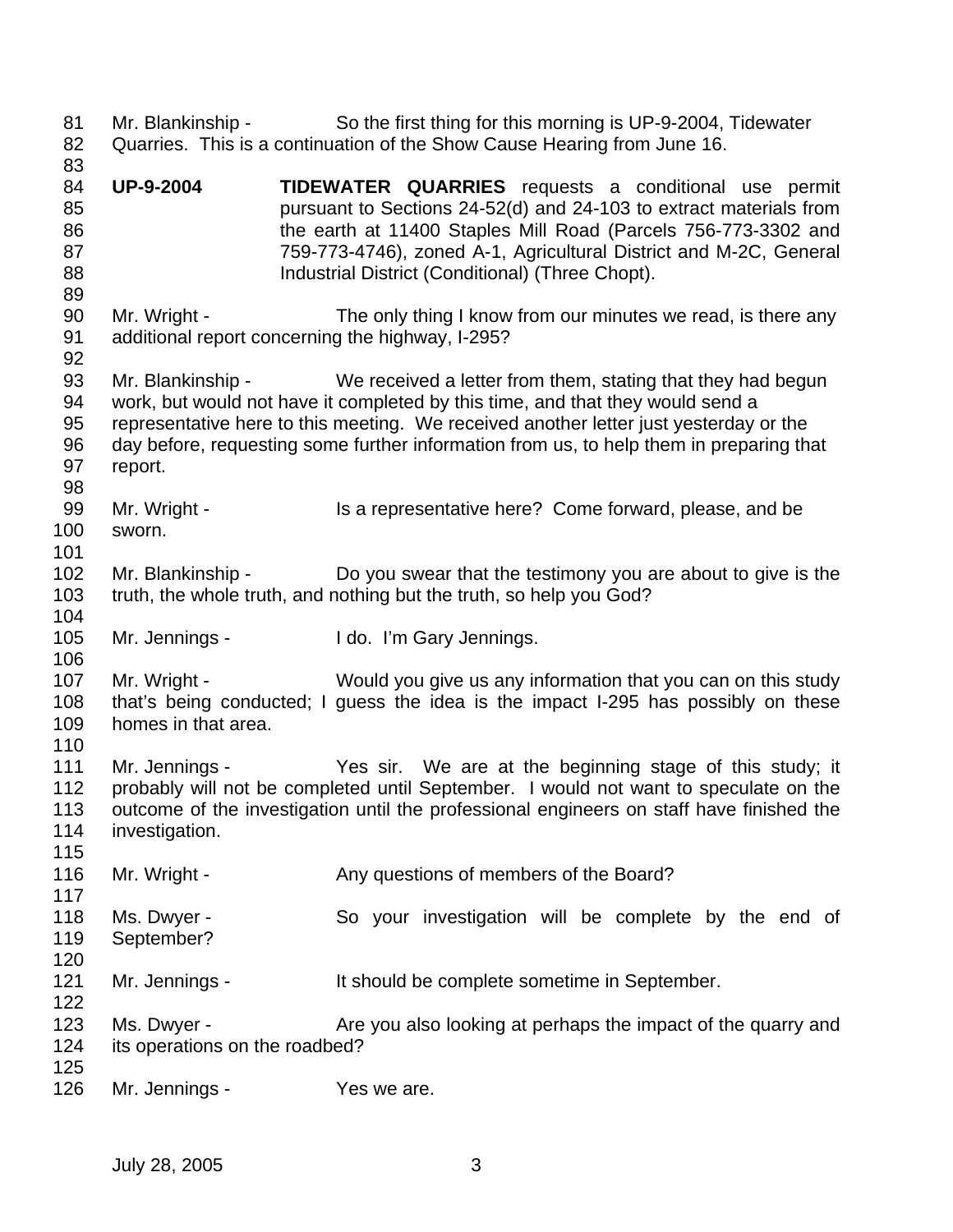Mr. Blankinship - So the first thing for this morning is UP-9-2004, Tidewater Quarries. This is a continuation of the Show Cause Hearing from June 16.

**UP-9-2004** **TIDEWATER QUARRIES** requests a conditional use permit pursuant to Sections 24-52(d) and 24-103 to extract materials from the earth at 11400 Staples Mill Road (Parcels 756-773-3302 and 759-773-4746), zoned A-1, Agricultural District and M-2C, General Industrial District (Conditional) (Three Chopt).

Mr. Wright - The only thing I know from our minutes we read, is there any additional report concerning the highway, I-295?

Mr. Blankinship - We received a letter from them, stating that they had begun work, but would not have it completed by this time, and that they would send a representative here to this meeting. We received another letter just yesterday or the day before, requesting some further information from us, to help them in preparing that report.

Mr. Wright - Is a representative here? Come forward, please, and be sworn.

Mr. Blankinship - Do you swear that the testimony you are about to give is the truth, the whole truth, and nothing but the truth, so help you God?

Mr. Jennings - I do. I'm Gary Jennings.

Mr. Wright - Would you give us any information that you can on this study that's being conducted; I guess the idea is the impact I-295 has possibly on these homes in that area.

Mr. Jennings - Yes sir. We are at the beginning stage of this study; it probably will not be completed until September. I would not want to speculate on the outcome of the investigation until the professional engineers on staff have finished the investigation.

Mr. Wright - Any questions of members of the Board?

Ms. Dwyer - So your investigation will be complete by the end of September?

Mr. Jennings - It should be complete sometime in September.

Ms. Dwyer - Are you also looking at perhaps the impact of the quarry and its operations on the roadbed?

Mr. Jennings - Yes we are.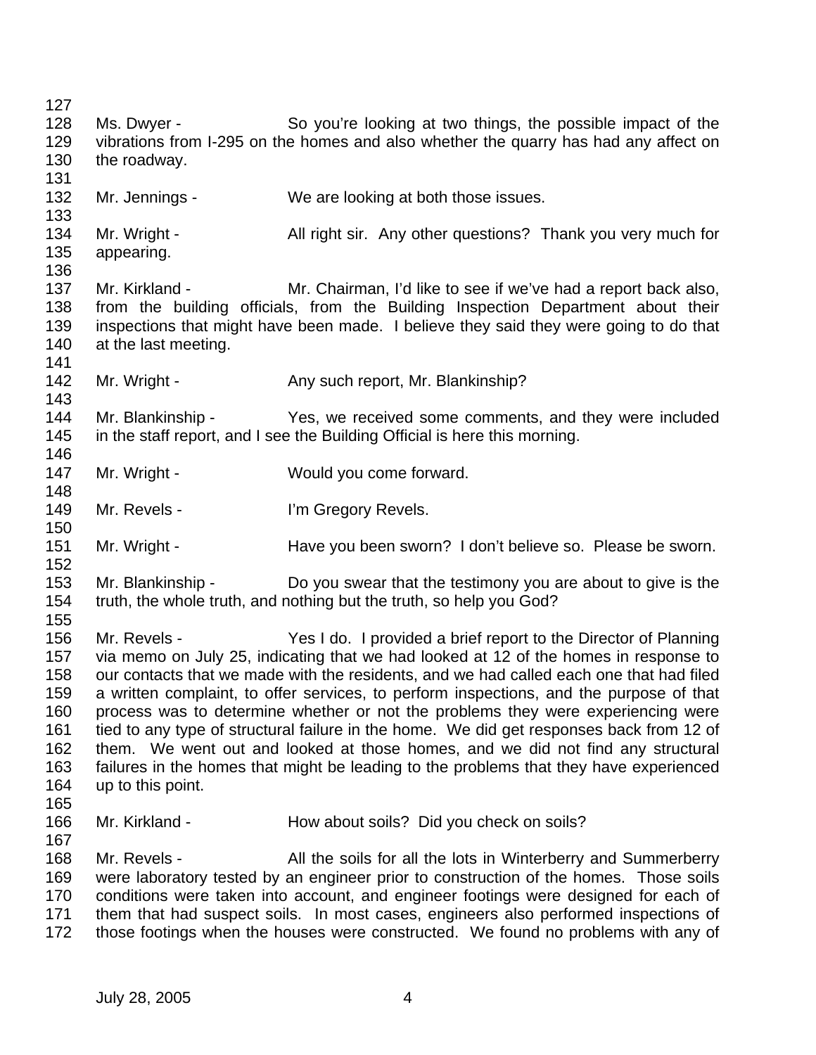Ms. Dwyer - So you're looking at two things, the possible impact of the vibrations from I-295 on the homes and also whether the quarry has had any affect on the roadway.

Mr. Jennings - We are looking at both those issues.

Mr. Wright - All right sir. Any other questions? Thank you very much for appearing.

Mr. Kirkland - Mr. Chairman, I'd like to see if we've had a report back also, from the building officials, from the Building Inspection Department about their inspections that might have been made. I believe they said they were going to do that at the last meeting.

Mr. Wright - Any such report, Mr. Blankinship?

Mr. Blankinship - Yes, we received some comments, and they were included in the staff report, and I see the Building Official is here this morning.

Mr. Wright - Would you come forward.

Mr. Revels - I'm Gregory Revels.

Mr. Wright - Have you been sworn? I don't believe so. Please be sworn.

Mr. Blankinship - Do you swear that the testimony you are about to give is the truth, the whole truth, and nothing but the truth, so help you God?

Mr. Revels - Yes I do. I provided a brief report to the Director of Planning via memo on July 25, indicating that we had looked at 12 of the homes in response to our contacts that we made with the residents, and we had called each one that had filed a written complaint, to offer services, to perform inspections, and the purpose of that process was to determine whether or not the problems they were experiencing were tied to any type of structural failure in the home. We did get responses back from 12 of them. We went out and looked at those homes, and we did not find any structural failures in the homes that might be leading to the problems that they have experienced up to this point.

Mr. Kirkland - How about soils? Did you check on soils?

Mr. Revels - All the soils for all the lots in Winterberry and Summerberry were laboratory tested by an engineer prior to construction of the homes. Those soils conditions were taken into account, and engineer footings were designed for each of them that had suspect soils. In most cases, engineers also performed inspections of those footings when the houses were constructed. We found no problems with any of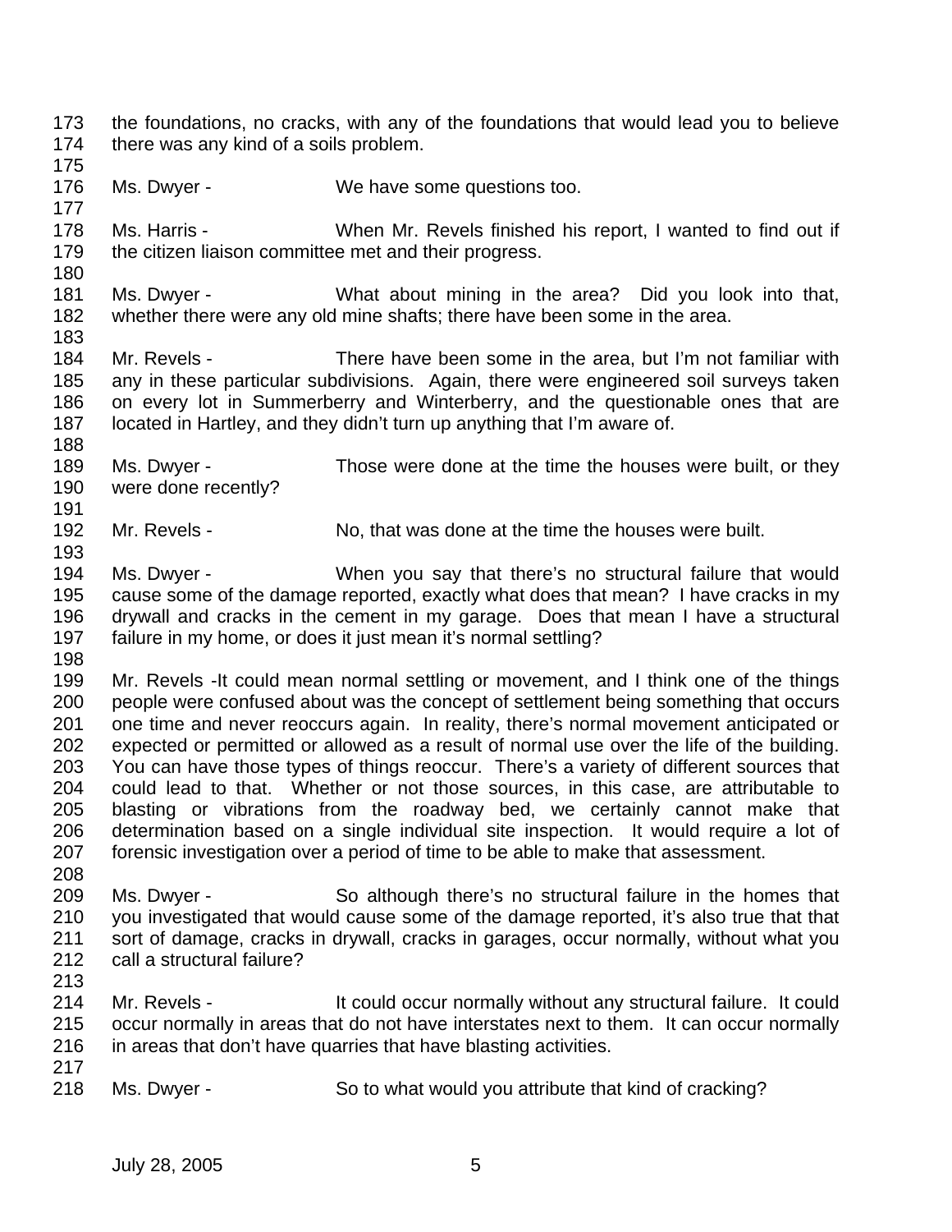the foundations, no cracks, with any of the foundations that would lead you to believe there was any kind of a soils problem.

Ms. Dwyer - We have some questions too.

Ms. Harris - When Mr. Revels finished his report, I wanted to find out if the citizen liaison committee met and their progress.

Ms. Dwyer - What about mining in the area? Did you look into that, whether there were any old mine shafts; there have been some in the area.

Mr. Revels - There have been some in the area, but I'm not familiar with any in these particular subdivisions. Again, there were engineered soil surveys taken on every lot in Summerberry and Winterberry, and the questionable ones that are located in Hartley, and they didn't turn up anything that I'm aware of.

Ms. Dwyer - Those were done at the time the houses were built, or they were done recently?

Mr. Revels - No, that was done at the time the houses were built.

Ms. Dwyer - When you say that there's no structural failure that would cause some of the damage reported, exactly what does that mean? I have cracks in my drywall and cracks in the cement in my garage. Does that mean I have a structural failure in my home, or does it just mean it's normal settling?

Mr. Revels -It could mean normal settling or movement, and I think one of the things people were confused about was the concept of settlement being something that occurs one time and never reoccurs again. In reality, there's normal movement anticipated or expected or permitted or allowed as a result of normal use over the life of the building. You can have those types of things reoccur. There's a variety of different sources that could lead to that. Whether or not those sources, in this case, are attributable to blasting or vibrations from the roadway bed, we certainly cannot make that determination based on a single individual site inspection. It would require a lot of forensic investigation over a period of time to be able to make that assessment.

Ms. Dwyer - So although there's no structural failure in the homes that you investigated that would cause some of the damage reported, it's also true that that sort of damage, cracks in drywall, cracks in garages, occur normally, without what you call a structural failure?

Mr. Revels - It could occur normally without any structural failure. It could occur normally in areas that do not have interstates next to them. It can occur normally in areas that don't have quarries that have blasting activities.

Ms. Dwyer - So to what would you attribute that kind of cracking?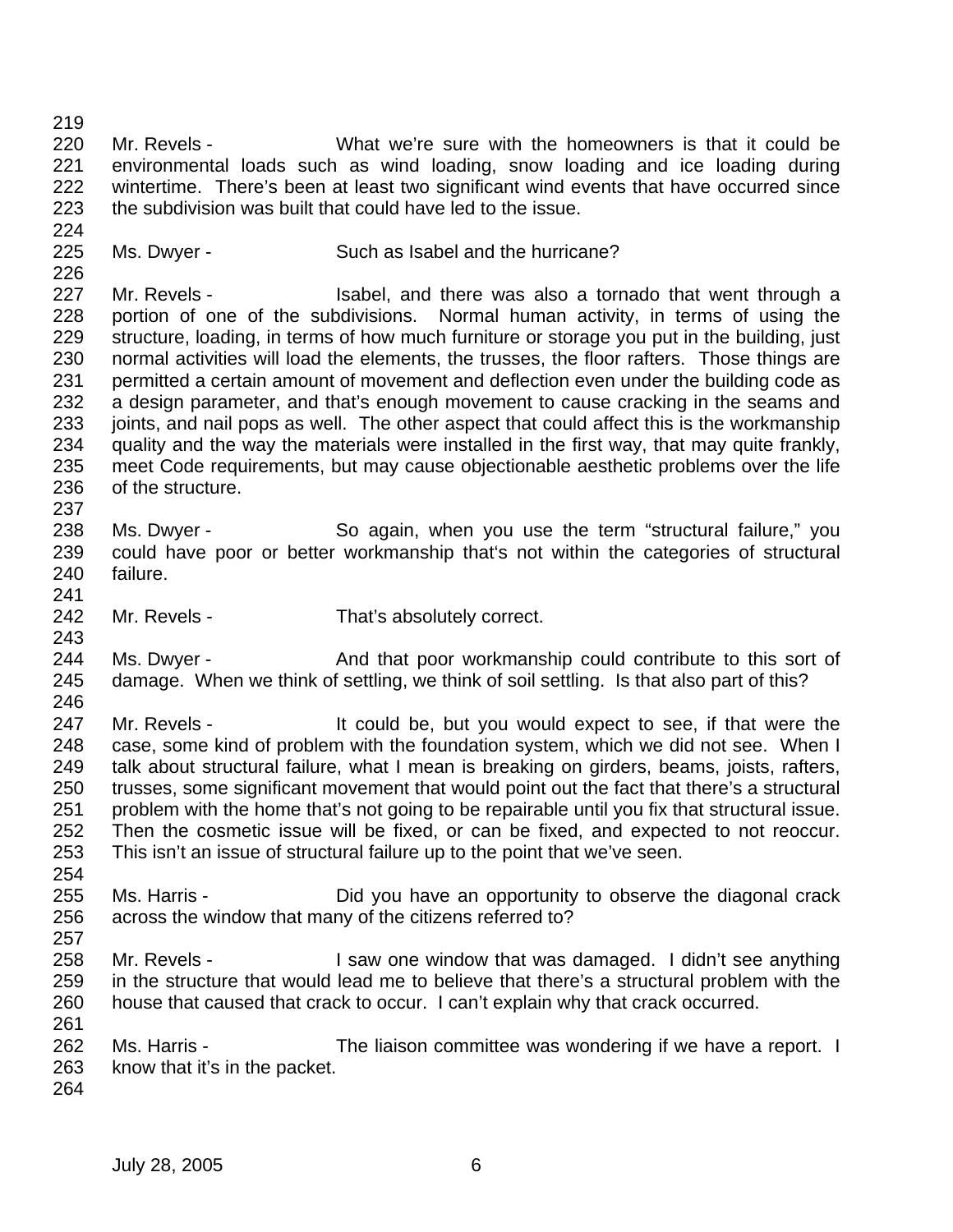Mr. Revels - What we're sure with the homeowners is that it could be environmental loads such as wind loading, snow loading and ice loading during wintertime. There's been at least two significant wind events that have occurred since the subdivision was built that could have led to the issue.

Ms. Dwyer - Such as Isabel and the hurricane?

Mr. Revels - Isabel, and there was also a tornado that went through a portion of one of the subdivisions. Normal human activity, in terms of using the structure, loading, in terms of how much furniture or storage you put in the building, just normal activities will load the elements, the trusses, the floor rafters. Those things are permitted a certain amount of movement and deflection even under the building code as a design parameter, and that's enough movement to cause cracking in the seams and joints, and nail pops as well. The other aspect that could affect this is the workmanship quality and the way the materials were installed in the first way, that may quite frankly, meet Code requirements, but may cause objectionable aesthetic problems over the life of the structure.

Ms. Dwyer - So again, when you use the term "structural failure," you could have poor or better workmanship that's not within the categories of structural failure.

Mr. Revels - That's absolutely correct.

Ms. Dwyer - And that poor workmanship could contribute to this sort of damage. When we think of settling, we think of soil settling. Is that also part of this?

Mr. Revels - It could be, but you would expect to see, if that were the case, some kind of problem with the foundation system, which we did not see. When I talk about structural failure, what I mean is breaking on girders, beams, joists, rafters, trusses, some significant movement that would point out the fact that there's a structural problem with the home that's not going to be repairable until you fix that structural issue. Then the cosmetic issue will be fixed, or can be fixed, and expected to not reoccur. This isn't an issue of structural failure up to the point that we've seen.

Ms. Harris - Did you have an opportunity to observe the diagonal crack across the window that many of the citizens referred to?

Mr. Revels - I saw one window that was damaged. I didn't see anything in the structure that would lead me to believe that there's a structural problem with the house that caused that crack to occur. I can't explain why that crack occurred.

Ms. Harris - The liaison committee was wondering if we have a report. I know that it's in the packet.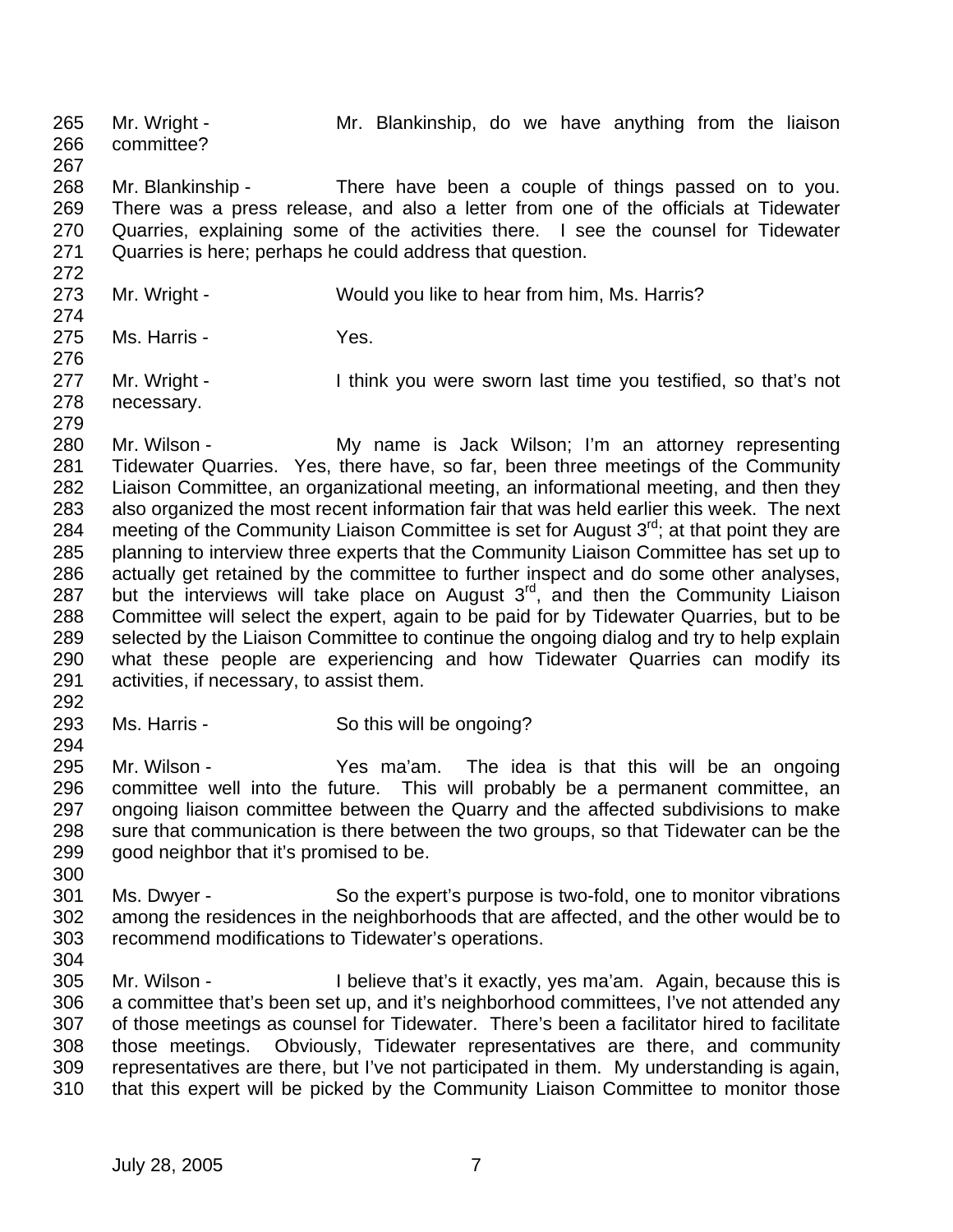265 Mr. Wright - Mr. Blankinship, do we have anything from the liaison
266 committee?
267
268 Mr. Blankinship - There have been a couple of things passed on to you.
269 There was a press release, and also a letter from one of the officials at Tidewater
270 Quarries, explaining some of the activities there. I see the counsel for Tidewater
271 Quarries is here; perhaps he could address that question.
272
273 Mr. Wright - Would you like to hear from him, Ms. Harris?
274
275 Ms. Harris - Yes.
276
277 Mr. Wright - I think you were sworn last time you testified, so that's not
278 necessary.
279
280 Mr. Wilson - My name is Jack Wilson; I'm an attorney representing
281 Tidewater Quarries. Yes, there have, so far, been three meetings of the Community
282 Liaison Committee, an organizational meeting, an informational meeting, and then they
283 also organized the most recent information fair that was held earlier this week. The next
284 meeting of the Community Liaison Committee is set for August 3rd; at that point they are
285 planning to interview three experts that the Community Liaison Committee has set up to
286 actually get retained by the committee to further inspect and do some other analyses,
287 but the interviews will take place on August 3rd, and then the Community Liaison
288 Committee will select the expert, again to be paid for by Tidewater Quarries, but to be
289 selected by the Liaison Committee to continue the ongoing dialog and try to help explain
290 what these people are experiencing and how Tidewater Quarries can modify its
291 activities, if necessary, to assist them.
292
293 Ms. Harris - So this will be ongoing?
294
295 Mr. Wilson - Yes ma'am. The idea is that this will be an ongoing
296 committee well into the future. This will probably be a permanent committee, an
297 ongoing liaison committee between the Quarry and the affected subdivisions to make
298 sure that communication is there between the two groups, so that Tidewater can be the
299 good neighbor that it's promised to be.
300
301 Ms. Dwyer - So the expert's purpose is two-fold, one to monitor vibrations
302 among the residences in the neighborhoods that are affected, and the other would be to
303 recommend modifications to Tidewater's operations.
304
305 Mr. Wilson - I believe that's it exactly, yes ma'am. Again, because this is
306 a committee that's been set up, and it's neighborhood committees, I've not attended any
307 of those meetings as counsel for Tidewater. There's been a facilitator hired to facilitate
308 those meetings. Obviously, Tidewater representatives are there, and community
309 representatives are there, but I've not participated in them. My understanding is again,
310 that this expert will be picked by the Community Liaison Committee to monitor those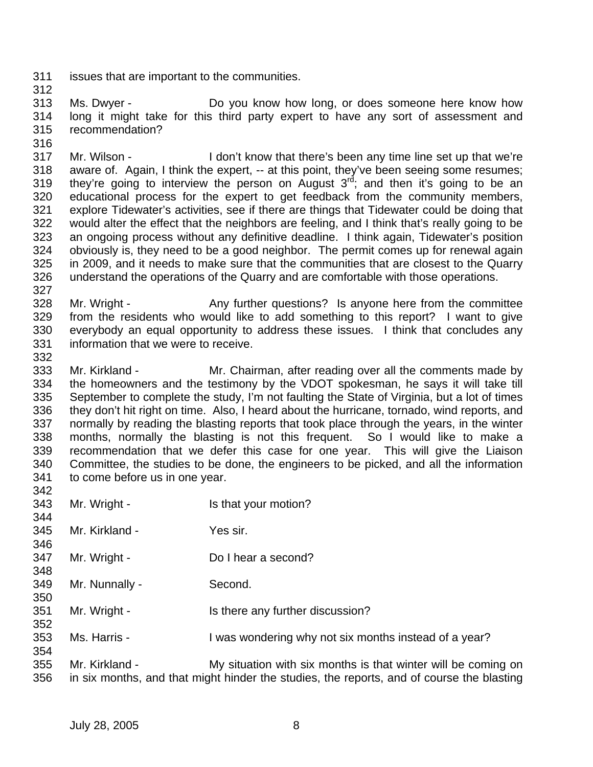issues that are important to the communities.

Ms. Dwyer - Do you know how long, or does someone here know how long it might take for this third party expert to have any sort of assessment and recommendation?

Mr. Wilson - I don't know that there's been any time line set up that we're aware of. Again, I think the expert, -- at this point, they've been seeing some resumes; they're going to interview the person on August 3rd; and then it's going to be an educational process for the expert to get feedback from the community members, explore Tidewater's activities, see if there are things that Tidewater could be doing that would alter the effect that the neighbors are feeling, and I think that's really going to be an ongoing process without any definitive deadline. I think again, Tidewater's position obviously is, they need to be a good neighbor. The permit comes up for renewal again in 2009, and it needs to make sure that the communities that are closest to the Quarry understand the operations of the Quarry and are comfortable with those operations.

Mr. Wright - Any further questions? Is anyone here from the committee from the residents who would like to add something to this report? I want to give everybody an equal opportunity to address these issues. I think that concludes any information that we were to receive.

Mr. Kirkland - Mr. Chairman, after reading over all the comments made by the homeowners and the testimony by the VDOT spokesman, he says it will take till September to complete the study, I'm not faulting the State of Virginia, but a lot of times they don't hit right on time. Also, I heard about the hurricane, tornado, wind reports, and normally by reading the blasting reports that took place through the years, in the winter months, normally the blasting is not this frequent. So I would like to make a recommendation that we defer this case for one year. This will give the Liaison Committee, the studies to be done, the engineers to be picked, and all the information to come before us in one year.

Mr. Wright - Is that your motion?

Mr. Kirkland - Yes sir.

Mr. Wright - Do I hear a second?

Mr. Nunnally - Second.

Mr. Wright - Is there any further discussion?

Ms. Harris - I was wondering why not six months instead of a year?

Mr. Kirkland - My situation with six months is that winter will be coming on in six months, and that might hinder the studies, the reports, and of course the blasting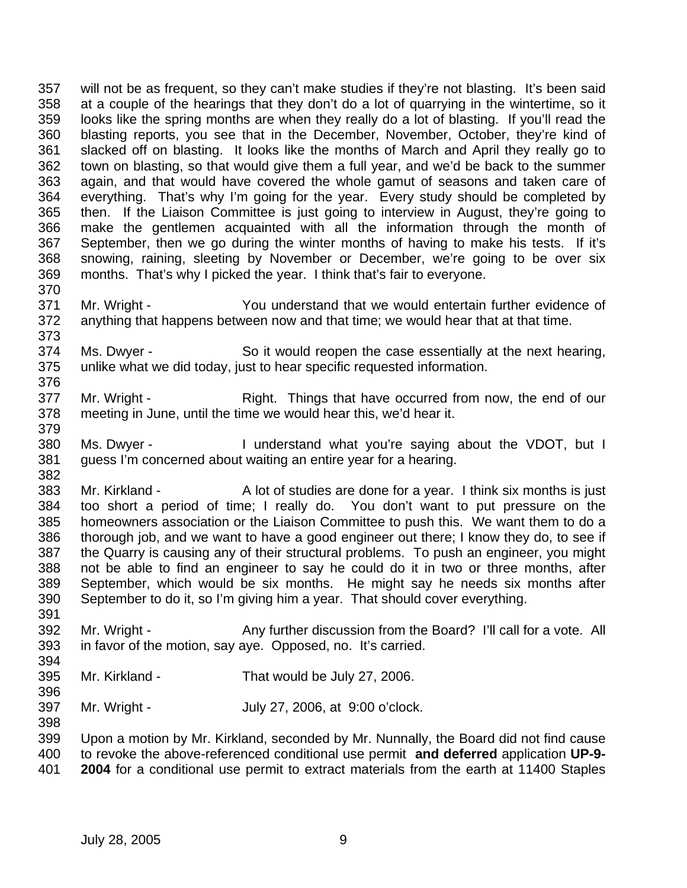will not be as frequent, so they can't make studies if they're not blasting. It's been said at a couple of the hearings that they don't do a lot of quarrying in the wintertime, so it looks like the spring months are when they really do a lot of blasting. If you'll read the blasting reports, you see that in the December, November, October, they're kind of slacked off on blasting. It looks like the months of March and April they really go to town on blasting, so that would give them a full year, and we'd be back to the summer again, and that would have covered the whole gamut of seasons and taken care of everything. That's why I'm going for the year. Every study should be completed by then. If the Liaison Committee is just going to interview in August, they're going to make the gentlemen acquainted with all the information through the month of September, then we go during the winter months of having to make his tests. If it's snowing, raining, sleeting by November or December, we're going to be over six months. That's why I picked the year. I think that's fair to everyone.

Mr. Wright - You understand that we would entertain further evidence of anything that happens between now and that time; we would hear that at that time.

Ms. Dwyer - So it would reopen the case essentially at the next hearing, unlike what we did today, just to hear specific requested information.

Mr. Wright - Right. Things that have occurred from now, the end of our meeting in June, until the time we would hear this, we'd hear it.

Ms. Dwyer - I understand what you're saying about the VDOT, but I guess I'm concerned about waiting an entire year for a hearing.

Mr. Kirkland - A lot of studies are done for a year. I think six months is just too short a period of time; I really do. You don't want to put pressure on the homeowners association or the Liaison Committee to push this. We want them to do a thorough job, and we want to have a good engineer out there; I know they do, to see if the Quarry is causing any of their structural problems. To push an engineer, you might not be able to find an engineer to say he could do it in two or three months, after September, which would be six months. He might say he needs six months after September to do it, so I'm giving him a year. That should cover everything.

Mr. Wright - Any further discussion from the Board? I'll call for a vote. All in favor of the motion, say aye. Opposed, no. It's carried.

Mr. Kirkland - That would be July 27, 2006.

Mr. Wright - July 27, 2006, at 9:00 o'clock.

Upon a motion by Mr. Kirkland, seconded by Mr. Nunnally, the Board did not find cause to revoke the above-referenced conditional use permit **and deferred** application **UP-9-2004** for a conditional use permit to extract materials from the earth at 11400 Staples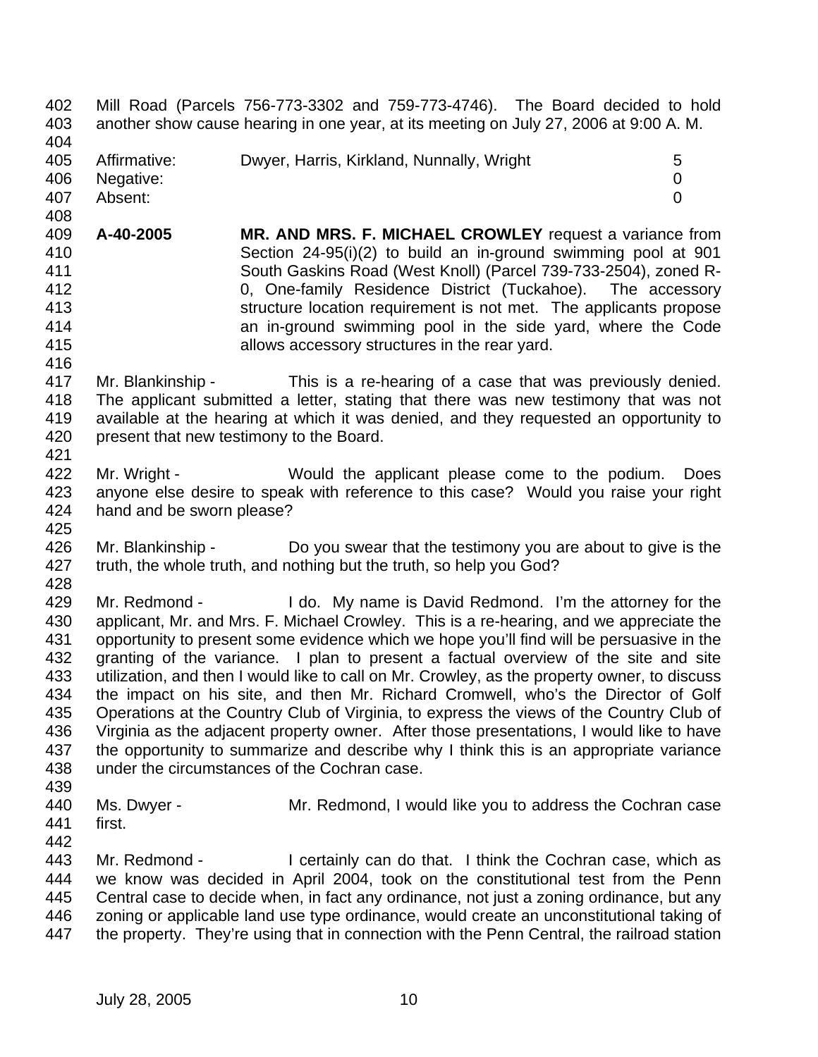Mill Road (Parcels 756-773-3302 and 759-773-4746). The Board decided to hold another show cause hearing in one year, at its meeting on July 27, 2006 at 9:00 A. M.

| | | |
|---|---|---|
| Affirmative: | Dwyer, Harris, Kirkland, Nunnally, Wright | 5 |
| Negative: | | 0 |
| Absent: | | 0 |

**A-40-2005** **MR. AND MRS. F. MICHAEL CROWLEY** request a variance from Section 24-95(i)(2) to build an in-ground swimming pool at 901 South Gaskins Road (West Knoll) (Parcel 739-733-2504), zoned R-0, One-family Residence District (Tuckahoe). The accessory structure location requirement is not met. The applicants propose an in-ground swimming pool in the side yard, where the Code allows accessory structures in the rear yard.

Mr. Blankinship - This is a re-hearing of a case that was previously denied. The applicant submitted a letter, stating that there was new testimony that was not available at the hearing at which it was denied, and they requested an opportunity to present that new testimony to the Board.

Mr. Wright - Would the applicant please come to the podium. Does anyone else desire to speak with reference to this case? Would you raise your right hand and be sworn please?

Mr. Blankinship - Do you swear that the testimony you are about to give is the truth, the whole truth, and nothing but the truth, so help you God?

Mr. Redmond - I do. My name is David Redmond. I'm the attorney for the applicant, Mr. and Mrs. F. Michael Crowley. This is a re-hearing, and we appreciate the opportunity to present some evidence which we hope you'll find will be persuasive in the granting of the variance. I plan to present a factual overview of the site and site utilization, and then I would like to call on Mr. Crowley, as the property owner, to discuss the impact on his site, and then Mr. Richard Cromwell, who's the Director of Golf Operations at the Country Club of Virginia, to express the views of the Country Club of Virginia as the adjacent property owner. After those presentations, I would like to have the opportunity to summarize and describe why I think this is an appropriate variance under the circumstances of the Cochran case.

Ms. Dwyer - Mr. Redmond, I would like you to address the Cochran case first.

Mr. Redmond - I certainly can do that. I think the Cochran case, which as we know was decided in April 2004, took on the constitutional test from the Penn Central case to decide when, in fact any ordinance, not just a zoning ordinance, but any zoning or applicable land use type ordinance, would create an unconstitutional taking of the property. They're using that in connection with the Penn Central, the railroad station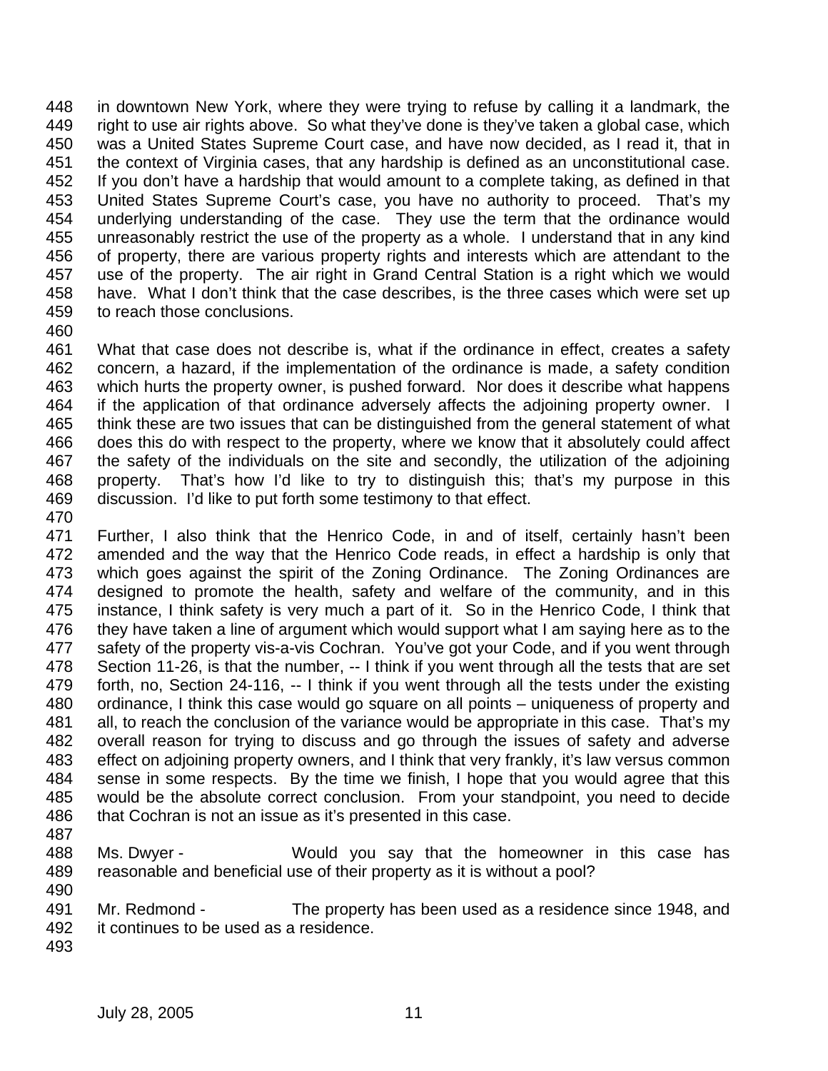in downtown New York, where they were trying to refuse by calling it a landmark, the right to use air rights above. So what they've done is they've taken a global case, which was a United States Supreme Court case, and have now decided, as I read it, that in the context of Virginia cases, that any hardship is defined as an unconstitutional case. If you don't have a hardship that would amount to a complete taking, as defined in that United States Supreme Court's case, you have no authority to proceed. That's my underlying understanding of the case. They use the term that the ordinance would unreasonably restrict the use of the property as a whole. I understand that in any kind of property, there are various property rights and interests which are attendant to the use of the property. The air right in Grand Central Station is a right which we would have. What I don't think that the case describes, is the three cases which were set up to reach those conclusions.

What that case does not describe is, what if the ordinance in effect, creates a safety concern, a hazard, if the implementation of the ordinance is made, a safety condition which hurts the property owner, is pushed forward. Nor does it describe what happens if the application of that ordinance adversely affects the adjoining property owner. I think these are two issues that can be distinguished from the general statement of what does this do with respect to the property, where we know that it absolutely could affect the safety of the individuals on the site and secondly, the utilization of the adjoining property. That's how I'd like to try to distinguish this; that's my purpose in this discussion. I'd like to put forth some testimony to that effect.

Further, I also think that the Henrico Code, in and of itself, certainly hasn't been amended and the way that the Henrico Code reads, in effect a hardship is only that which goes against the spirit of the Zoning Ordinance. The Zoning Ordinances are designed to promote the health, safety and welfare of the community, and in this instance, I think safety is very much a part of it. So in the Henrico Code, I think that they have taken a line of argument which would support what I am saying here as to the safety of the property vis-a-vis Cochran. You've got your Code, and if you went through Section 11-26, is that the number, -- I think if you went through all the tests that are set forth, no, Section 24-116, -- I think if you went through all the tests under the existing ordinance, I think this case would go square on all points – uniqueness of property and all, to reach the conclusion of the variance would be appropriate in this case. That's my overall reason for trying to discuss and go through the issues of safety and adverse effect on adjoining property owners, and I think that very frankly, it's law versus common sense in some respects. By the time we finish, I hope that you would agree that this would be the absolute correct conclusion. From your standpoint, you need to decide that Cochran is not an issue as it's presented in this case.

Ms. Dwyer - Would you say that the homeowner in this case has reasonable and beneficial use of their property as it is without a pool?

Mr. Redmond - The property has been used as a residence since 1948, and it continues to be used as a residence.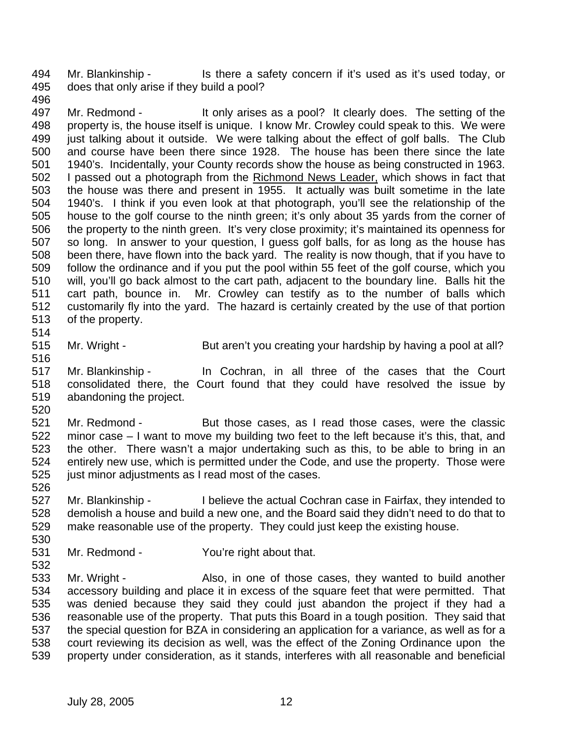494 Mr. Blankinship - Is there a safety concern if it's used as it's used today, or
495 does that only arise if they build a pool?

496

497 Mr. Redmond - It only arises as a pool? It clearly does. The setting of the
498 property is, the house itself is unique. I know Mr. Crowley could speak to this. We were
499 just talking about it outside. We were talking about the effect of golf balls. The Club
500 and course have been there since 1928. The house has been there since the late
501 1940's. Incidentally, your County records show the house as being constructed in 1963.
502 I passed out a photograph from the Richmond News Leader, which shows in fact that
503 the house was there and present in 1955. It actually was built sometime in the late
504 1940's. I think if you even look at that photograph, you'll see the relationship of the
505 house to the golf course to the ninth green; it's only about 35 yards from the corner of
506 the property to the ninth green. It's very close proximity; it's maintained its openness for
507 so long. In answer to your question, I guess golf balls, for as long as the house has
508 been there, have flown into the back yard. The reality is now though, that if you have to
509 follow the ordinance and if you put the pool within 55 feet of the golf course, which you
510 will, you'll go back almost to the cart path, adjacent to the boundary line. Balls hit the
511 cart path, bounce in. Mr. Crowley can testify as to the number of balls which
512 customarily fly into the yard. The hazard is certainly created by the use of that portion
513 of the property.

514

515 Mr. Wright - But aren't you creating your hardship by having a pool at all?

516

517 Mr. Blankinship - In Cochran, in all three of the cases that the Court
518 consolidated there, the Court found that they could have resolved the issue by
519 abandoning the project.

520

521 Mr. Redmond - But those cases, as I read those cases, were the classic
522 minor case – I want to move my building two feet to the left because it's this, that, and
523 the other. There wasn't a major undertaking such as this, to be able to bring in an
524 entirely new use, which is permitted under the Code, and use the property. Those were
525 just minor adjustments as I read most of the cases.

526

527 Mr. Blankinship - I believe the actual Cochran case in Fairfax, they intended to
528 demolish a house and build a new one, and the Board said they didn't need to do that to
529 make reasonable use of the property. They could just keep the existing house.

530

531 Mr. Redmond - You're right about that.

532

533 Mr. Wright - Also, in one of those cases, they wanted to build another
534 accessory building and place it in excess of the square feet that were permitted. That
535 was denied because they said they could just abandon the project if they had a
536 reasonable use of the property. That puts this Board in a tough position. They said that
537 the special question for BZA in considering an application for a variance, as well as for a
538 court reviewing its decision as well, was the effect of the Zoning Ordinance upon the
539 property under consideration, as it stands, interferes with all reasonable and beneficial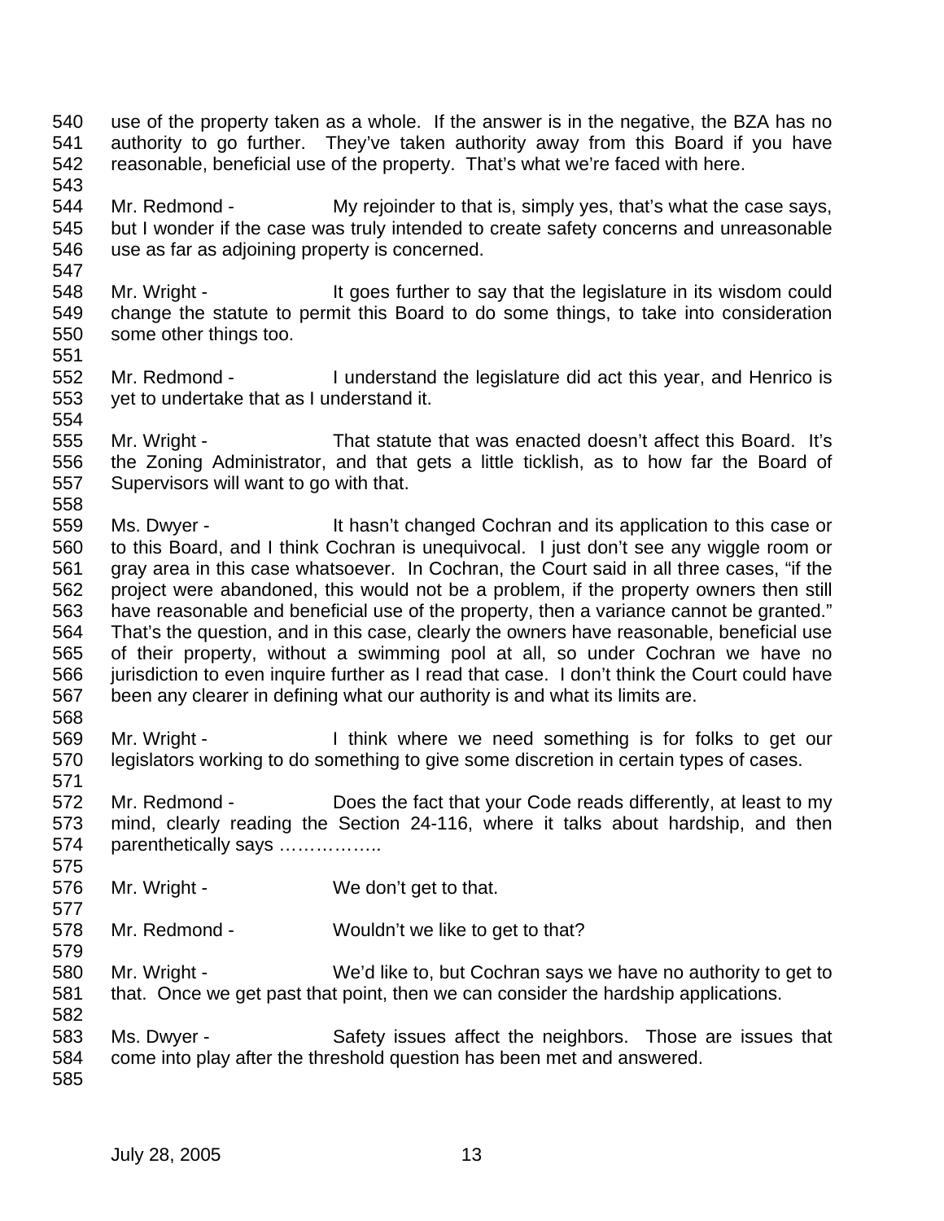use of the property taken as a whole. If the answer is in the negative, the BZA has no authority to go further. They've taken authority away from this Board if you have reasonable, beneficial use of the property. That's what we're faced with here.

Mr. Redmond - My rejoinder to that is, simply yes, that's what the case says, but I wonder if the case was truly intended to create safety concerns and unreasonable use as far as adjoining property is concerned.

Mr. Wright - It goes further to say that the legislature in its wisdom could change the statute to permit this Board to do some things, to take into consideration some other things too.

Mr. Redmond - I understand the legislature did act this year, and Henrico is yet to undertake that as I understand it.

Mr. Wright - That statute that was enacted doesn't affect this Board. It's the Zoning Administrator, and that gets a little ticklish, as to how far the Board of Supervisors will want to go with that.

Ms. Dwyer - It hasn't changed Cochran and its application to this case or to this Board, and I think Cochran is unequivocal. I just don't see any wiggle room or gray area in this case whatsoever. In Cochran, the Court said in all three cases, "if the project were abandoned, this would not be a problem, if the property owners then still have reasonable and beneficial use of the property, then a variance cannot be granted." That's the question, and in this case, clearly the owners have reasonable, beneficial use of their property, without a swimming pool at all, so under Cochran we have no jurisdiction to even inquire further as I read that case. I don't think the Court could have been any clearer in defining what our authority is and what its limits are.

Mr. Wright - I think where we need something is for folks to get our legislators working to do something to give some discretion in certain types of cases.

Mr. Redmond - Does the fact that your Code reads differently, at least to my mind, clearly reading the Section 24-116, where it talks about hardship, and then parenthetically says ……………..

Mr. Wright - We don't get to that.

Mr. Redmond - Wouldn't we like to get to that?

Mr. Wright - We'd like to, but Cochran says we have no authority to get to that. Once we get past that point, then we can consider the hardship applications.

Ms. Dwyer - Safety issues affect the neighbors. Those are issues that come into play after the threshold question has been met and answered.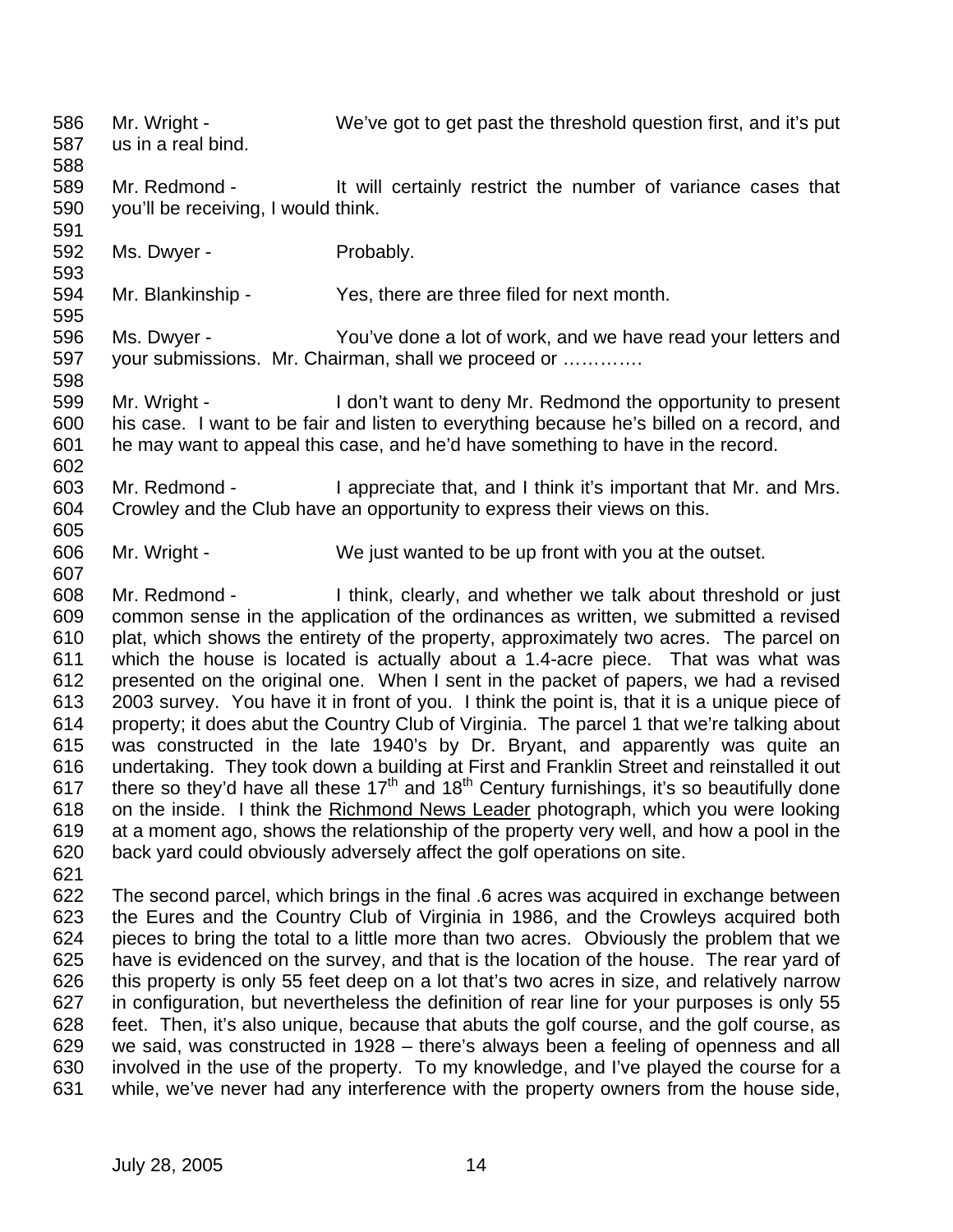Mr. Wright - We've got to get past the threshold question first, and it's put us in a real bind.

Mr. Redmond - It will certainly restrict the number of variance cases that you'll be receiving, I would think.

Ms. Dwyer - Probably.

Mr. Blankinship - Yes, there are three filed for next month.

Ms. Dwyer - You've done a lot of work, and we have read your letters and your submissions. Mr. Chairman, shall we proceed or ………….

Mr. Wright - I don't want to deny Mr. Redmond the opportunity to present his case. I want to be fair and listen to everything because he's billed on a record, and he may want to appeal this case, and he'd have something to have in the record.

Mr. Redmond - I appreciate that, and I think it's important that Mr. and Mrs. Crowley and the Club have an opportunity to express their views on this.

Mr. Wright - We just wanted to be up front with you at the outset.

Mr. Redmond - I think, clearly, and whether we talk about threshold or just common sense in the application of the ordinances as written, we submitted a revised plat, which shows the entirety of the property, approximately two acres. The parcel on which the house is located is actually about a 1.4-acre piece. That was what was presented on the original one. When I sent in the packet of papers, we had a revised 2003 survey. You have it in front of you. I think the point is, that it is a unique piece of property; it does abut the Country Club of Virginia. The parcel 1 that we're talking about was constructed in the late 1940's by Dr. Bryant, and apparently was quite an undertaking. They took down a building at First and Franklin Street and reinstalled it out there so they'd have all these 17th and 18th Century furnishings, it's so beautifully done on the inside. I think the Richmond News Leader photograph, which you were looking at a moment ago, shows the relationship of the property very well, and how a pool in the back yard could obviously adversely affect the golf operations on site.

The second parcel, which brings in the final .6 acres was acquired in exchange between the Eures and the Country Club of Virginia in 1986, and the Crowleys acquired both pieces to bring the total to a little more than two acres. Obviously the problem that we have is evidenced on the survey, and that is the location of the house. The rear yard of this property is only 55 feet deep on a lot that's two acres in size, and relatively narrow in configuration, but nevertheless the definition of rear line for your purposes is only 55 feet. Then, it's also unique, because that abuts the golf course, and the golf course, as we said, was constructed in 1928 – there's always been a feeling of openness and all involved in the use of the property. To my knowledge, and I've played the course for a while, we've never had any interference with the property owners from the house side,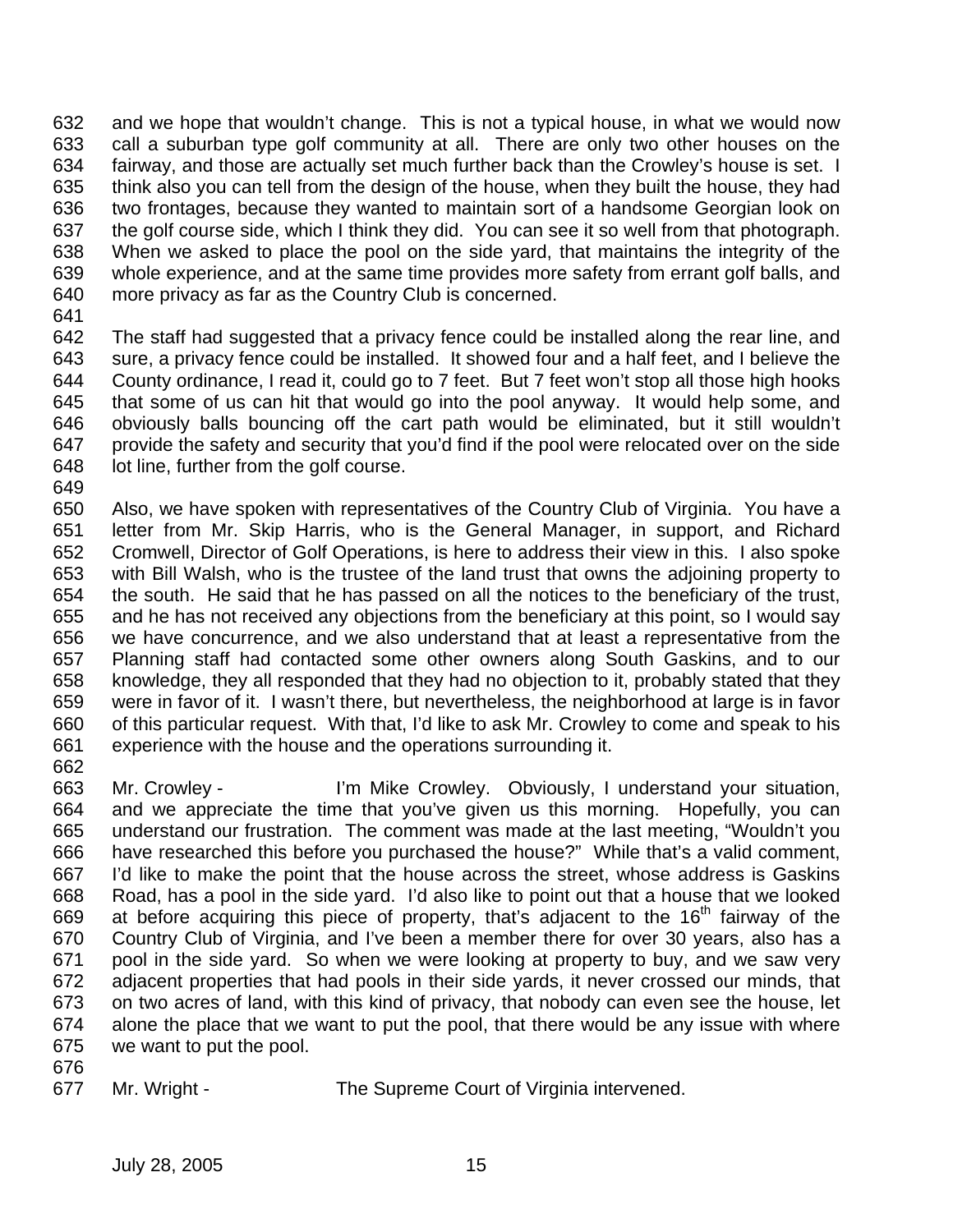and we hope that wouldn't change. This is not a typical house, in what we would now call a suburban type golf community at all. There are only two other houses on the fairway, and those are actually set much further back than the Crowley's house is set. I think also you can tell from the design of the house, when they built the house, they had two frontages, because they wanted to maintain sort of a handsome Georgian look on the golf course side, which I think they did. You can see it so well from that photograph. When we asked to place the pool on the side yard, that maintains the integrity of the whole experience, and at the same time provides more safety from errant golf balls, and more privacy as far as the Country Club is concerned.

The staff had suggested that a privacy fence could be installed along the rear line, and sure, a privacy fence could be installed. It showed four and a half feet, and I believe the County ordinance, I read it, could go to 7 feet. But 7 feet won't stop all those high hooks that some of us can hit that would go into the pool anyway. It would help some, and obviously balls bouncing off the cart path would be eliminated, but it still wouldn't provide the safety and security that you'd find if the pool were relocated over on the side lot line, further from the golf course.

Also, we have spoken with representatives of the Country Club of Virginia. You have a letter from Mr. Skip Harris, who is the General Manager, in support, and Richard Cromwell, Director of Golf Operations, is here to address their view in this. I also spoke with Bill Walsh, who is the trustee of the land trust that owns the adjoining property to the south. He said that he has passed on all the notices to the beneficiary of the trust, and he has not received any objections from the beneficiary at this point, so I would say we have concurrence, and we also understand that at least a representative from the Planning staff had contacted some other owners along South Gaskins, and to our knowledge, they all responded that they had no objection to it, probably stated that they were in favor of it. I wasn't there, but nevertheless, the neighborhood at large is in favor of this particular request. With that, I'd like to ask Mr. Crowley to come and speak to his experience with the house and the operations surrounding it.

Mr. Crowley - I'm Mike Crowley. Obviously, I understand your situation, and we appreciate the time that you've given us this morning. Hopefully, you can understand our frustration. The comment was made at the last meeting, "Wouldn't you have researched this before you purchased the house?" While that's a valid comment, I'd like to make the point that the house across the street, whose address is Gaskins Road, has a pool in the side yard. I'd also like to point out that a house that we looked at before acquiring this piece of property, that's adjacent to the 16th fairway of the Country Club of Virginia, and I've been a member there for over 30 years, also has a pool in the side yard. So when we were looking at property to buy, and we saw very adjacent properties that had pools in their side yards, it never crossed our minds, that on two acres of land, with this kind of privacy, that nobody can even see the house, let alone the place that we want to put the pool, that there would be any issue with where we want to put the pool.

Mr. Wright - The Supreme Court of Virginia intervened.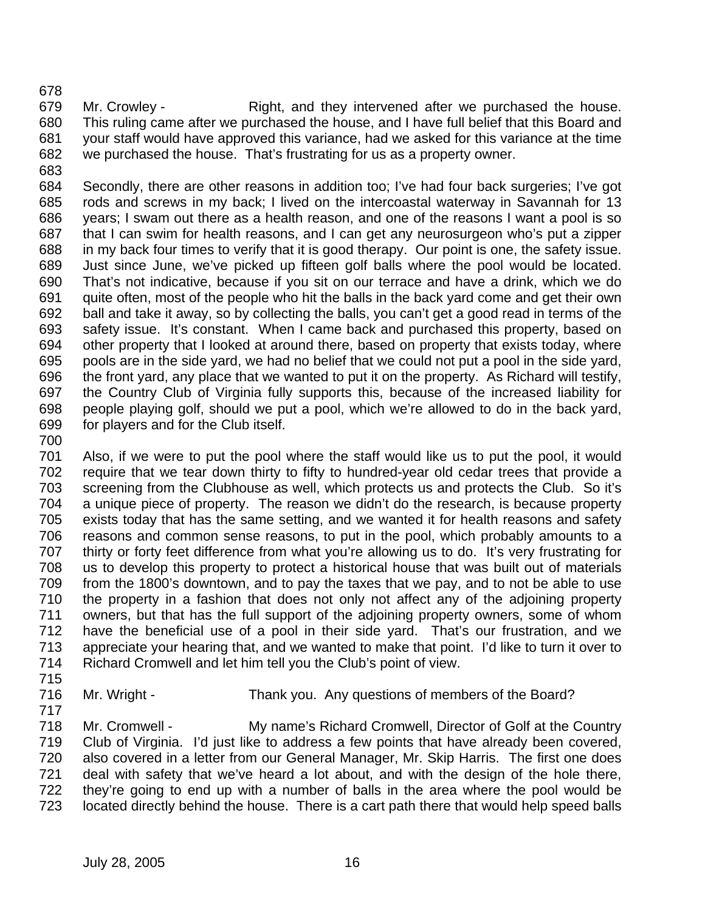Mr. Crowley - Right, and they intervened after we purchased the house. This ruling came after we purchased the house, and I have full belief that this Board and your staff would have approved this variance, had we asked for this variance at the time we purchased the house. That's frustrating for us as a property owner.

Secondly, there are other reasons in addition too; I've had four back surgeries; I've got rods and screws in my back; I lived on the intercoastal waterway in Savannah for 13 years; I swam out there as a health reason, and one of the reasons I want a pool is so that I can swim for health reasons, and I can get any neurosurgeon who's put a zipper in my back four times to verify that it is good therapy. Our point is one, the safety issue. Just since June, we've picked up fifteen golf balls where the pool would be located. That's not indicative, because if you sit on our terrace and have a drink, which we do quite often, most of the people who hit the balls in the back yard come and get their own ball and take it away, so by collecting the balls, you can't get a good read in terms of the safety issue. It's constant. When I came back and purchased this property, based on other property that I looked at around there, based on property that exists today, where pools are in the side yard, we had no belief that we could not put a pool in the side yard, the front yard, any place that we wanted to put it on the property. As Richard will testify, the Country Club of Virginia fully supports this, because of the increased liability for people playing golf, should we put a pool, which we're allowed to do in the back yard, for players and for the Club itself.

Also, if we were to put the pool where the staff would like us to put the pool, it would require that we tear down thirty to fifty to hundred-year old cedar trees that provide a screening from the Clubhouse as well, which protects us and protects the Club. So it's a unique piece of property. The reason we didn't do the research, is because property exists today that has the same setting, and we wanted it for health reasons and safety reasons and common sense reasons, to put in the pool, which probably amounts to a thirty or forty feet difference from what you're allowing us to do. It's very frustrating for us to develop this property to protect a historical house that was built out of materials from the 1800's downtown, and to pay the taxes that we pay, and to not be able to use the property in a fashion that does not only not affect any of the adjoining property owners, but that has the full support of the adjoining property owners, some of whom have the beneficial use of a pool in their side yard. That's our frustration, and we appreciate your hearing that, and we wanted to make that point. I'd like to turn it over to Richard Cromwell and let him tell you the Club's point of view.

Mr. Wright - Thank you. Any questions of members of the Board?

Mr. Cromwell - My name's Richard Cromwell, Director of Golf at the Country Club of Virginia. I'd just like to address a few points that have already been covered, also covered in a letter from our General Manager, Mr. Skip Harris. The first one does deal with safety that we've heard a lot about, and with the design of the hole there, they're going to end up with a number of balls in the area where the pool would be located directly behind the house. There is a cart path there that would help speed balls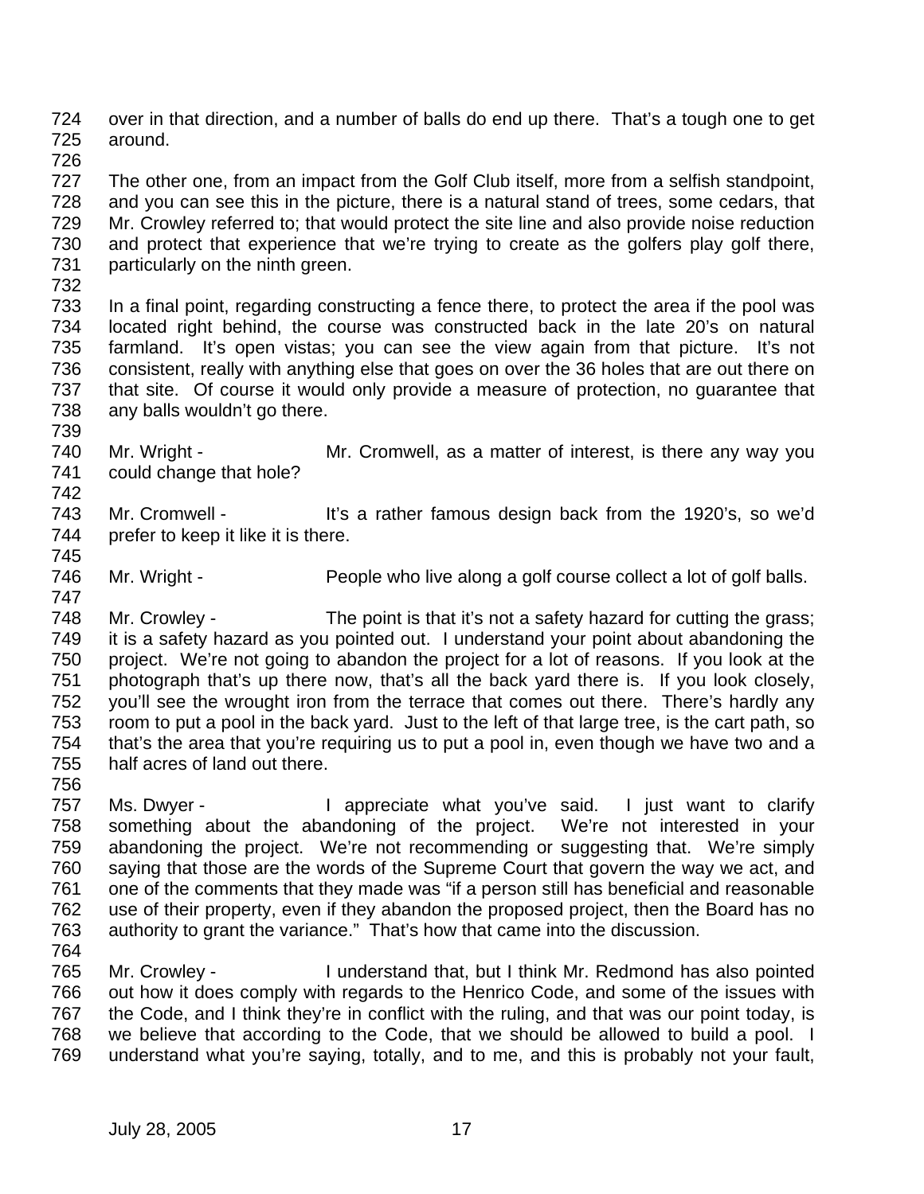over in that direction, and a number of balls do end up there. That's a tough one to get around.

The other one, from an impact from the Golf Club itself, more from a selfish standpoint, and you can see this in the picture, there is a natural stand of trees, some cedars, that Mr. Crowley referred to; that would protect the site line and also provide noise reduction and protect that experience that we're trying to create as the golfers play golf there, particularly on the ninth green.

In a final point, regarding constructing a fence there, to protect the area if the pool was located right behind, the course was constructed back in the late 20's on natural farmland. It's open vistas; you can see the view again from that picture. It's not consistent, really with anything else that goes on over the 36 holes that are out there on that site. Of course it would only provide a measure of protection, no guarantee that any balls wouldn't go there.

Mr. Wright - Mr. Cromwell, as a matter of interest, is there any way you could change that hole?

Mr. Cromwell - It's a rather famous design back from the 1920's, so we'd prefer to keep it like it is there.

Mr. Wright - People who live along a golf course collect a lot of golf balls.

Mr. Crowley - The point is that it's not a safety hazard for cutting the grass; it is a safety hazard as you pointed out. I understand your point about abandoning the project. We're not going to abandon the project for a lot of reasons. If you look at the photograph that's up there now, that's all the back yard there is. If you look closely, you'll see the wrought iron from the terrace that comes out there. There's hardly any room to put a pool in the back yard. Just to the left of that large tree, is the cart path, so that's the area that you're requiring us to put a pool in, even though we have two and a half acres of land out there.

Ms. Dwyer - I appreciate what you've said. I just want to clarify something about the abandoning of the project. We're not interested in your abandoning the project. We're not recommending or suggesting that. We're simply saying that those are the words of the Supreme Court that govern the way we act, and one of the comments that they made was "if a person still has beneficial and reasonable use of their property, even if they abandon the proposed project, then the Board has no authority to grant the variance." That's how that came into the discussion.

Mr. Crowley - I understand that, but I think Mr. Redmond has also pointed out how it does comply with regards to the Henrico Code, and some of the issues with the Code, and I think they're in conflict with the ruling, and that was our point today, is we believe that according to the Code, that we should be allowed to build a pool. I understand what you're saying, totally, and to me, and this is probably not your fault,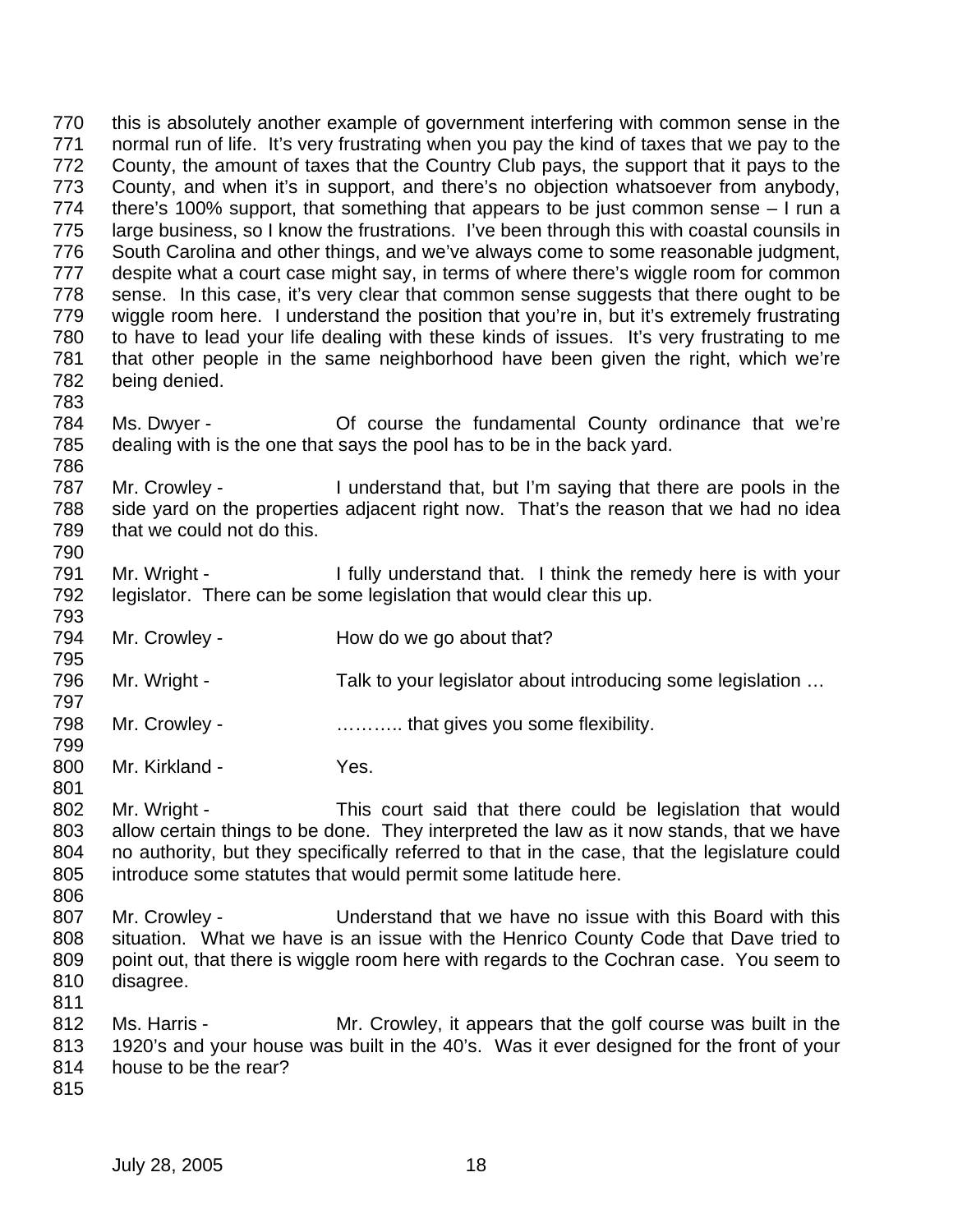770 this is absolutely another example of government interfering with common sense in the
771 normal run of life. It's very frustrating when you pay the kind of taxes that we pay to the
772 County, the amount of taxes that the Country Club pays, the support that it pays to the
773 County, and when it's in support, and there's no objection whatsoever from anybody,
774 there's 100% support, that something that appears to be just common sense – I run a
775 large business, so I know the frustrations. I've been through this with coastal counsils in
776 South Carolina and other things, and we've always come to some reasonable judgment,
777 despite what a court case might say, in terms of where there's wiggle room for common
778 sense. In this case, it's very clear that common sense suggests that there ought to be
779 wiggle room here. I understand the position that you're in, but it's extremely frustrating
780 to have to lead your life dealing with these kinds of issues. It's very frustrating to me
781 that other people in the same neighborhood have been given the right, which we're
782 being denied.
783
784 Ms. Dwyer - Of course the fundamental County ordinance that we're
785 dealing with is the one that says the pool has to be in the back yard.
786
787 Mr. Crowley - I understand that, but I'm saying that there are pools in the
788 side yard on the properties adjacent right now. That's the reason that we had no idea
789 that we could not do this.
790
791 Mr. Wright - I fully understand that. I think the remedy here is with your
792 legislator. There can be some legislation that would clear this up.
793
794 Mr. Crowley - How do we go about that?
795
796 Mr. Wright - Talk to your legislator about introducing some legislation …
797
798 Mr. Crowley - ……….. that gives you some flexibility.
799
800 Mr. Kirkland - Yes.
801
802 Mr. Wright - This court said that there could be legislation that would
803 allow certain things to be done. They interpreted the law as it now stands, that we have
804 no authority, but they specifically referred to that in the case, that the legislature could
805 introduce some statutes that would permit some latitude here.
806
807 Mr. Crowley - Understand that we have no issue with this Board with this
808 situation. What we have is an issue with the Henrico County Code that Dave tried to
809 point out, that there is wiggle room here with regards to the Cochran case. You seem to
810 disagree.
811
812 Ms. Harris - Mr. Crowley, it appears that the golf course was built in the
813 1920's and your house was built in the 40's. Was it ever designed for the front of your
814 house to be the rear?
815

July 28, 2005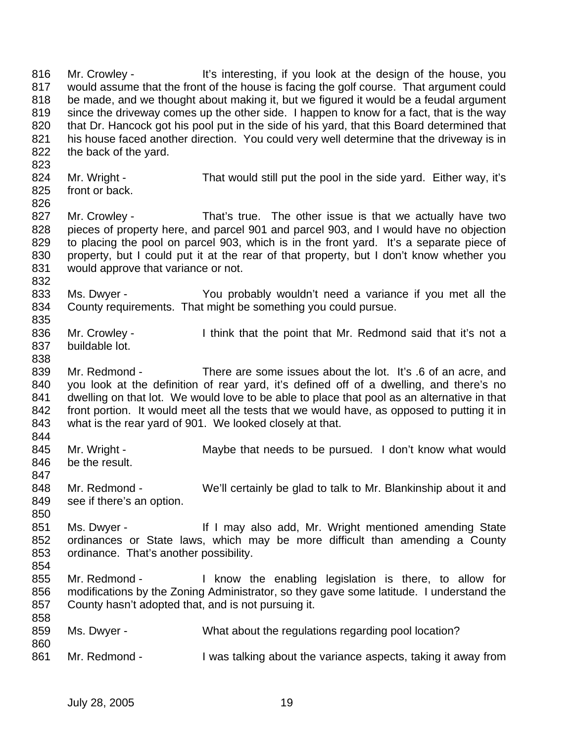816 Mr. Crowley - It's interesting, if you look at the design of the house, you
817 would assume that the front of the house is facing the golf course. That argument could
818 be made, and we thought about making it, but we figured it would be a feudal argument
819 since the driveway comes up the other side. I happen to know for a fact, that is the way
820 that Dr. Hancock got his pool put in the side of his yard, that this Board determined that
821 his house faced another direction. You could very well determine that the driveway is in
822 the back of the yard.
823
824 Mr. Wright - That would still put the pool in the side yard. Either way, it's
825 front or back.
826
827 Mr. Crowley - That's true. The other issue is that we actually have two
828 pieces of property here, and parcel 901 and parcel 903, and I would have no objection
829 to placing the pool on parcel 903, which is in the front yard. It's a separate piece of
830 property, but I could put it at the rear of that property, but I don't know whether you
831 would approve that variance or not.
832
833 Ms. Dwyer - You probably wouldn't need a variance if you met all the
834 County requirements. That might be something you could pursue.
835
836 Mr. Crowley - I think that the point that Mr. Redmond said that it's not a
837 buildable lot.
838
839 Mr. Redmond - There are some issues about the lot. It's .6 of an acre, and
840 you look at the definition of rear yard, it's defined off of a dwelling, and there's no
841 dwelling on that lot. We would love to be able to place that pool as an alternative in that
842 front portion. It would meet all the tests that we would have, as opposed to putting it in
843 what is the rear yard of 901. We looked closely at that.
844
845 Mr. Wright - Maybe that needs to be pursued. I don't know what would
846 be the result.
847
848 Mr. Redmond - We'll certainly be glad to talk to Mr. Blankinship about it and
849 see if there's an option.
850
851 Ms. Dwyer - If I may also add, Mr. Wright mentioned amending State
852 ordinances or State laws, which may be more difficult than amending a County
853 ordinance. That's another possibility.
854
855 Mr. Redmond - I know the enabling legislation is there, to allow for
856 modifications by the Zoning Administrator, so they gave some latitude. I understand the
857 County hasn't adopted that, and is not pursuing it.
858
859 Ms. Dwyer - What about the regulations regarding pool location?
860
861 Mr. Redmond - I was talking about the variance aspects, taking it away from

July 28, 2005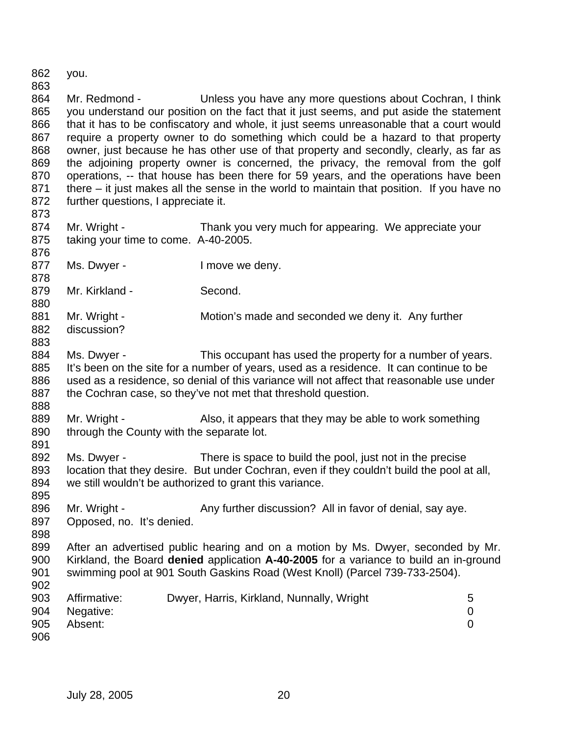you.

Mr. Redmond - Unless you have any more questions about Cochran, I think you understand our position on the fact that it just seems, and put aside the statement that it has to be confiscatory and whole, it just seems unreasonable that a court would require a property owner to do something which could be a hazard to that property owner, just because he has other use of that property and secondly, clearly, as far as the adjoining property owner is concerned, the privacy, the removal from the golf operations, -- that house has been there for 59 years, and the operations have been there – it just makes all the sense in the world to maintain that position. If you have no further questions, I appreciate it.

Mr. Wright - Thank you very much for appearing. We appreciate your taking your time to come. A-40-2005.

Ms. Dwyer - I move we deny.

Mr. Kirkland - Second.

Mr. Wright - Motion's made and seconded we deny it. Any further discussion?

Ms. Dwyer - This occupant has used the property for a number of years. It's been on the site for a number of years, used as a residence. It can continue to be used as a residence, so denial of this variance will not affect that reasonable use under the Cochran case, so they've not met that threshold question.

Mr. Wright - Also, it appears that they may be able to work something through the County with the separate lot.

Ms. Dwyer - There is space to build the pool, just not in the precise location that they desire. But under Cochran, even if they couldn't build the pool at all, we still wouldn't be authorized to grant this variance.

Mr. Wright - Any further discussion? All in favor of denial, say aye. Opposed, no. It's denied.

After an advertised public hearing and on a motion by Ms. Dwyer, seconded by Mr. Kirkland, the Board **denied** application **A-40-2005** for a variance to build an in-ground swimming pool at 901 South Gaskins Road (West Knoll) (Parcel 739-733-2504).

| | | |
|---|---|---|
| Affirmative: | Dwyer, Harris, Kirkland, Nunnally, Wright | 5 |
| Negative: | | 0 |
| Absent: | | 0 |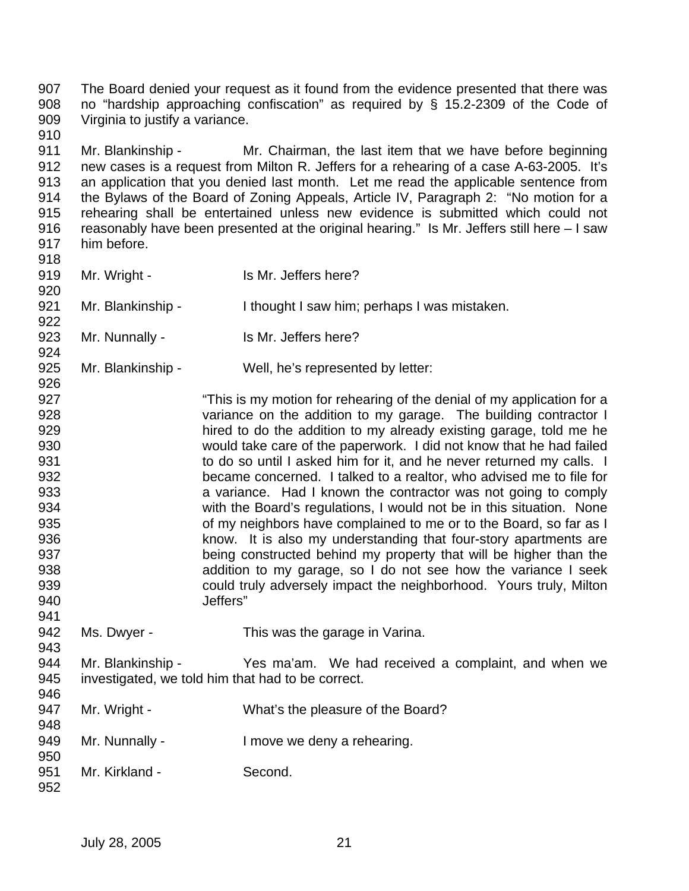The Board denied your request as it found from the evidence presented that there was no "hardship approaching confiscation" as required by § 15.2-2309 of the Code of Virginia to justify a variance.

Mr. Blankinship - Mr. Chairman, the last item that we have before beginning new cases is a request from Milton R. Jeffers for a rehearing of a case A-63-2005. It's an application that you denied last month. Let me read the applicable sentence from the Bylaws of the Board of Zoning Appeals, Article IV, Paragraph 2: "No motion for a rehearing shall be entertained unless new evidence is submitted which could not reasonably have been presented at the original hearing." Is Mr. Jeffers still here – I saw him before.

Mr. Wright - Is Mr. Jeffers here?

Mr. Blankinship - I thought I saw him; perhaps I was mistaken.

Mr. Nunnally - Is Mr. Jeffers here?

Mr. Blankinship - Well, he's represented by letter:

> "This is my motion for rehearing of the denial of my application for a variance on the addition to my garage. The building contractor I hired to do the addition to my already existing garage, told me he would take care of the paperwork. I did not know that he had failed to do so until I asked him for it, and he never returned my calls. I became concerned. I talked to a realtor, who advised me to file for a variance. Had I known the contractor was not going to comply with the Board's regulations, I would not be in this situation. None of my neighbors have complained to me or to the Board, so far as I know. It is also my understanding that four-story apartments are being constructed behind my property that will be higher than the addition to my garage, so I do not see how the variance I seek could truly adversely impact the neighborhood. Yours truly, Milton Jeffers"

Ms. Dwyer - This was the garage in Varina.

Mr. Blankinship - Yes ma'am. We had received a complaint, and when we investigated, we told him that had to be correct.

Mr. Wright - What's the pleasure of the Board?

Mr. Nunnally - I move we deny a rehearing.

Mr. Kirkland - Second.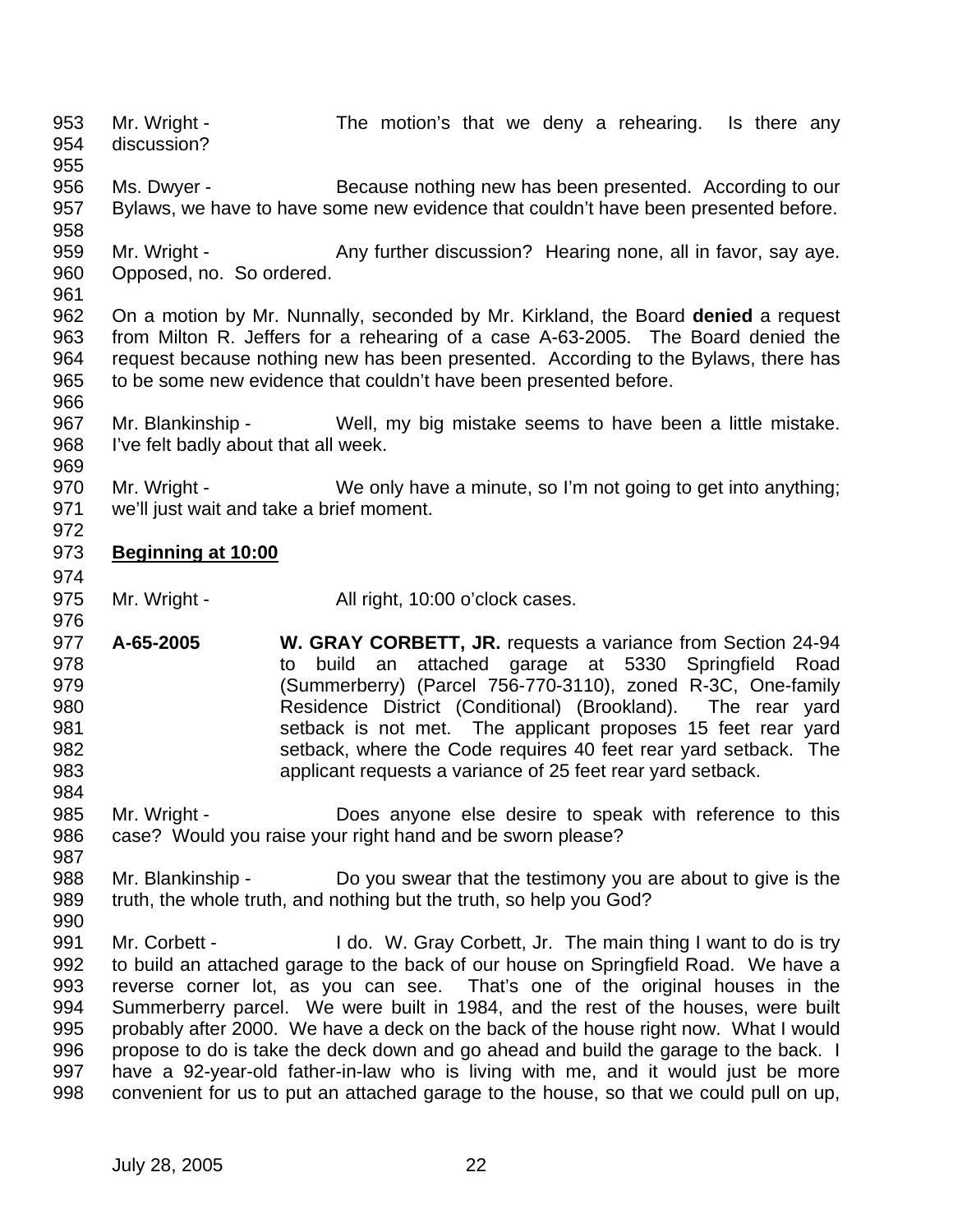Mr. Wright - The motion's that we deny a rehearing. Is there any discussion?

Ms. Dwyer - Because nothing new has been presented. According to our Bylaws, we have to have some new evidence that couldn't have been presented before.

Mr. Wright - Any further discussion? Hearing none, all in favor, say aye. Opposed, no. So ordered.

On a motion by Mr. Nunnally, seconded by Mr. Kirkland, the Board **denied** a request from Milton R. Jeffers for a rehearing of a case A-63-2005. The Board denied the request because nothing new has been presented. According to the Bylaws, there has to be some new evidence that couldn't have been presented before.

Mr. Blankinship - Well, my big mistake seems to have been a little mistake. I've felt badly about that all week.

Mr. Wright - We only have a minute, so I'm not going to get into anything; we'll just wait and take a brief moment.

**Beginning at 10:00**

Mr. Wright - All right, 10:00 o'clock cases.

**A-65-2005** **W. GRAY CORBETT, JR.** requests a variance from Section 24-94 to build an attached garage at 5330 Springfield Road (Summerberry) (Parcel 756-770-3110), zoned R-3C, One-family Residence District (Conditional) (Brookland). The rear yard setback is not met. The applicant proposes 15 feet rear yard setback, where the Code requires 40 feet rear yard setback. The applicant requests a variance of 25 feet rear yard setback.

Mr. Wright - Does anyone else desire to speak with reference to this case? Would you raise your right hand and be sworn please?

Mr. Blankinship - Do you swear that the testimony you are about to give is the truth, the whole truth, and nothing but the truth, so help you God?

Mr. Corbett - I do. W. Gray Corbett, Jr. The main thing I want to do is try to build an attached garage to the back of our house on Springfield Road. We have a reverse corner lot, as you can see. That's one of the original houses in the Summerberry parcel. We were built in 1984, and the rest of the houses, were built probably after 2000. We have a deck on the back of the house right now. What I would propose to do is take the deck down and go ahead and build the garage to the back. I have a 92-year-old father-in-law who is living with me, and it would just be more convenient for us to put an attached garage to the house, so that we could pull on up,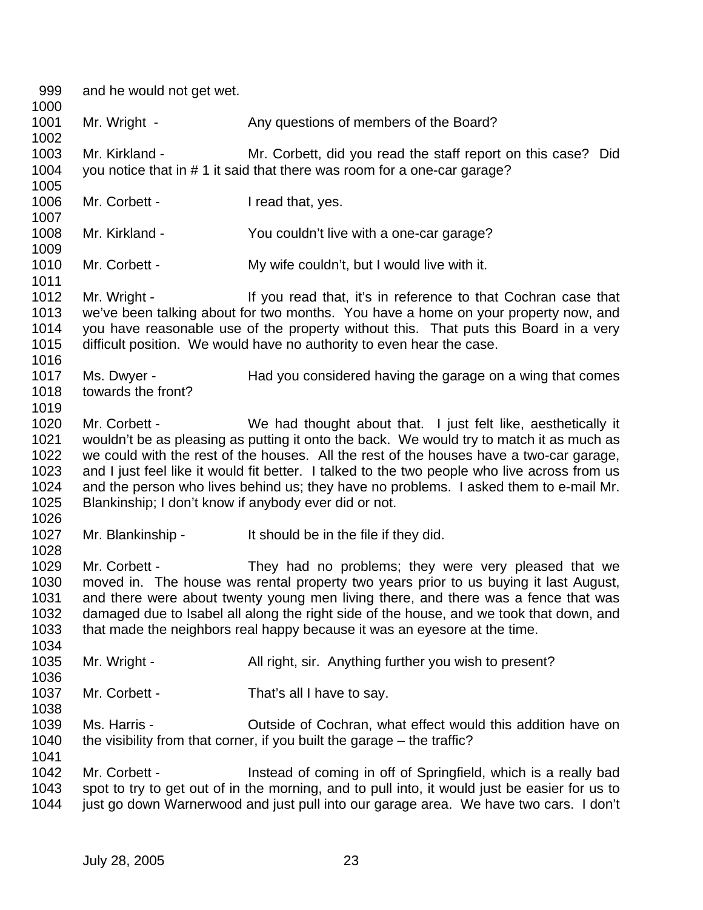and he would not get wet.

Mr. Wright - Any questions of members of the Board?

Mr. Kirkland - Mr. Corbett, did you read the staff report on this case? Did you notice that in # 1 it said that there was room for a one-car garage?

Mr. Corbett - I read that, yes.

Mr. Kirkland - You couldn't live with a one-car garage?

Mr. Corbett - My wife couldn't, but I would live with it.

Mr. Wright - If you read that, it's in reference to that Cochran case that we've been talking about for two months. You have a home on your property now, and you have reasonable use of the property without this. That puts this Board in a very difficult position. We would have no authority to even hear the case.

Ms. Dwyer - Had you considered having the garage on a wing that comes towards the front?

Mr. Corbett - We had thought about that. I just felt like, aesthetically it wouldn't be as pleasing as putting it onto the back. We would try to match it as much as we could with the rest of the houses. All the rest of the houses have a two-car garage, and I just feel like it would fit better. I talked to the two people who live across from us and the person who lives behind us; they have no problems. I asked them to e-mail Mr. Blankinship; I don't know if anybody ever did or not.

Mr. Blankinship - It should be in the file if they did.

Mr. Corbett - They had no problems; they were very pleased that we moved in. The house was rental property two years prior to us buying it last August, and there were about twenty young men living there, and there was a fence that was damaged due to Isabel all along the right side of the house, and we took that down, and that made the neighbors real happy because it was an eyesore at the time.

Mr. Wright - All right, sir. Anything further you wish to present?

Mr. Corbett - That's all I have to say.

Ms. Harris - Outside of Cochran, what effect would this addition have on the visibility from that corner, if you built the garage – the traffic?

Mr. Corbett - Instead of coming in off of Springfield, which is a really bad spot to try to get out of in the morning, and to pull into, it would just be easier for us to just go down Warnerwood and just pull into our garage area. We have two cars. I don't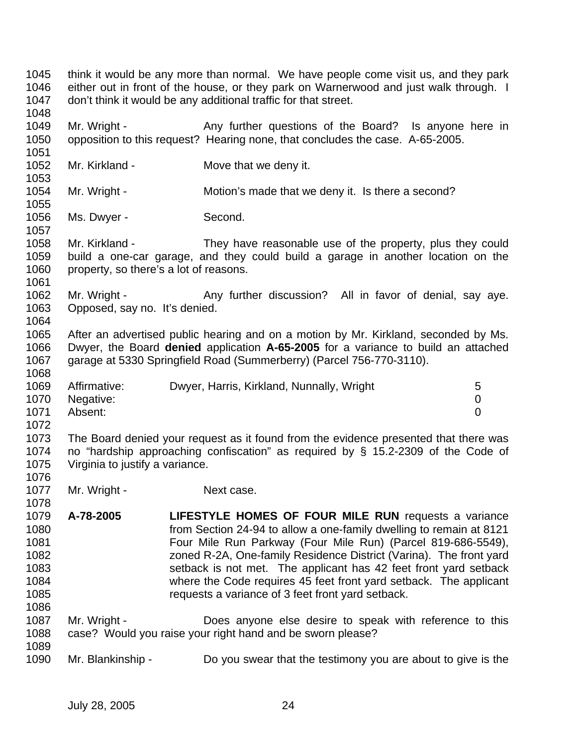think it would be any more than normal. We have people come visit us, and they park either out in front of the house, or they park on Warnerwood and just walk through. I don't think it would be any additional traffic for that street.

Mr. Wright - Any further questions of the Board? Is anyone here in opposition to this request? Hearing none, that concludes the case. A-65-2005.

Mr. Kirkland - Move that we deny it.

Mr. Wright - Motion's made that we deny it. Is there a second?

Ms. Dwyer - Second.

Mr. Kirkland - They have reasonable use of the property, plus they could build a one-car garage, and they could build a garage in another location on the property, so there's a lot of reasons.

Mr. Wright - Any further discussion? All in favor of denial, say aye. Opposed, say no. It's denied.

After an advertised public hearing and on a motion by Mr. Kirkland, seconded by Ms. Dwyer, the Board **denied** application **A-65-2005** for a variance to build an attached garage at 5330 Springfield Road (Summerberry) (Parcel 756-770-3110).

| | | |
|---|---|---|
| Affirmative: | Dwyer, Harris, Kirkland, Nunnally, Wright | 5 |
| Negative: | | 0 |
| Absent: | | 0 |

The Board denied your request as it found from the evidence presented that there was no "hardship approaching confiscation" as required by § 15.2-2309 of the Code of Virginia to justify a variance.

Mr. Wright - Next case.

**A-78-2005** **LIFESTYLE HOMES OF FOUR MILE RUN** requests a variance from Section 24-94 to allow a one-family dwelling to remain at 8121 Four Mile Run Parkway (Four Mile Run) (Parcel 819-686-5549), zoned R-2A, One-family Residence District (Varina). The front yard setback is not met. The applicant has 42 feet front yard setback where the Code requires 45 feet front yard setback. The applicant requests a variance of 3 feet front yard setback.

Mr. Wright - Does anyone else desire to speak with reference to this case? Would you raise your right hand and be sworn please?

Mr. Blankinship - Do you swear that the testimony you are about to give is the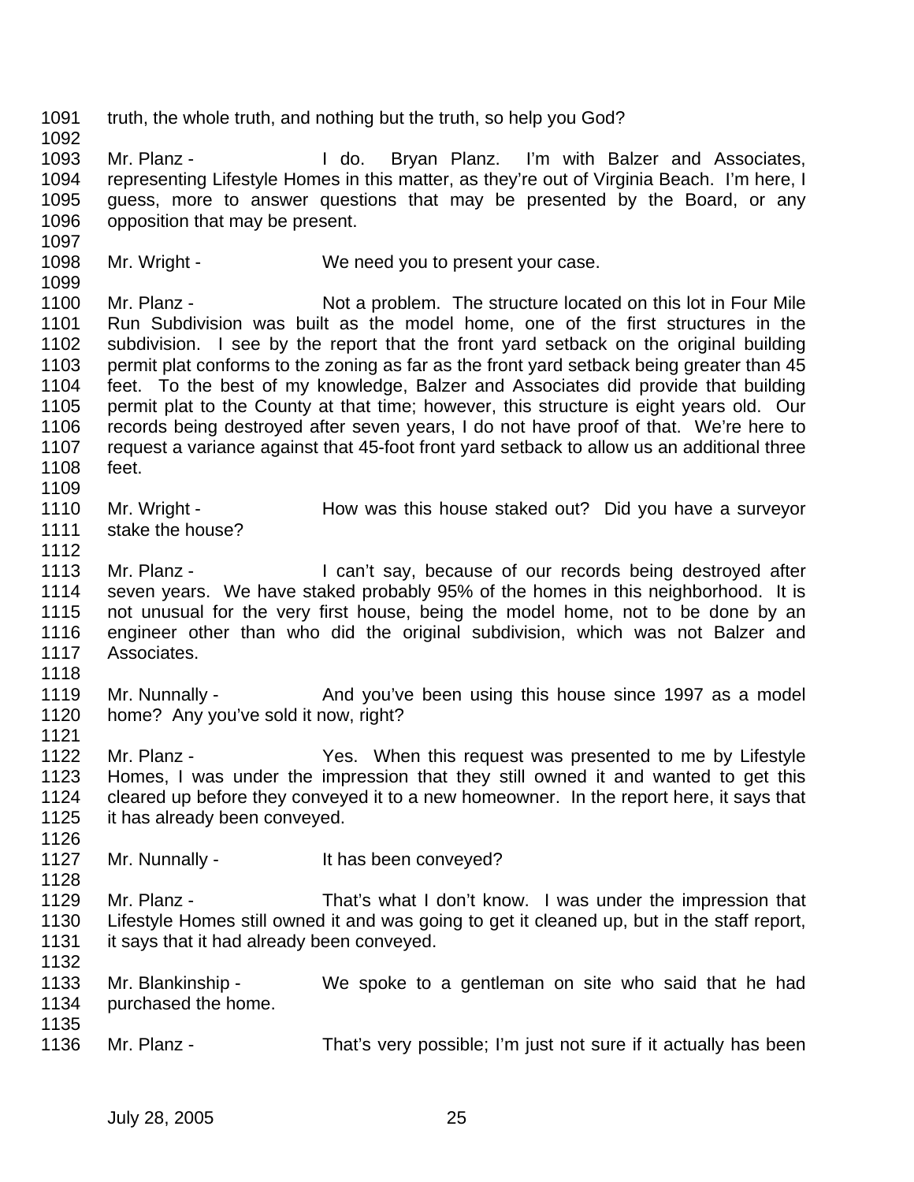1091 truth, the whole truth, and nothing but the truth, so help you God?

1092

1093 Mr. Planz - I do. Bryan Planz. I'm with Balzer and Associates,
1094 representing Lifestyle Homes in this matter, as they're out of Virginia Beach. I'm here, I
1095 guess, more to answer questions that may be presented by the Board, or any
1096 opposition that may be present.

1097

1098 Mr. Wright - We need you to present your case.

1099

1100 Mr. Planz - Not a problem. The structure located on this lot in Four Mile
1101 Run Subdivision was built as the model home, one of the first structures in the
1102 subdivision. I see by the report that the front yard setback on the original building
1103 permit plat conforms to the zoning as far as the front yard setback being greater than 45
1104 feet. To the best of my knowledge, Balzer and Associates did provide that building
1105 permit plat to the County at that time; however, this structure is eight years old. Our
1106 records being destroyed after seven years, I do not have proof of that. We're here to
1107 request a variance against that 45-foot front yard setback to allow us an additional three
1108 feet.

1109

1110 Mr. Wright - How was this house staked out? Did you have a surveyor
1111 stake the house?

1112

1113 Mr. Planz - I can't say, because of our records being destroyed after
1114 seven years. We have staked probably 95% of the homes in this neighborhood. It is
1115 not unusual for the very first house, being the model home, not to be done by an
1116 engineer other than who did the original subdivision, which was not Balzer and
1117 Associates.

1118

1119 Mr. Nunnally - And you've been using this house since 1997 as a model
1120 home? Any you've sold it now, right?

1121

1122 Mr. Planz - Yes. When this request was presented to me by Lifestyle
1123 Homes, I was under the impression that they still owned it and wanted to get this
1124 cleared up before they conveyed it to a new homeowner. In the report here, it says that
1125 it has already been conveyed.

1126

1127 Mr. Nunnally - It has been conveyed?

1128

1129 Mr. Planz - That's what I don't know. I was under the impression that
1130 Lifestyle Homes still owned it and was going to get it cleaned up, but in the staff report,
1131 it says that it had already been conveyed.

1132

1133 Mr. Blankinship - We spoke to a gentleman on site who said that he had
1134 purchased the home.

1135

1136 Mr. Planz - That's very possible; I'm just not sure if it actually has been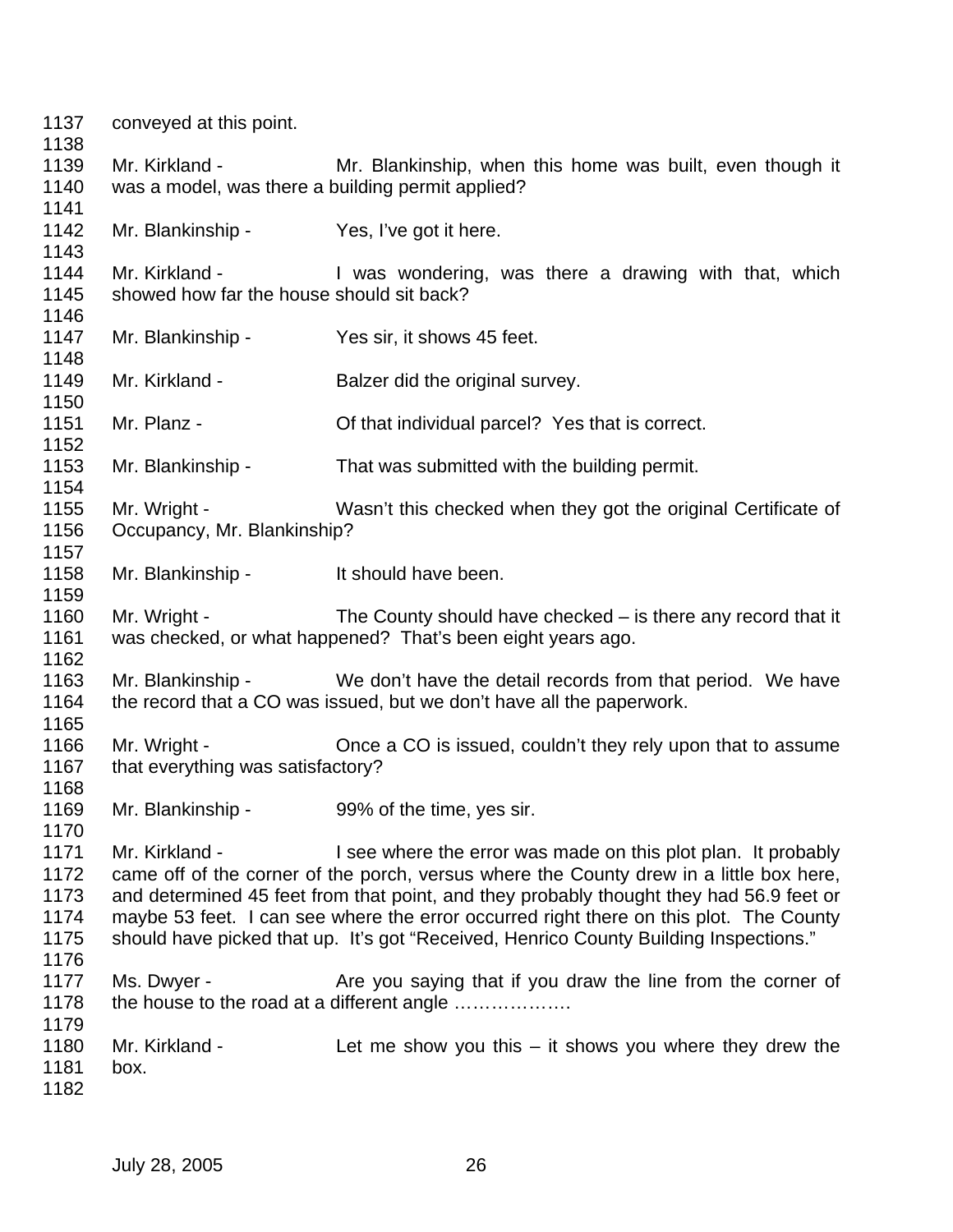conveyed at this point.

Mr. Kirkland - Mr. Blankinship, when this home was built, even though it was a model, was there a building permit applied?

Mr. Blankinship - Yes, I've got it here.

Mr. Kirkland - I was wondering, was there a drawing with that, which showed how far the house should sit back?

Mr. Blankinship - Yes sir, it shows 45 feet.

Mr. Kirkland - Balzer did the original survey.

Mr. Planz - Of that individual parcel? Yes that is correct.

Mr. Blankinship - That was submitted with the building permit.

Mr. Wright - Wasn't this checked when they got the original Certificate of Occupancy, Mr. Blankinship?

Mr. Blankinship - It should have been.

Mr. Wright - The County should have checked – is there any record that it was checked, or what happened? That's been eight years ago.

Mr. Blankinship - We don't have the detail records from that period. We have the record that a CO was issued, but we don't have all the paperwork.

Mr. Wright - Once a CO is issued, couldn't they rely upon that to assume that everything was satisfactory?

Mr. Blankinship - 99% of the time, yes sir.

Mr. Kirkland - I see where the error was made on this plot plan. It probably came off of the corner of the porch, versus where the County drew in a little box here, and determined 45 feet from that point, and they probably thought they had 56.9 feet or maybe 53 feet. I can see where the error occurred right there on this plot. The County should have picked that up. It's got "Received, Henrico County Building Inspections."

Ms. Dwyer - Are you saying that if you draw the line from the corner of the house to the road at a different angle ……………….

Mr. Kirkland - Let me show you this – it shows you where they drew the box.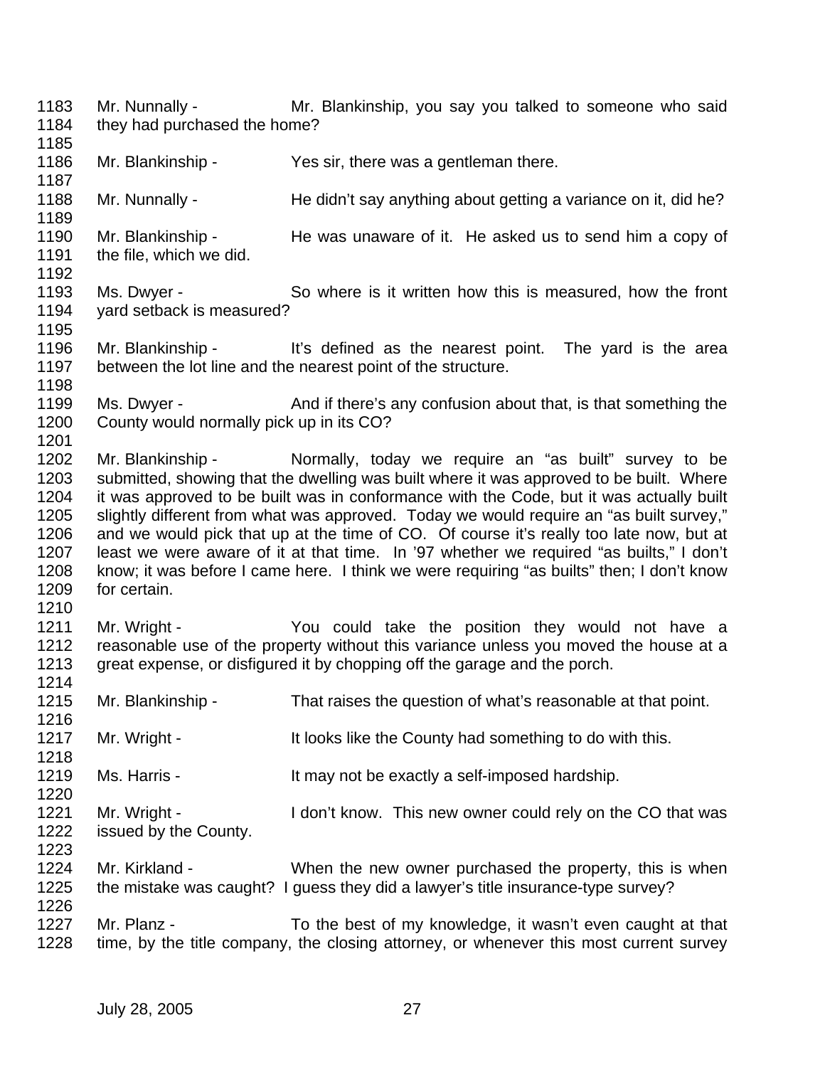1183 Mr. Nunnally - Mr. Blankinship, you say you talked to someone who said
1184 they had purchased the home?
1185
1186 Mr. Blankinship - Yes sir, there was a gentleman there.
1187
1188 Mr. Nunnally - He didn't say anything about getting a variance on it, did he?
1189
1190 Mr. Blankinship - He was unaware of it. He asked us to send him a copy of
1191 the file, which we did.
1192
1193 Ms. Dwyer - So where is it written how this is measured, how the front
1194 yard setback is measured?
1195
1196 Mr. Blankinship - It's defined as the nearest point. The yard is the area
1197 between the lot line and the nearest point of the structure.
1198
1199 Ms. Dwyer - And if there's any confusion about that, is that something the
1200 County would normally pick up in its CO?
1201
1202 Mr. Blankinship - Normally, today we require an "as built" survey to be
1203 submitted, showing that the dwelling was built where it was approved to be built. Where
1204 it was approved to be built was in conformance with the Code, but it was actually built
1205 slightly different from what was approved. Today we would require an "as built survey,"
1206 and we would pick that up at the time of CO. Of course it's really too late now, but at
1207 least we were aware of it at that time. In '97 whether we required "as builts," I don't
1208 know; it was before I came here. I think we were requiring "as builts" then; I don't know
1209 for certain.
1210
1211 Mr. Wright - You could take the position they would not have a
1212 reasonable use of the property without this variance unless you moved the house at a
1213 great expense, or disfigured it by chopping off the garage and the porch.
1214
1215 Mr. Blankinship - That raises the question of what's reasonable at that point.
1216
1217 Mr. Wright - It looks like the County had something to do with this.
1218
1219 Ms. Harris - It may not be exactly a self-imposed hardship.
1220
1221 Mr. Wright - I don't know. This new owner could rely on the CO that was
1222 issued by the County.
1223
1224 Mr. Kirkland - When the new owner purchased the property, this is when
1225 the mistake was caught? I guess they did a lawyer's title insurance-type survey?
1226
1227 Mr. Planz - To the best of my knowledge, it wasn't even caught at that
1228 time, by the title company, the closing attorney, or whenever this most current survey

July 28, 2005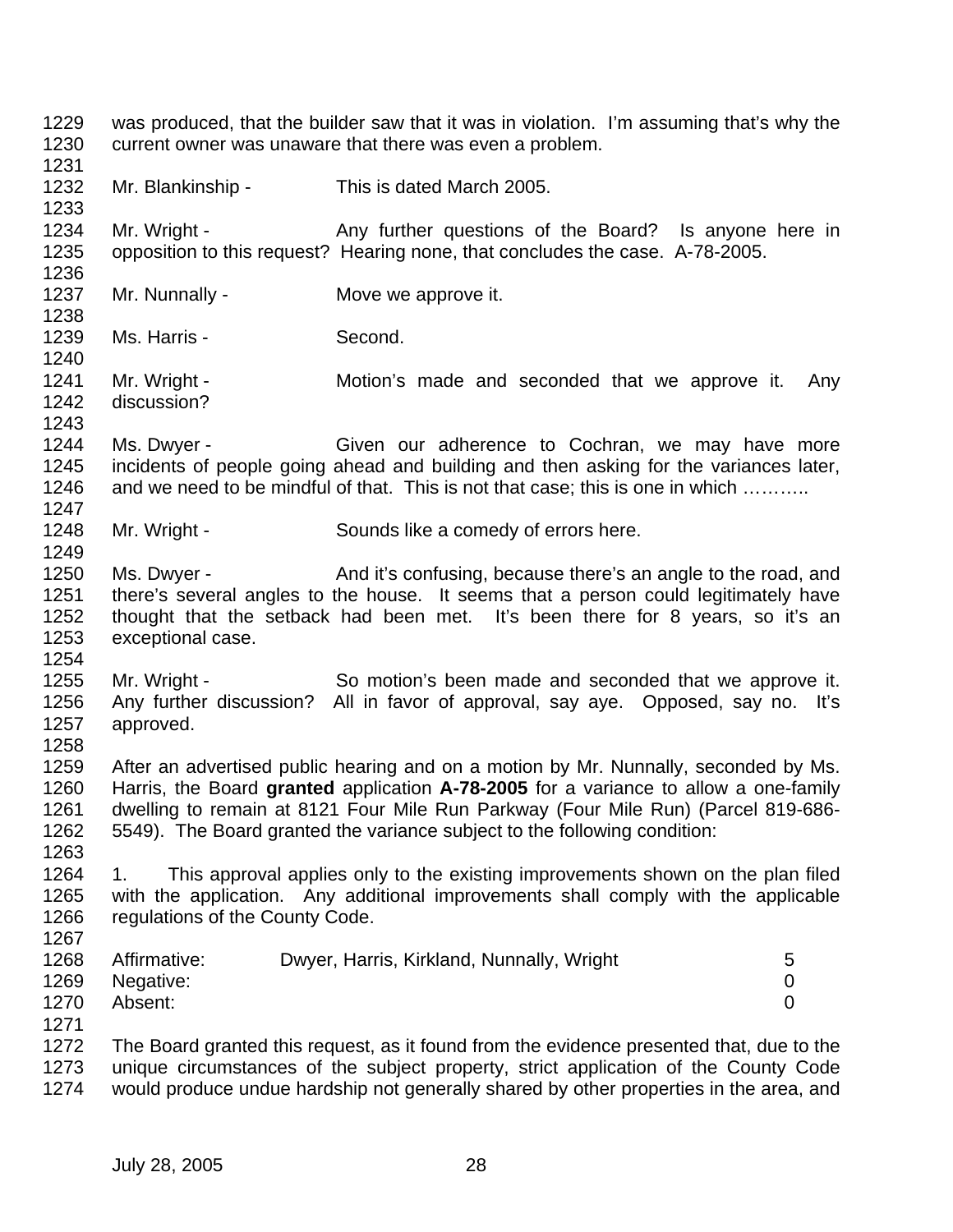was produced, that the builder saw that it was in violation. I'm assuming that's why the current owner was unaware that there was even a problem.

Mr. Blankinship - This is dated March 2005.

Mr. Wright - Any further questions of the Board? Is anyone here in opposition to this request? Hearing none, that concludes the case. A-78-2005.

Mr. Nunnally - Move we approve it.

Ms. Harris - Second.

Mr. Wright - Motion's made and seconded that we approve it. Any discussion?

Ms. Dwyer - Given our adherence to Cochran, we may have more incidents of people going ahead and building and then asking for the variances later, and we need to be mindful of that. This is not that case; this is one in which ………..

Mr. Wright - Sounds like a comedy of errors here.

Ms. Dwyer - And it's confusing, because there's an angle to the road, and there's several angles to the house. It seems that a person could legitimately have thought that the setback had been met. It's been there for 8 years, so it's an exceptional case.

Mr. Wright - So motion's been made and seconded that we approve it. Any further discussion? All in favor of approval, say aye. Opposed, say no. It's approved.

After an advertised public hearing and on a motion by Mr. Nunnally, seconded by Ms. Harris, the Board **granted** application **A-78-2005** for a variance to allow a one-family dwelling to remain at 8121 Four Mile Run Parkway (Four Mile Run) (Parcel 819-686-5549). The Board granted the variance subject to the following condition:

1. This approval applies only to the existing improvements shown on the plan filed with the application. Any additional improvements shall comply with the applicable regulations of the County Code.

| | | |
|---|---|---|
| Affirmative: | Dwyer, Harris, Kirkland, Nunnally, Wright | 5 |
| Negative: | | 0 |
| Absent: | | 0 |

The Board granted this request, as it found from the evidence presented that, due to the unique circumstances of the subject property, strict application of the County Code would produce undue hardship not generally shared by other properties in the area, and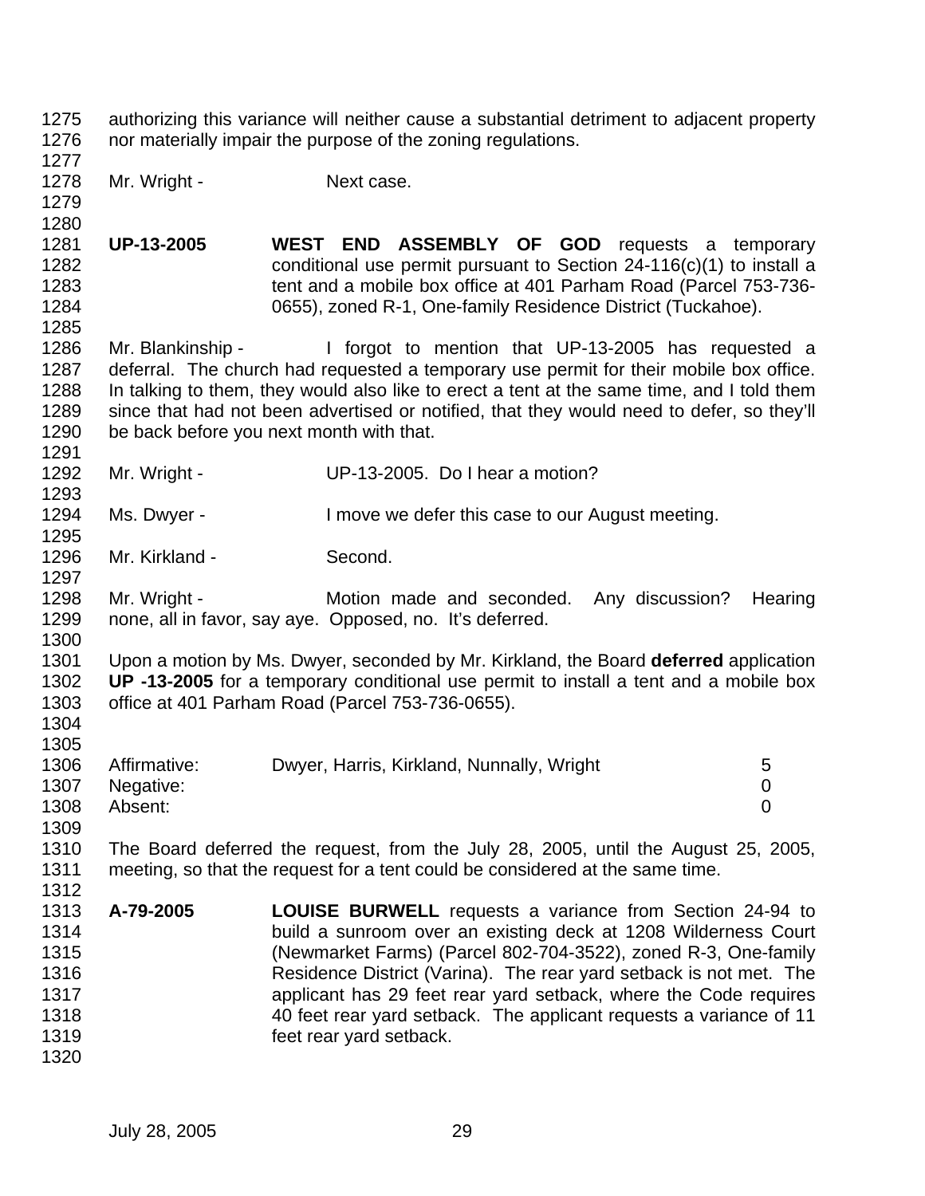authorizing this variance will neither cause a substantial detriment to adjacent property nor materially impair the purpose of the zoning regulations.

Mr. Wright - Next case.

**UP-13-2005** **WEST END ASSEMBLY OF GOD** requests a temporary conditional use permit pursuant to Section 24-116(c)(1) to install a tent and a mobile box office at 401 Parham Road (Parcel 753-736-0655), zoned R-1, One-family Residence District (Tuckahoe).

Mr. Blankinship - I forgot to mention that UP-13-2005 has requested a deferral. The church had requested a temporary use permit for their mobile box office. In talking to them, they would also like to erect a tent at the same time, and I told them since that had not been advertised or notified, that they would need to defer, so they'll be back before you next month with that.

Mr. Wright - UP-13-2005. Do I hear a motion?

Ms. Dwyer - I move we defer this case to our August meeting.

Mr. Kirkland - Second.

Mr. Wright - Motion made and seconded. Any discussion? Hearing none, all in favor, say aye. Opposed, no. It's deferred.

Upon a motion by Ms. Dwyer, seconded by Mr. Kirkland, the Board **deferred** application **UP -13-2005** for a temporary conditional use permit to install a tent and a mobile box office at 401 Parham Road (Parcel 753-736-0655).

| | | |
|---|---|---|
| Affirmative: | Dwyer, Harris, Kirkland, Nunnally, Wright | 5 |
| Negative: | | 0 |
| Absent: | | 0 |

The Board deferred the request, from the July 28, 2005, until the August 25, 2005, meeting, so that the request for a tent could be considered at the same time.

**A-79-2005** **LOUISE BURWELL** requests a variance from Section 24-94 to build a sunroom over an existing deck at 1208 Wilderness Court (Newmarket Farms) (Parcel 802-704-3522), zoned R-3, One-family Residence District (Varina). The rear yard setback is not met. The applicant has 29 feet rear yard setback, where the Code requires 40 feet rear yard setback. The applicant requests a variance of 11 feet rear yard setback.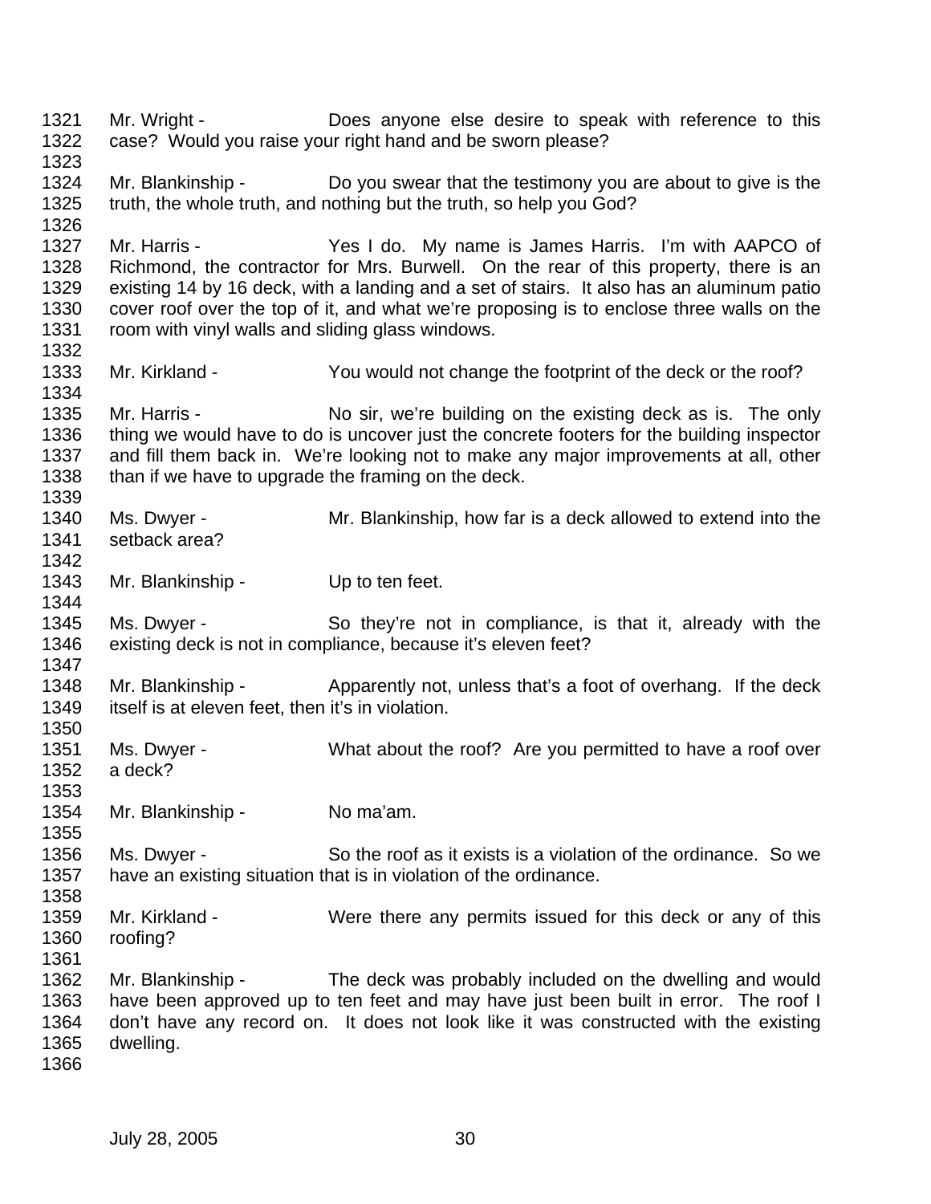1321 Mr. Wright - Does anyone else desire to speak with reference to this
1322 case? Would you raise your right hand and be sworn please?
1323
1324 Mr. Blankinship - Do you swear that the testimony you are about to give is the
1325 truth, the whole truth, and nothing but the truth, so help you God?
1326
1327 Mr. Harris - Yes I do. My name is James Harris. I'm with AAPCO of
1328 Richmond, the contractor for Mrs. Burwell. On the rear of this property, there is an
1329 existing 14 by 16 deck, with a landing and a set of stairs. It also has an aluminum patio
1330 cover roof over the top of it, and what we're proposing is to enclose three walls on the
1331 room with vinyl walls and sliding glass windows.
1332
1333 Mr. Kirkland - You would not change the footprint of the deck or the roof?
1334
1335 Mr. Harris - No sir, we're building on the existing deck as is. The only
1336 thing we would have to do is uncover just the concrete footers for the building inspector
1337 and fill them back in. We're looking not to make any major improvements at all, other
1338 than if we have to upgrade the framing on the deck.
1339
1340 Ms. Dwyer - Mr. Blankinship, how far is a deck allowed to extend into the
1341 setback area?
1342
1343 Mr. Blankinship - Up to ten feet.
1344
1345 Ms. Dwyer - So they're not in compliance, is that it, already with the
1346 existing deck is not in compliance, because it's eleven feet?
1347
1348 Mr. Blankinship - Apparently not, unless that's a foot of overhang. If the deck
1349 itself is at eleven feet, then it's in violation.
1350
1351 Ms. Dwyer - What about the roof? Are you permitted to have a roof over
1352 a deck?
1353
1354 Mr. Blankinship - No ma'am.
1355
1356 Ms. Dwyer - So the roof as it exists is a violation of the ordinance. So we
1357 have an existing situation that is in violation of the ordinance.
1358
1359 Mr. Kirkland - Were there any permits issued for this deck or any of this
1360 roofing?
1361
1362 Mr. Blankinship - The deck was probably included on the dwelling and would
1363 have been approved up to ten feet and may have just been built in error. The roof I
1364 don't have any record on. It does not look like it was constructed with the existing
1365 dwelling.
1366

July 28, 2005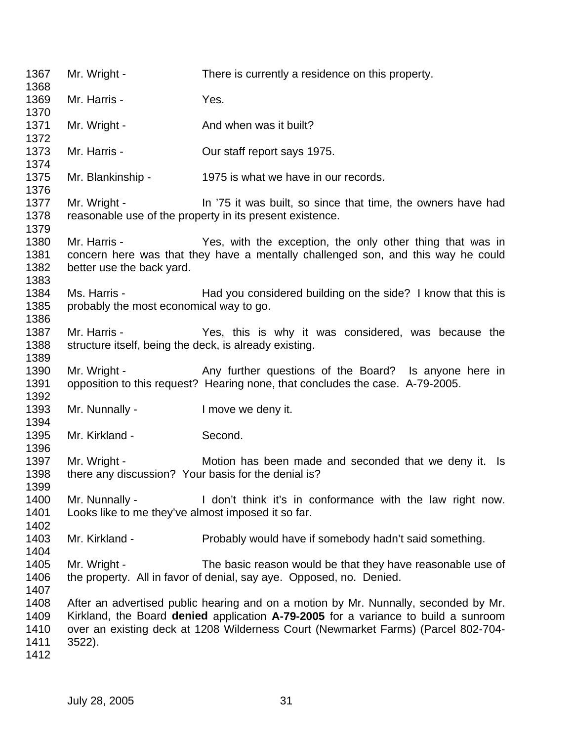Mr. Wright - There is currently a residence on this property.

Mr. Harris - Yes.

Mr. Wright - And when was it built?

Mr. Harris - Our staff report says 1975.

Mr. Blankinship - 1975 is what we have in our records.

Mr. Wright - In '75 it was built, so since that time, the owners have had reasonable use of the property in its present existence.

Mr. Harris - Yes, with the exception, the only other thing that was in concern here was that they have a mentally challenged son, and this way he could better use the back yard.

Ms. Harris - Had you considered building on the side? I know that this is probably the most economical way to go.

Mr. Harris - Yes, this is why it was considered, was because the structure itself, being the deck, is already existing.

Mr. Wright - Any further questions of the Board? Is anyone here in opposition to this request? Hearing none, that concludes the case. A-79-2005.

Mr. Nunnally - I move we deny it.

Mr. Kirkland - Second.

Mr. Wright - Motion has been made and seconded that we deny it. Is there any discussion? Your basis for the denial is?

Mr. Nunnally - I don't think it's in conformance with the law right now. Looks like to me they've almost imposed it so far.

Mr. Kirkland - Probably would have if somebody hadn't said something.

Mr. Wright - The basic reason would be that they have reasonable use of the property. All in favor of denial, say aye. Opposed, no. Denied.

After an advertised public hearing and on a motion by Mr. Nunnally, seconded by Mr. Kirkland, the Board **denied** application **A-79-2005** for a variance to build a sunroom over an existing deck at 1208 Wilderness Court (Newmarket Farms) (Parcel 802-704-3522).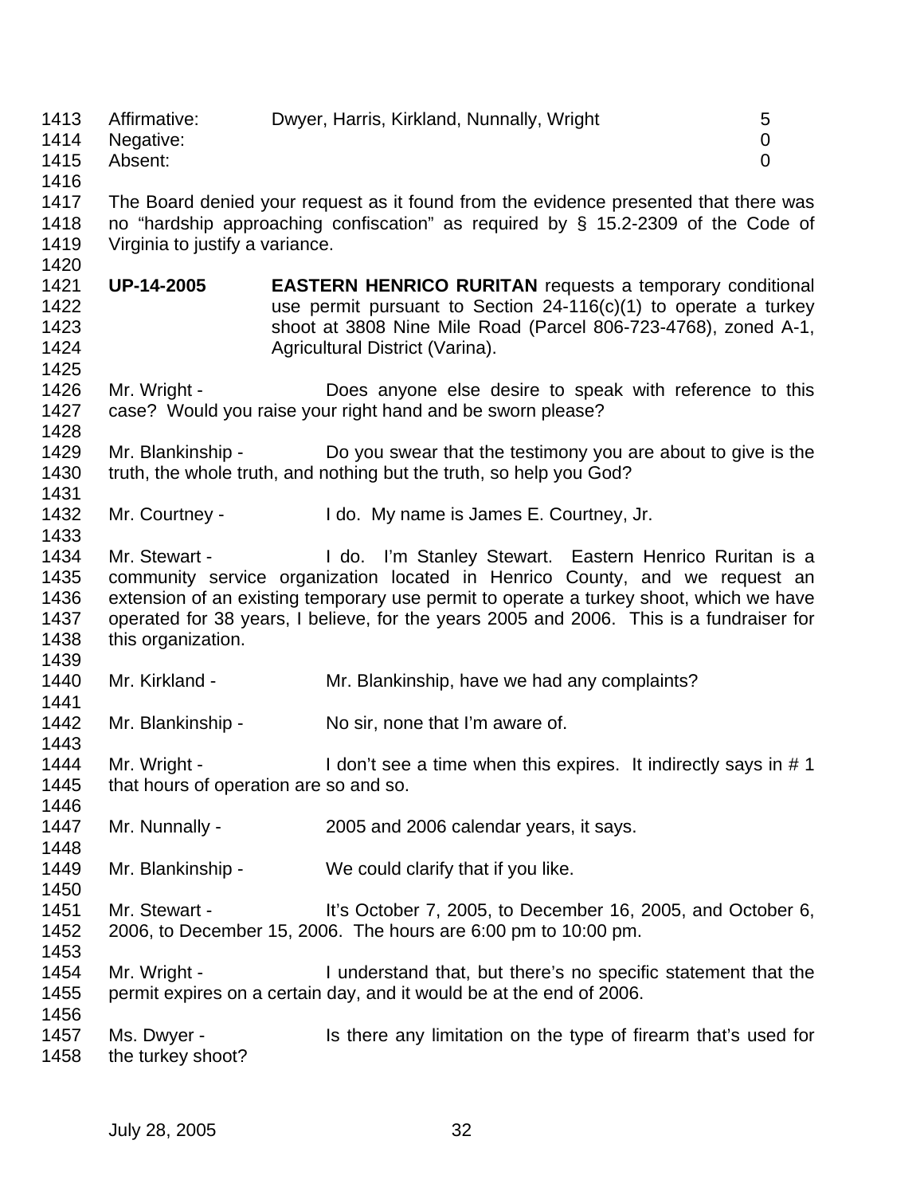| | | |
|---|---|---|
| Affirmative: | Dwyer, Harris, Kirkland, Nunnally, Wright | 5 |
| Negative: | | 0 |
| Absent: | | 0 |

The Board denied your request as it found from the evidence presented that there was no "hardship approaching confiscation" as required by § 15.2-2309 of the Code of Virginia to justify a variance.

**UP-14-2005** **EASTERN HENRICO RURITAN** requests a temporary conditional use permit pursuant to Section 24-116(c)(1) to operate a turkey shoot at 3808 Nine Mile Road (Parcel 806-723-4768), zoned A-1, Agricultural District (Varina).

Mr. Wright - Does anyone else desire to speak with reference to this case? Would you raise your right hand and be sworn please?

Mr. Blankinship - Do you swear that the testimony you are about to give is the truth, the whole truth, and nothing but the truth, so help you God?

Mr. Courtney - I do. My name is James E. Courtney, Jr.

Mr. Stewart - I do. I'm Stanley Stewart. Eastern Henrico Ruritan is a community service organization located in Henrico County, and we request an extension of an existing temporary use permit to operate a turkey shoot, which we have operated for 38 years, I believe, for the years 2005 and 2006. This is a fundraiser for this organization.

Mr. Kirkland - Mr. Blankinship, have we had any complaints?

Mr. Blankinship - No sir, none that I'm aware of.

Mr. Wright - I don't see a time when this expires. It indirectly says in # 1 that hours of operation are so and so.

Mr. Nunnally - 2005 and 2006 calendar years, it says.

Mr. Blankinship - We could clarify that if you like.

Mr. Stewart - It's October 7, 2005, to December 16, 2005, and October 6, 2006, to December 15, 2006. The hours are 6:00 pm to 10:00 pm.

Mr. Wright - I understand that, but there's no specific statement that the permit expires on a certain day, and it would be at the end of 2006.

Ms. Dwyer - Is there any limitation on the type of firearm that's used for the turkey shoot?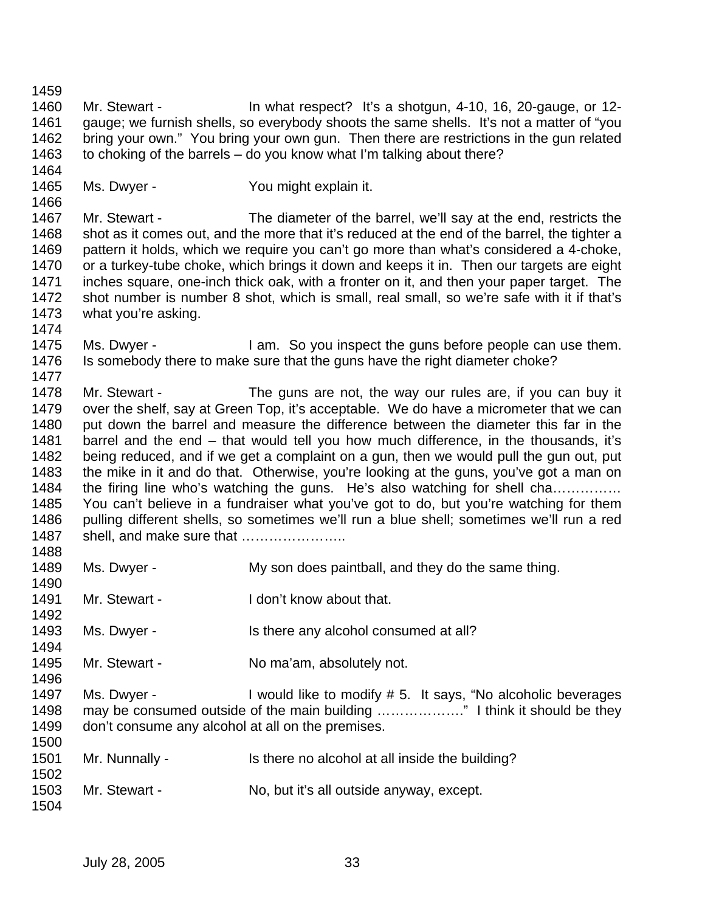Mr. Stewart - In what respect? It's a shotgun, 4-10, 16, 20-gauge, or 12-gauge; we furnish shells, so everybody shoots the same shells. It's not a matter of "you bring your own." You bring your own gun. Then there are restrictions in the gun related to choking of the barrels – do you know what I'm talking about there?

Ms. Dwyer - You might explain it.

Mr. Stewart - The diameter of the barrel, we'll say at the end, restricts the shot as it comes out, and the more that it's reduced at the end of the barrel, the tighter a pattern it holds, which we require you can't go more than what's considered a 4-choke, or a turkey-tube choke, which brings it down and keeps it in. Then our targets are eight inches square, one-inch thick oak, with a fronter on it, and then your paper target. The shot number is number 8 shot, which is small, real small, so we're safe with it if that's what you're asking.

Ms. Dwyer - I am. So you inspect the guns before people can use them. Is somebody there to make sure that the guns have the right diameter choke?

Mr. Stewart - The guns are not, the way our rules are, if you can buy it over the shelf, say at Green Top, it's acceptable. We do have a micrometer that we can put down the barrel and measure the difference between the diameter this far in the barrel and the end – that would tell you how much difference, in the thousands, it's being reduced, and if we get a complaint on a gun, then we would pull the gun out, put the mike in it and do that. Otherwise, you're looking at the guns, you've got a man on the firing line who's watching the guns. He's also watching for shell cha…………… You can't believe in a fundraiser what you've got to do, but you're watching for them pulling different shells, so sometimes we'll run a blue shell; sometimes we'll run a red shell, and make sure that …………………..

Ms. Dwyer - My son does paintball, and they do the same thing.

Mr. Stewart - I don't know about that.

Ms. Dwyer - Is there any alcohol consumed at all?

Mr. Stewart - No ma'am, absolutely not.

Ms. Dwyer - I would like to modify # 5. It says, "No alcoholic beverages may be consumed outside of the main building ………………." I think it should be they don't consume any alcohol at all on the premises.

Mr. Nunnally - Is there no alcohol at all inside the building?

Mr. Stewart - No, but it's all outside anyway, except.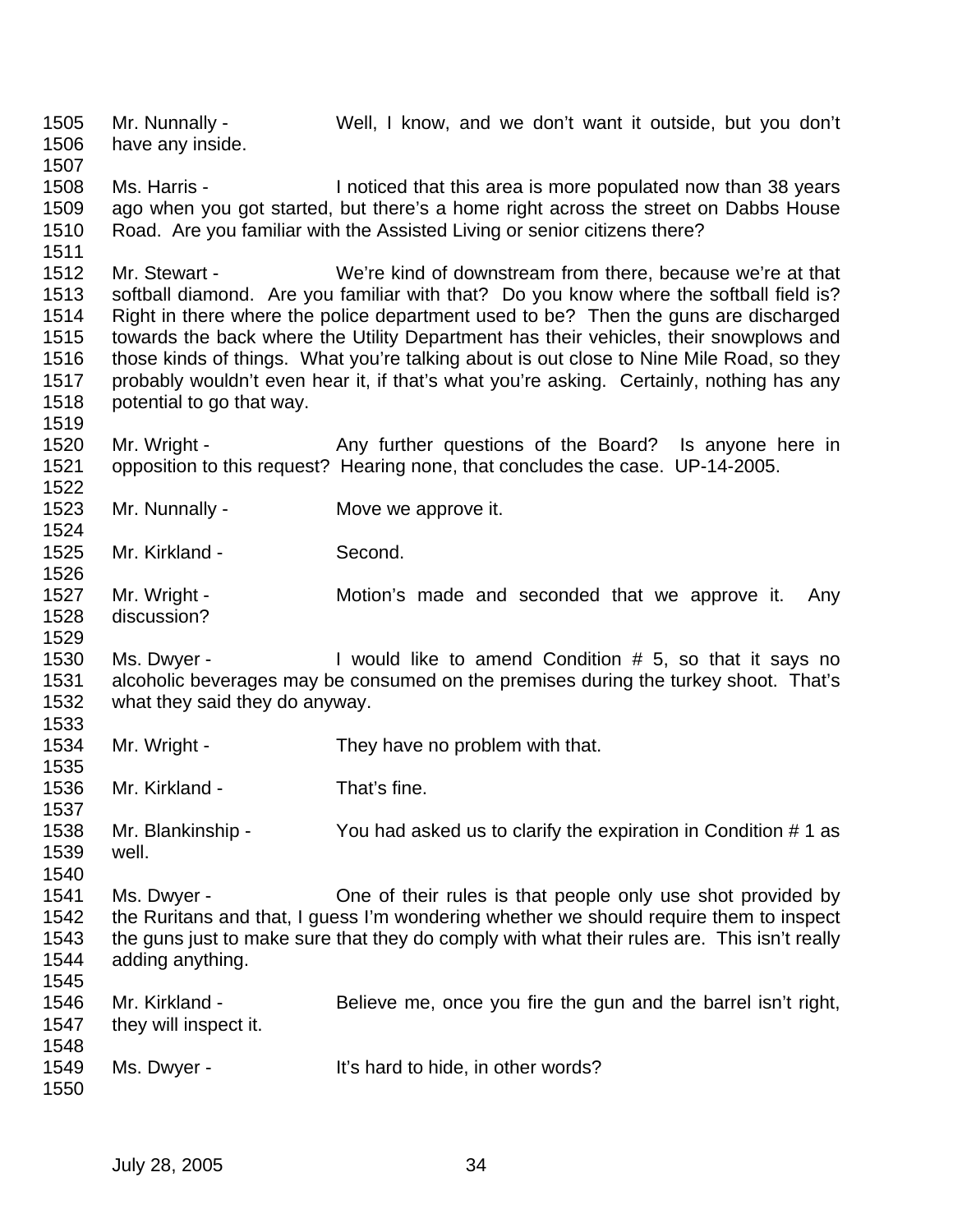Mr. Nunnally - Well, I know, and we don't want it outside, but you don't have any inside.

Ms. Harris - I noticed that this area is more populated now than 38 years ago when you got started, but there's a home right across the street on Dabbs House Road. Are you familiar with the Assisted Living or senior citizens there?

Mr. Stewart - We're kind of downstream from there, because we're at that softball diamond. Are you familiar with that? Do you know where the softball field is? Right in there where the police department used to be? Then the guns are discharged towards the back where the Utility Department has their vehicles, their snowplows and those kinds of things. What you're talking about is out close to Nine Mile Road, so they probably wouldn't even hear it, if that's what you're asking. Certainly, nothing has any potential to go that way.

Mr. Wright - Any further questions of the Board? Is anyone here in opposition to this request? Hearing none, that concludes the case. UP-14-2005.

Mr. Nunnally - Move we approve it.

Mr. Kirkland - Second.

Mr. Wright - Motion's made and seconded that we approve it. Any discussion?

Ms. Dwyer - I would like to amend Condition # 5, so that it says no alcoholic beverages may be consumed on the premises during the turkey shoot. That's what they said they do anyway.

Mr. Wright - They have no problem with that.

Mr. Kirkland - That's fine.

Mr. Blankinship - You had asked us to clarify the expiration in Condition # 1 as well.

Ms. Dwyer - One of their rules is that people only use shot provided by the Ruritans and that, I guess I'm wondering whether we should require them to inspect the guns just to make sure that they do comply with what their rules are. This isn't really adding anything.

Mr. Kirkland - Believe me, once you fire the gun and the barrel isn't right, they will inspect it.

Ms. Dwyer - It's hard to hide, in other words?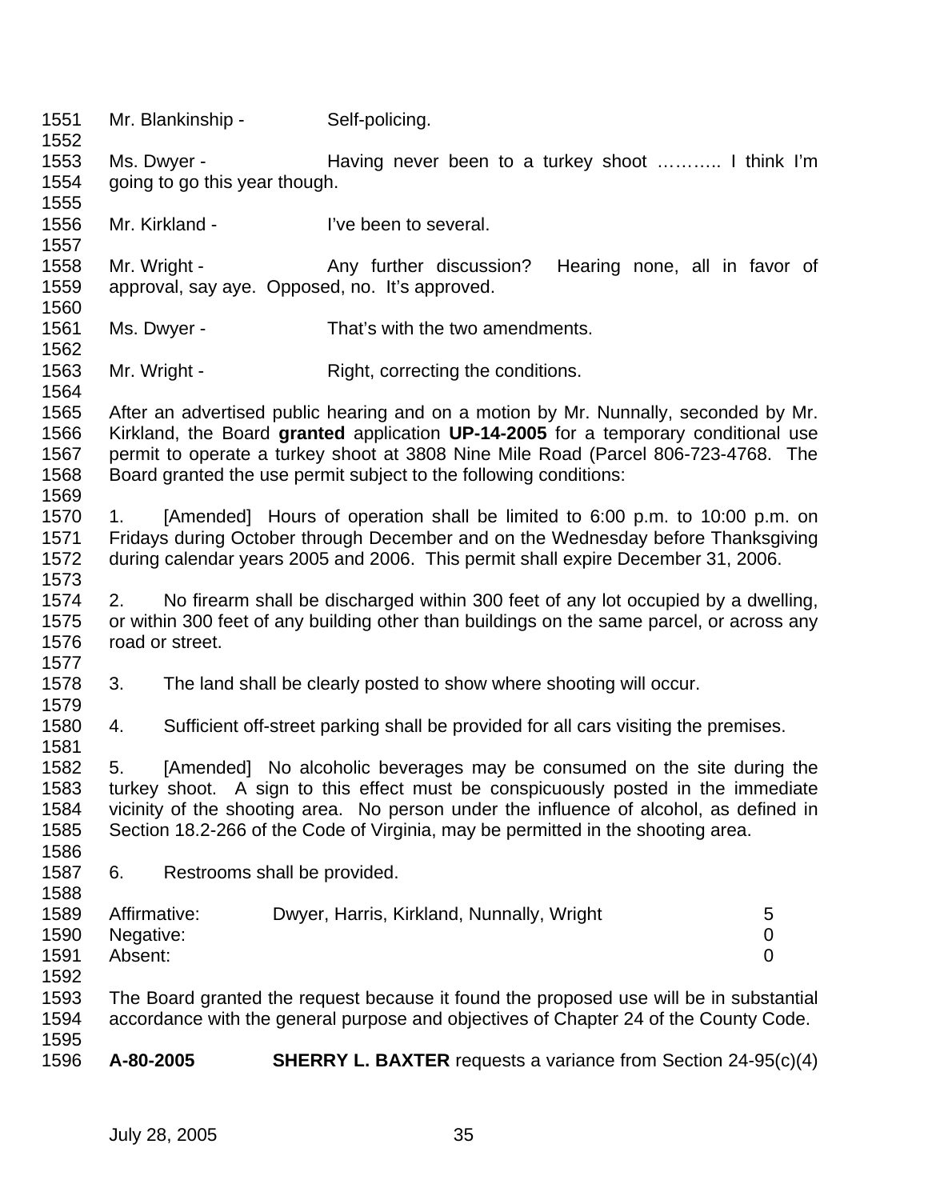Mr. Blankinship - Self-policing.

Ms. Dwyer - Having never been to a turkey shoot ……….. I think I'm going to go this year though.

Mr. Kirkland - I've been to several.

Mr. Wright - Any further discussion? Hearing none, all in favor of approval, say aye. Opposed, no. It's approved.

Ms. Dwyer - That's with the two amendments.

Mr. Wright - Right, correcting the conditions.

After an advertised public hearing and on a motion by Mr. Nunnally, seconded by Mr. Kirkland, the Board **granted** application **UP-14-2005** for a temporary conditional use permit to operate a turkey shoot at 3808 Nine Mile Road (Parcel 806-723-4768. The Board granted the use permit subject to the following conditions:

1. [Amended] Hours of operation shall be limited to 6:00 p.m. to 10:00 p.m. on Fridays during October through December and on the Wednesday before Thanksgiving during calendar years 2005 and 2006. This permit shall expire December 31, 2006.

2. No firearm shall be discharged within 300 feet of any lot occupied by a dwelling, or within 300 feet of any building other than buildings on the same parcel, or across any road or street.

3. The land shall be clearly posted to show where shooting will occur.

4. Sufficient off-street parking shall be provided for all cars visiting the premises.

5. [Amended] No alcoholic beverages may be consumed on the site during the turkey shoot. A sign to this effect must be conspicuously posted in the immediate vicinity of the shooting area. No person under the influence of alcohol, as defined in Section 18.2-266 of the Code of Virginia, may be permitted in the shooting area.

6. Restrooms shall be provided.

| | | |
|---|---|---|
| Affirmative: | Dwyer, Harris, Kirkland, Nunnally, Wright | 5 |
| Negative: | | 0 |
| Absent: | | 0 |

The Board granted the request because it found the proposed use will be in substantial accordance with the general purpose and objectives of Chapter 24 of the County Code.

**A-80-2005** **SHERRY L. BAXTER** requests a variance from Section 24-95(c)(4)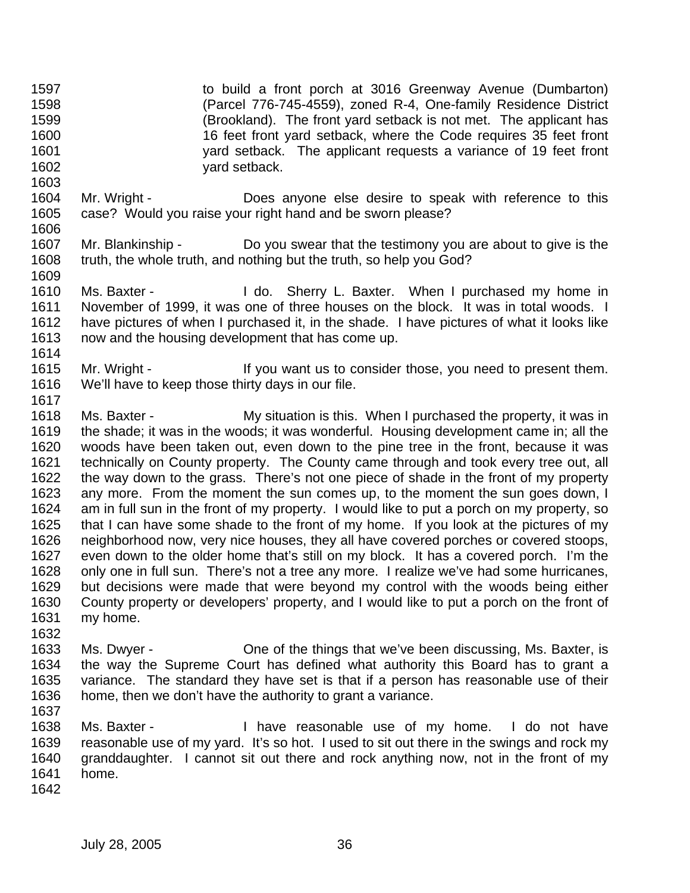to build a front porch at 3016 Greenway Avenue (Dumbarton) (Parcel 776-745-4559), zoned R-4, One-family Residence District (Brookland). The front yard setback is not met. The applicant has 16 feet front yard setback, where the Code requires 35 feet front yard setback. The applicant requests a variance of 19 feet front yard setback.

Mr. Wright - Does anyone else desire to speak with reference to this case? Would you raise your right hand and be sworn please?

Mr. Blankinship - Do you swear that the testimony you are about to give is the truth, the whole truth, and nothing but the truth, so help you God?

Ms. Baxter - I do. Sherry L. Baxter. When I purchased my home in November of 1999, it was one of three houses on the block. It was in total woods. I have pictures of when I purchased it, in the shade. I have pictures of what it looks like now and the housing development that has come up.

Mr. Wright - If you want us to consider those, you need to present them. We'll have to keep those thirty days in our file.

Ms. Baxter - My situation is this. When I purchased the property, it was in the shade; it was in the woods; it was wonderful. Housing development came in; all the woods have been taken out, even down to the pine tree in the front, because it was technically on County property. The County came through and took every tree out, all the way down to the grass. There's not one piece of shade in the front of my property any more. From the moment the sun comes up, to the moment the sun goes down, I am in full sun in the front of my property. I would like to put a porch on my property, so that I can have some shade to the front of my home. If you look at the pictures of my neighborhood now, very nice houses, they all have covered porches or covered stoops, even down to the older home that's still on my block. It has a covered porch. I'm the only one in full sun. There's not a tree any more. I realize we've had some hurricanes, but decisions were made that were beyond my control with the woods being either County property or developers' property, and I would like to put a porch on the front of my home.

Ms. Dwyer - One of the things that we've been discussing, Ms. Baxter, is the way the Supreme Court has defined what authority this Board has to grant a variance. The standard they have set is that if a person has reasonable use of their home, then we don't have the authority to grant a variance.

Ms. Baxter - I have reasonable use of my home. I do not have reasonable use of my yard. It's so hot. I used to sit out there in the swings and rock my granddaughter. I cannot sit out there and rock anything now, not in the front of my home.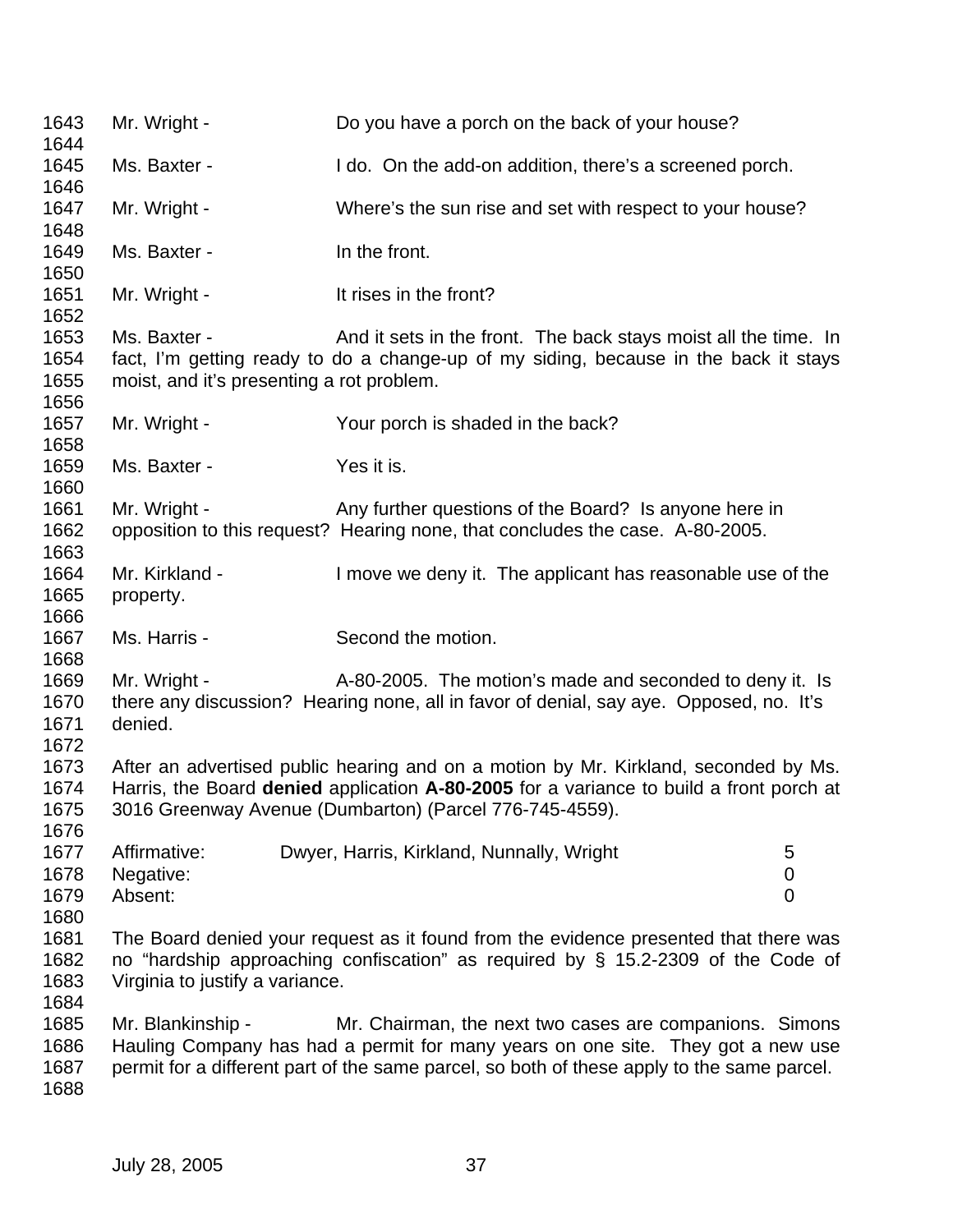Mr. Wright - Do you have a porch on the back of your house?

Ms. Baxter - I do. On the add-on addition, there's a screened porch.

Mr. Wright - Where's the sun rise and set with respect to your house?

Ms. Baxter - In the front.

Mr. Wright - It rises in the front?

Ms. Baxter - And it sets in the front. The back stays moist all the time. In fact, I'm getting ready to do a change-up of my siding, because in the back it stays moist, and it's presenting a rot problem.

Mr. Wright - Your porch is shaded in the back?

Ms. Baxter - Yes it is.

Mr. Wright - Any further questions of the Board? Is anyone here in opposition to this request? Hearing none, that concludes the case. A-80-2005.

Mr. Kirkland - I move we deny it. The applicant has reasonable use of the property.

Ms. Harris - Second the motion.

Mr. Wright - A-80-2005. The motion's made and seconded to deny it. Is there any discussion? Hearing none, all in favor of denial, say aye. Opposed, no. It's denied.

After an advertised public hearing and on a motion by Mr. Kirkland, seconded by Ms. Harris, the Board **denied** application **A-80-2005** for a variance to build a front porch at 3016 Greenway Avenue (Dumbarton) (Parcel 776-745-4559).

| | | |
|---|---|---|
| Affirmative: | Dwyer, Harris, Kirkland, Nunnally, Wright | 5 |
| Negative: | | 0 |
| Absent: | | 0 |

The Board denied your request as it found from the evidence presented that there was no "hardship approaching confiscation" as required by § 15.2-2309 of the Code of Virginia to justify a variance.

Mr. Blankinship - Mr. Chairman, the next two cases are companions. Simons Hauling Company has had a permit for many years on one site. They got a new use permit for a different part of the same parcel, so both of these apply to the same parcel.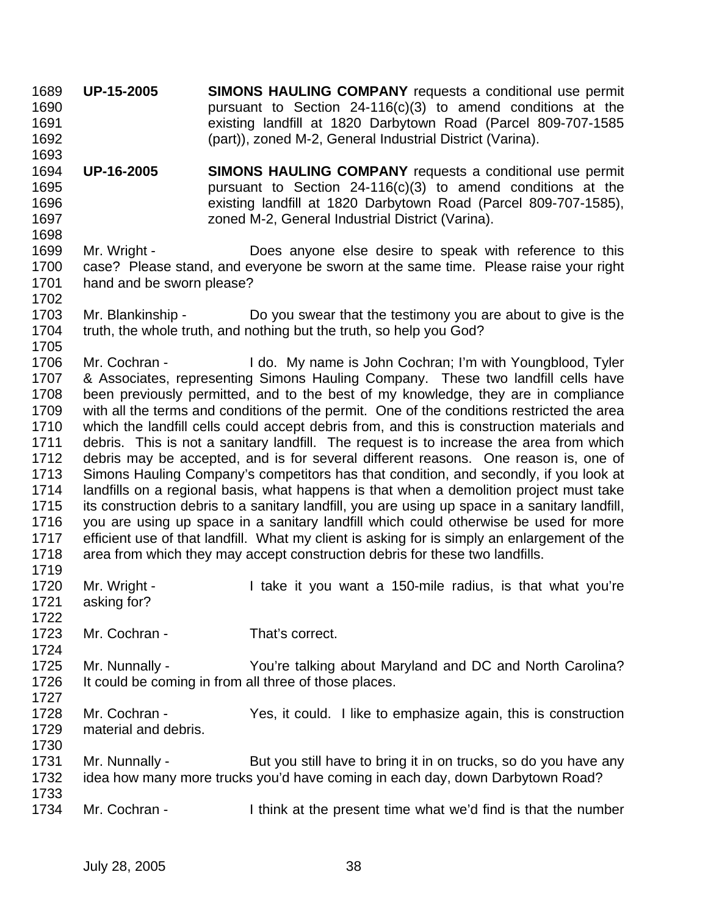**UP-15-2005** **SIMONS HAULING COMPANY** requests a conditional use permit pursuant to Section 24-116(c)(3) to amend conditions at the existing landfill at 1820 Darbytown Road (Parcel 809-707-1585 (part)), zoned M-2, General Industrial District (Varina).

**UP-16-2005** **SIMONS HAULING COMPANY** requests a conditional use permit pursuant to Section 24-116(c)(3) to amend conditions at the existing landfill at 1820 Darbytown Road (Parcel 809-707-1585), zoned M-2, General Industrial District (Varina).

Mr. Wright - Does anyone else desire to speak with reference to this case? Please stand, and everyone be sworn at the same time. Please raise your right hand and be sworn please?

Mr. Blankinship - Do you swear that the testimony you are about to give is the truth, the whole truth, and nothing but the truth, so help you God?

Mr. Cochran - I do. My name is John Cochran; I'm with Youngblood, Tyler & Associates, representing Simons Hauling Company. These two landfill cells have been previously permitted, and to the best of my knowledge, they are in compliance with all the terms and conditions of the permit. One of the conditions restricted the area which the landfill cells could accept debris from, and this is construction materials and debris. This is not a sanitary landfill. The request is to increase the area from which debris may be accepted, and is for several different reasons. One reason is, one of Simons Hauling Company's competitors has that condition, and secondly, if you look at landfills on a regional basis, what happens is that when a demolition project must take its construction debris to a sanitary landfill, you are using up space in a sanitary landfill, you are using up space in a sanitary landfill which could otherwise be used for more efficient use of that landfill. What my client is asking for is simply an enlargement of the area from which they may accept construction debris for these two landfills.

Mr. Wright - I take it you want a 150-mile radius, is that what you're asking for?

Mr. Cochran - That's correct.

Mr. Nunnally - You're talking about Maryland and DC and North Carolina? It could be coming in from all three of those places.

Mr. Cochran - Yes, it could. I like to emphasize again, this is construction material and debris.

Mr. Nunnally - But you still have to bring it in on trucks, so do you have any idea how many more trucks you'd have coming in each day, down Darbytown Road?

Mr. Cochran - I think at the present time what we'd find is that the number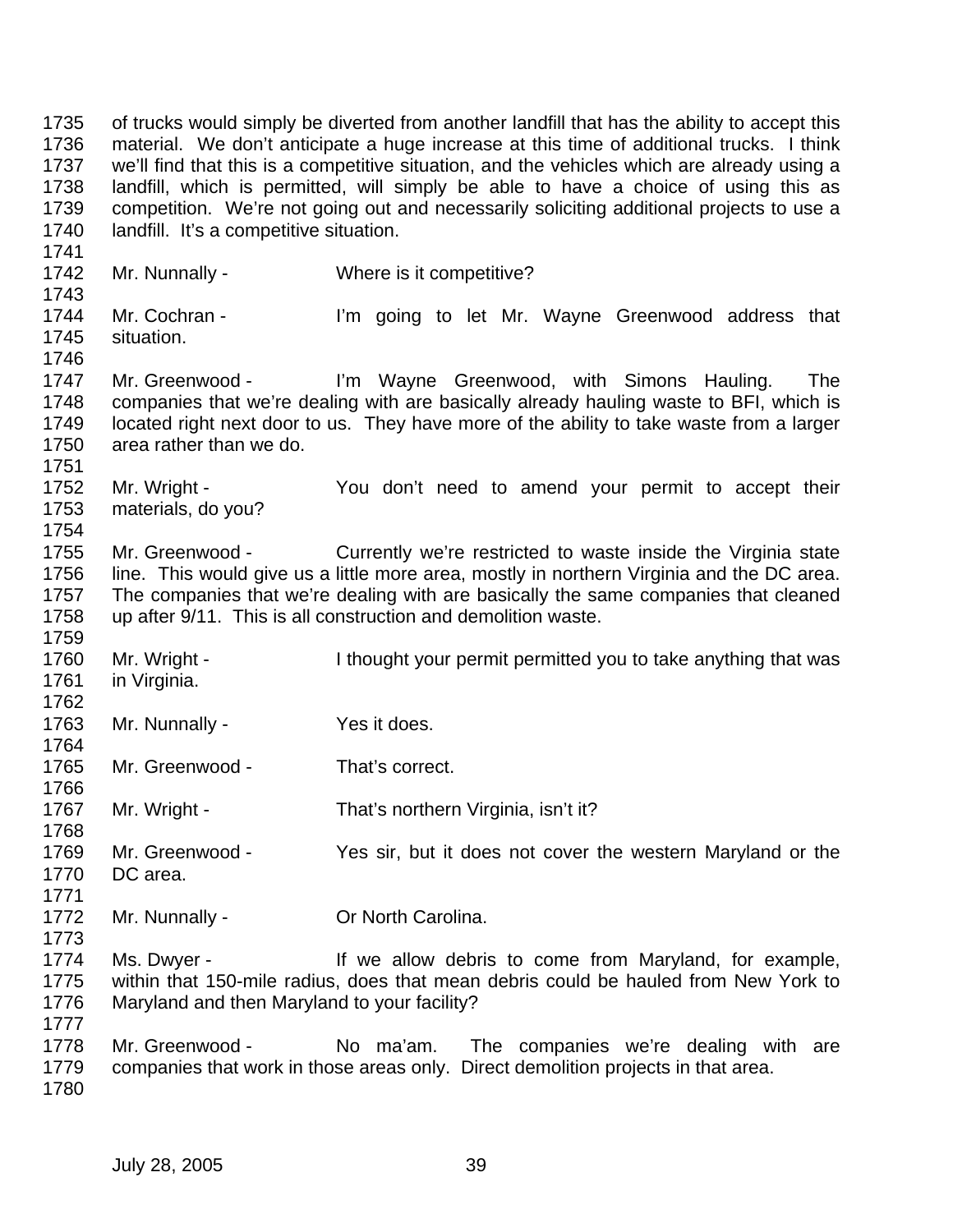of trucks would simply be diverted from another landfill that has the ability to accept this material. We don't anticipate a huge increase at this time of additional trucks. I think we'll find that this is a competitive situation, and the vehicles which are already using a landfill, which is permitted, will simply be able to have a choice of using this as competition. We're not going out and necessarily soliciting additional projects to use a landfill. It's a competitive situation.

Mr. Nunnally - Where is it competitive?

Mr. Cochran - I'm going to let Mr. Wayne Greenwood address that situation.

Mr. Greenwood - I'm Wayne Greenwood, with Simons Hauling. The companies that we're dealing with are basically already hauling waste to BFI, which is located right next door to us. They have more of the ability to take waste from a larger area rather than we do.

Mr. Wright - You don't need to amend your permit to accept their materials, do you?

Mr. Greenwood - Currently we're restricted to waste inside the Virginia state line. This would give us a little more area, mostly in northern Virginia and the DC area. The companies that we're dealing with are basically the same companies that cleaned up after 9/11. This is all construction and demolition waste.

Mr. Wright - I thought your permit permitted you to take anything that was in Virginia.

Mr. Nunnally - Yes it does.

Mr. Greenwood - That's correct.

Mr. Wright - That's northern Virginia, isn't it?

Mr. Greenwood - Yes sir, but it does not cover the western Maryland or the DC area.

Mr. Nunnally - Or North Carolina.

Ms. Dwyer - If we allow debris to come from Maryland, for example, within that 150-mile radius, does that mean debris could be hauled from New York to Maryland and then Maryland to your facility?

Mr. Greenwood - No ma'am. The companies we're dealing with are companies that work in those areas only. Direct demolition projects in that area.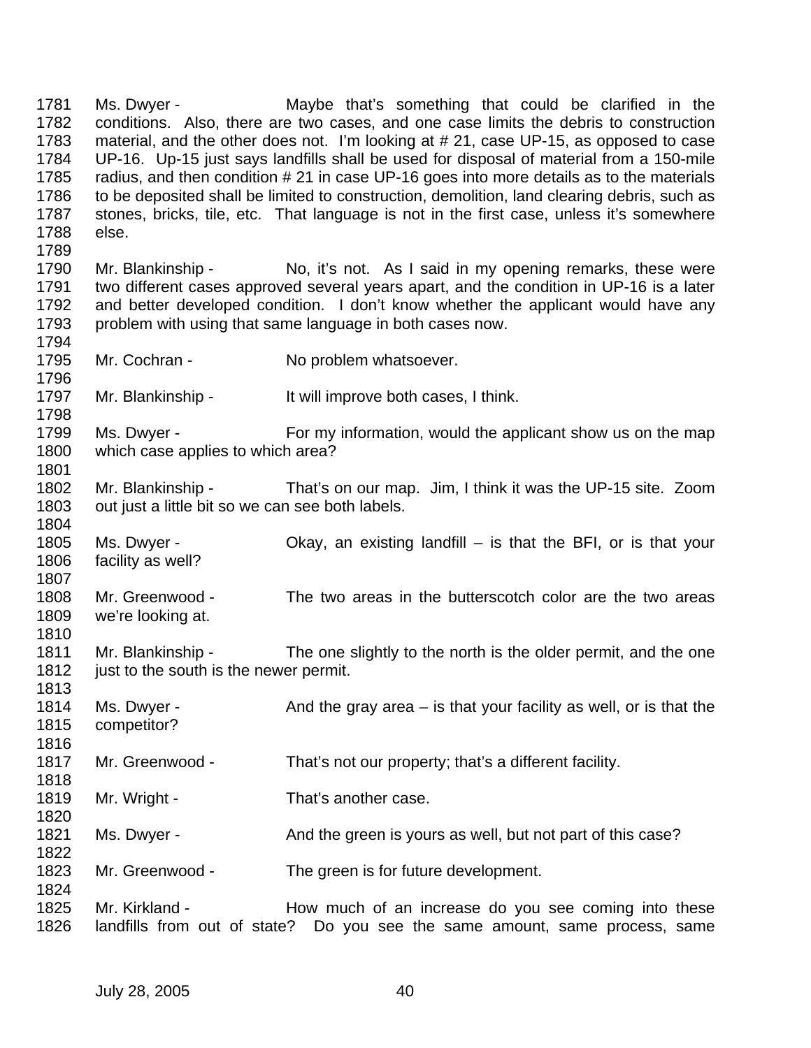1781 Ms. Dwyer - Maybe that's something that could be clarified in the
1782 conditions. Also, there are two cases, and one case limits the debris to construction
1783 material, and the other does not. I'm looking at # 21, case UP-15, as opposed to case
1784 UP-16. Up-15 just says landfills shall be used for disposal of material from a 150-mile
1785 radius, and then condition # 21 in case UP-16 goes into more details as to the materials
1786 to be deposited shall be limited to construction, demolition, land clearing debris, such as
1787 stones, bricks, tile, etc. That language is not in the first case, unless it's somewhere
1788 else.
1789
1790 Mr. Blankinship - No, it's not. As I said in my opening remarks, these were
1791 two different cases approved several years apart, and the condition in UP-16 is a later
1792 and better developed condition. I don't know whether the applicant would have any
1793 problem with using that same language in both cases now.
1794
1795 Mr. Cochran - No problem whatsoever.
1796
1797 Mr. Blankinship - It will improve both cases, I think.
1798
1799 Ms. Dwyer - For my information, would the applicant show us on the map
1800 which case applies to which area?
1801
1802 Mr. Blankinship - That's on our map. Jim, I think it was the UP-15 site. Zoom
1803 out just a little bit so we can see both labels.
1804
1805 Ms. Dwyer - Okay, an existing landfill – is that the BFI, or is that your
1806 facility as well?
1807
1808 Mr. Greenwood - The two areas in the butterscotch color are the two areas
1809 we're looking at.
1810
1811 Mr. Blankinship - The one slightly to the north is the older permit, and the one
1812 just to the south is the newer permit.
1813
1814 Ms. Dwyer - And the gray area – is that your facility as well, or is that the
1815 competitor?
1816
1817 Mr. Greenwood - That's not our property; that's a different facility.
1818
1819 Mr. Wright - That's another case.
1820
1821 Ms. Dwyer - And the green is yours as well, but not part of this case?
1822
1823 Mr. Greenwood - The green is for future development.
1824
1825 Mr. Kirkland - How much of an increase do you see coming into these
1826 landfills from out of state? Do you see the same amount, same process, same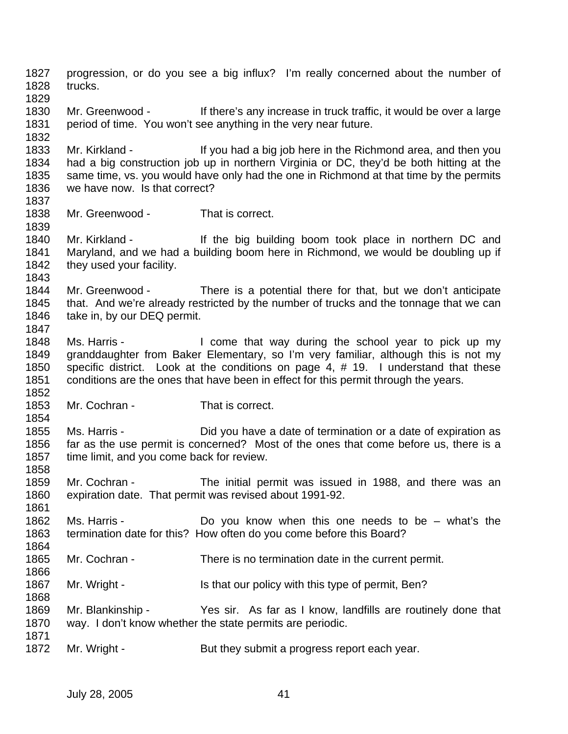progression, or do you see a big influx? I'm really concerned about the number of trucks.

Mr. Greenwood - If there's any increase in truck traffic, it would be over a large period of time. You won't see anything in the very near future.

Mr. Kirkland - If you had a big job here in the Richmond area, and then you had a big construction job up in northern Virginia or DC, they'd be both hitting at the same time, vs. you would have only had the one in Richmond at that time by the permits we have now. Is that correct?

Mr. Greenwood - That is correct.

Mr. Kirkland - If the big building boom took place in northern DC and Maryland, and we had a building boom here in Richmond, we would be doubling up if they used your facility.

Mr. Greenwood - There is a potential there for that, but we don't anticipate that. And we're already restricted by the number of trucks and the tonnage that we can take in, by our DEQ permit.

Ms. Harris - I come that way during the school year to pick up my granddaughter from Baker Elementary, so I'm very familiar, although this is not my specific district. Look at the conditions on page 4, # 19. I understand that these conditions are the ones that have been in effect for this permit through the years.

Mr. Cochran - That is correct.

Ms. Harris - Did you have a date of termination or a date of expiration as far as the use permit is concerned? Most of the ones that come before us, there is a time limit, and you come back for review.

Mr. Cochran - The initial permit was issued in 1988, and there was an expiration date. That permit was revised about 1991-92.

Ms. Harris - Do you know when this one needs to be – what's the termination date for this? How often do you come before this Board?

Mr. Cochran - There is no termination date in the current permit.

Mr. Wright - Is that our policy with this type of permit, Ben?

Mr. Blankinship - Yes sir. As far as I know, landfills are routinely done that way. I don't know whether the state permits are periodic.

Mr. Wright - But they submit a progress report each year.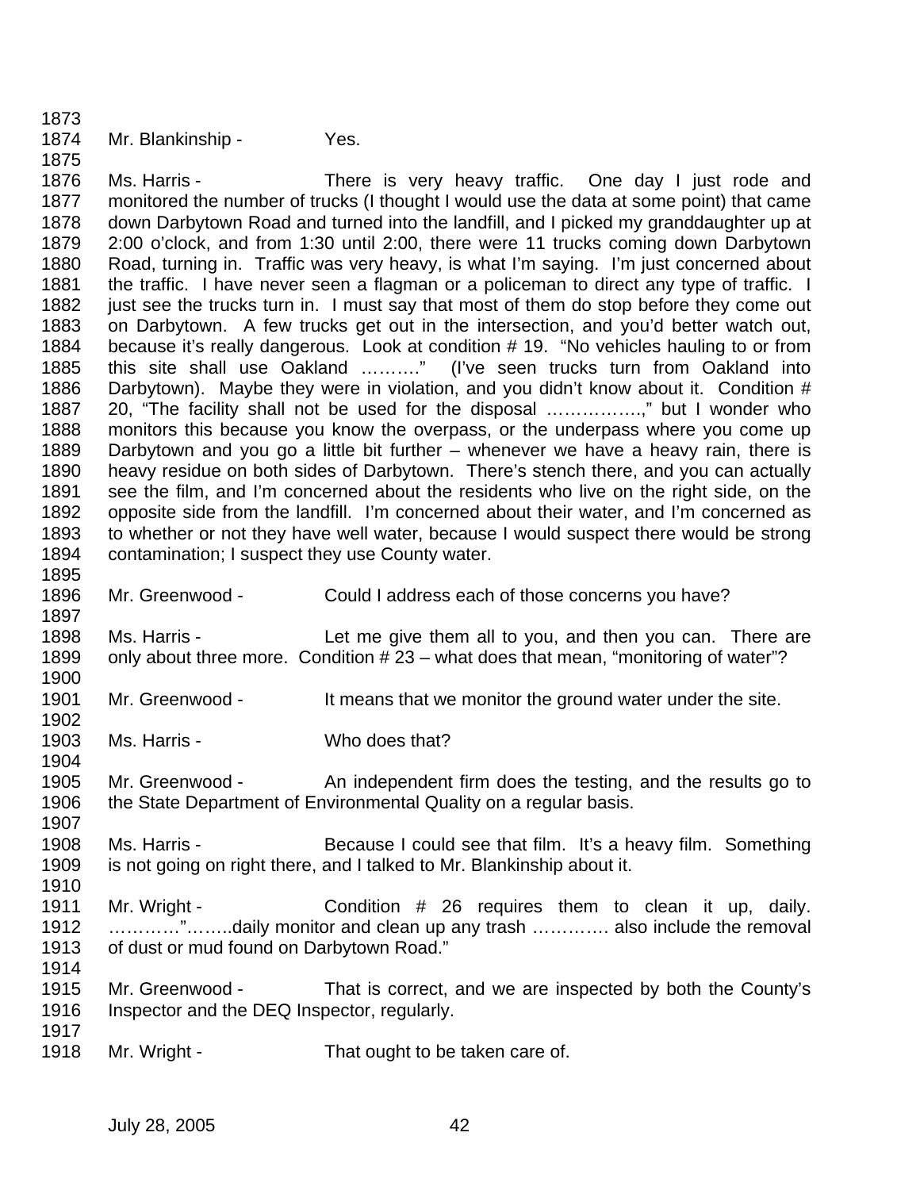Mr. Blankinship - Yes.

Ms. Harris - There is very heavy traffic. One day I just rode and monitored the number of trucks (I thought I would use the data at some point) that came down Darbytown Road and turned into the landfill, and I picked my granddaughter up at 2:00 o'clock, and from 1:30 until 2:00, there were 11 trucks coming down Darbytown Road, turning in. Traffic was very heavy, is what I'm saying. I'm just concerned about the traffic. I have never seen a flagman or a policeman to direct any type of traffic. I just see the trucks turn in. I must say that most of them do stop before they come out on Darbytown. A few trucks get out in the intersection, and you'd better watch out, because it's really dangerous. Look at condition # 19. "No vehicles hauling to or from this site shall use Oakland ………." (I've seen trucks turn from Oakland into Darbytown). Maybe they were in violation, and you didn't know about it. Condition # 20, "The facility shall not be used for the disposal …………….," but I wonder who monitors this because you know the overpass, or the underpass where you come up Darbytown and you go a little bit further – whenever we have a heavy rain, there is heavy residue on both sides of Darbytown. There's stench there, and you can actually see the film, and I'm concerned about the residents who live on the right side, on the opposite side from the landfill. I'm concerned about their water, and I'm concerned as to whether or not they have well water, because I would suspect there would be strong contamination; I suspect they use County water.

Mr. Greenwood - Could I address each of those concerns you have?

Ms. Harris - Let me give them all to you, and then you can. There are only about three more. Condition # 23 – what does that mean, "monitoring of water"?

Mr. Greenwood - It means that we monitor the ground water under the site.

Ms. Harris - Who does that?

Mr. Greenwood - An independent firm does the testing, and the results go to the State Department of Environmental Quality on a regular basis.

Ms. Harris - Because I could see that film. It's a heavy film. Something is not going on right there, and I talked to Mr. Blankinship about it.

Mr. Wright - Condition # 26 requires them to clean it up, daily. …………"……..daily monitor and clean up any trash …………. also include the removal of dust or mud found on Darbytown Road."

Mr. Greenwood - That is correct, and we are inspected by both the County's Inspector and the DEQ Inspector, regularly.

Mr. Wright - That ought to be taken care of.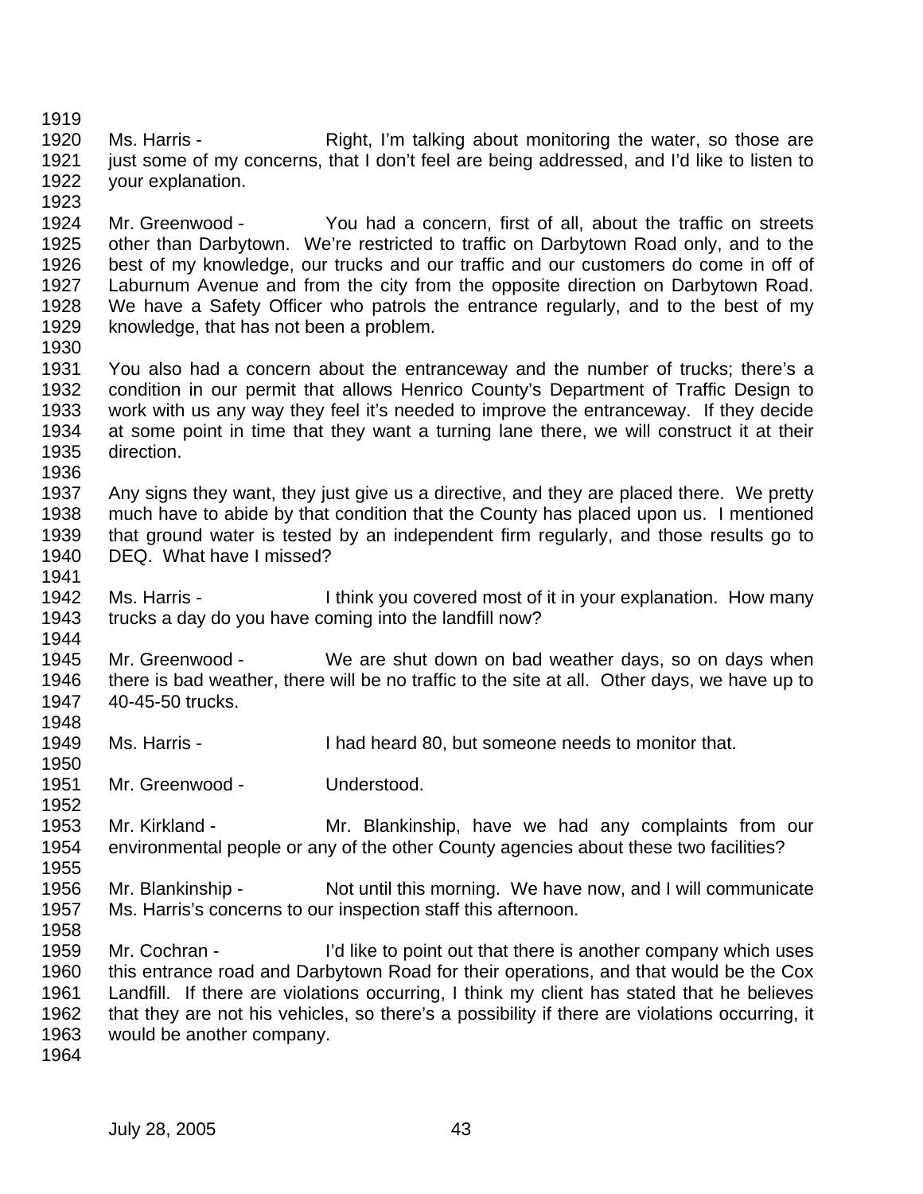Ms. Harris - Right, I'm talking about monitoring the water, so those are just some of my concerns, that I don't feel are being addressed, and I'd like to listen to your explanation.

Mr. Greenwood - You had a concern, first of all, about the traffic on streets other than Darbytown. We're restricted to traffic on Darbytown Road only, and to the best of my knowledge, our trucks and our traffic and our customers do come in off of Laburnum Avenue and from the city from the opposite direction on Darbytown Road. We have a Safety Officer who patrols the entrance regularly, and to the best of my knowledge, that has not been a problem.

You also had a concern about the entranceway and the number of trucks; there's a condition in our permit that allows Henrico County's Department of Traffic Design to work with us any way they feel it's needed to improve the entranceway. If they decide at some point in time that they want a turning lane there, we will construct it at their direction.

Any signs they want, they just give us a directive, and they are placed there. We pretty much have to abide by that condition that the County has placed upon us. I mentioned that ground water is tested by an independent firm regularly, and those results go to DEQ. What have I missed?

Ms. Harris - I think you covered most of it in your explanation. How many trucks a day do you have coming into the landfill now?

Mr. Greenwood - We are shut down on bad weather days, so on days when there is bad weather, there will be no traffic to the site at all. Other days, we have up to 40-45-50 trucks.

Ms. Harris - I had heard 80, but someone needs to monitor that.

Mr. Greenwood - Understood.

Mr. Kirkland - Mr. Blankinship, have we had any complaints from our environmental people or any of the other County agencies about these two facilities?

Mr. Blankinship - Not until this morning. We have now, and I will communicate Ms. Harris's concerns to our inspection staff this afternoon.

Mr. Cochran - I'd like to point out that there is another company which uses this entrance road and Darbytown Road for their operations, and that would be the Cox Landfill. If there are violations occurring, I think my client has stated that he believes that they are not his vehicles, so there's a possibility if there are violations occurring, it would be another company.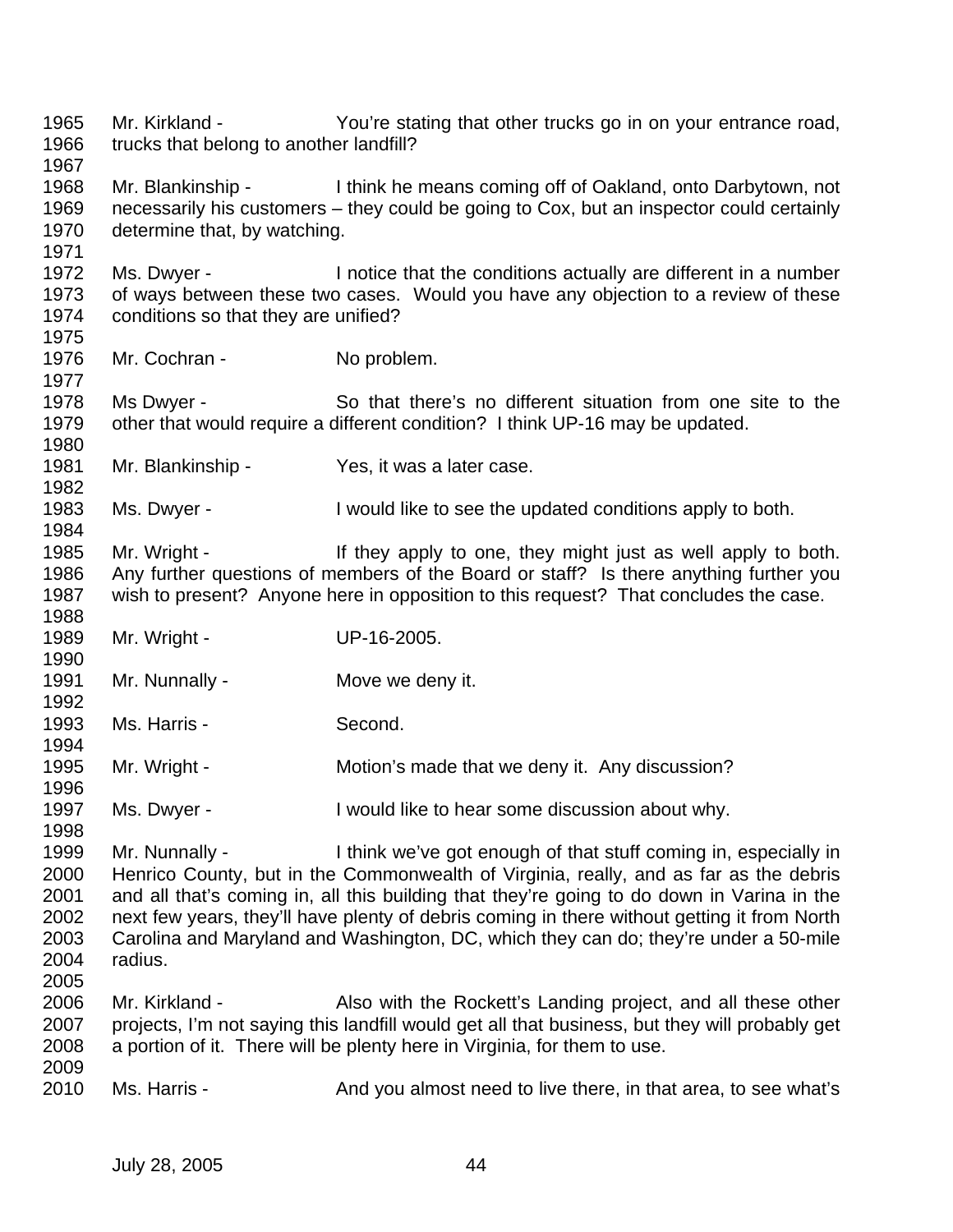1965 Mr. Kirkland - You're stating that other trucks go in on your entrance road,
1966 trucks that belong to another landfill?
1967
1968 Mr. Blankinship - I think he means coming off of Oakland, onto Darbytown, not
1969 necessarily his customers – they could be going to Cox, but an inspector could certainly
1970 determine that, by watching.
1971
1972 Ms. Dwyer - I notice that the conditions actually are different in a number
1973 of ways between these two cases. Would you have any objection to a review of these
1974 conditions so that they are unified?
1975
1976 Mr. Cochran - No problem.
1977
1978 Ms Dwyer - So that there's no different situation from one site to the
1979 other that would require a different condition? I think UP-16 may be updated.
1980
1981 Mr. Blankinship - Yes, it was a later case.
1982
1983 Ms. Dwyer - I would like to see the updated conditions apply to both.
1984
1985 Mr. Wright - If they apply to one, they might just as well apply to both.
1986 Any further questions of members of the Board or staff? Is there anything further you
1987 wish to present? Anyone here in opposition to this request? That concludes the case.
1988
1989 Mr. Wright - UP-16-2005.
1990
1991 Mr. Nunnally - Move we deny it.
1992
1993 Ms. Harris - Second.
1994
1995 Mr. Wright - Motion's made that we deny it. Any discussion?
1996
1997 Ms. Dwyer - I would like to hear some discussion about why.
1998
1999 Mr. Nunnally - I think we've got enough of that stuff coming in, especially in
2000 Henrico County, but in the Commonwealth of Virginia, really, and as far as the debris
2001 and all that's coming in, all this building that they're going to do down in Varina in the
2002 next few years, they'll have plenty of debris coming in there without getting it from North
2003 Carolina and Maryland and Washington, DC, which they can do; they're under a 50-mile
2004 radius.
2005
2006 Mr. Kirkland - Also with the Rockett's Landing project, and all these other
2007 projects, I'm not saying this landfill would get all that business, but they will probably get
2008 a portion of it. There will be plenty here in Virginia, for them to use.
2009
2010 Ms. Harris - And you almost need to live there, in that area, to see what's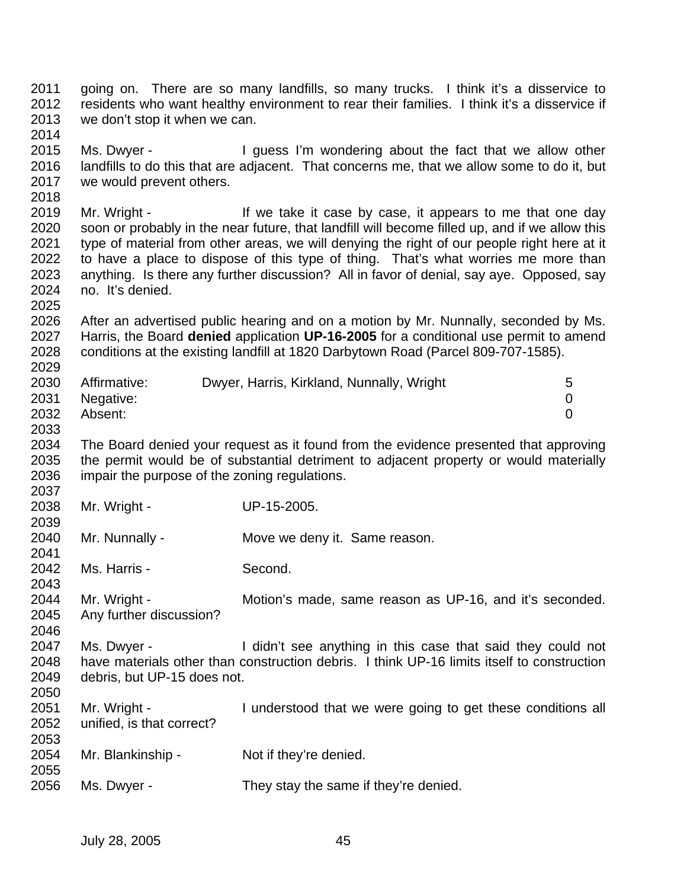going on. There are so many landfills, so many trucks. I think it's a disservice to residents who want healthy environment to rear their families. I think it's a disservice if we don't stop it when we can.

Ms. Dwyer - I guess I'm wondering about the fact that we allow other landfills to do this that are adjacent. That concerns me, that we allow some to do it, but we would prevent others.

Mr. Wright - If we take it case by case, it appears to me that one day soon or probably in the near future, that landfill will become filled up, and if we allow this type of material from other areas, we will denying the right of our people right here at it to have a place to dispose of this type of thing. That's what worries me more than anything. Is there any further discussion? All in favor of denial, say aye. Opposed, say no. It's denied.

After an advertised public hearing and on a motion by Mr. Nunnally, seconded by Ms. Harris, the Board **denied** application **UP-16-2005** for a conditional use permit to amend conditions at the existing landfill at 1820 Darbytown Road (Parcel 809-707-1585).

| | | |
|---|---|---|
| Affirmative: | Dwyer, Harris, Kirkland, Nunnally, Wright | 5 |
| Negative: | | 0 |
| Absent: | | 0 |

The Board denied your request as it found from the evidence presented that approving the permit would be of substantial detriment to adjacent property or would materially impair the purpose of the zoning regulations.

Mr. Wright - UP-15-2005.

Mr. Nunnally - Move we deny it. Same reason.

Ms. Harris - Second.

Mr. Wright - Motion's made, same reason as UP-16, and it's seconded. Any further discussion?

Ms. Dwyer - I didn't see anything in this case that said they could not have materials other than construction debris. I think UP-16 limits itself to construction debris, but UP-15 does not.

Mr. Wright - I understood that we were going to get these conditions all unified, is that correct?

Mr. Blankinship - Not if they're denied.

Ms. Dwyer - They stay the same if they're denied.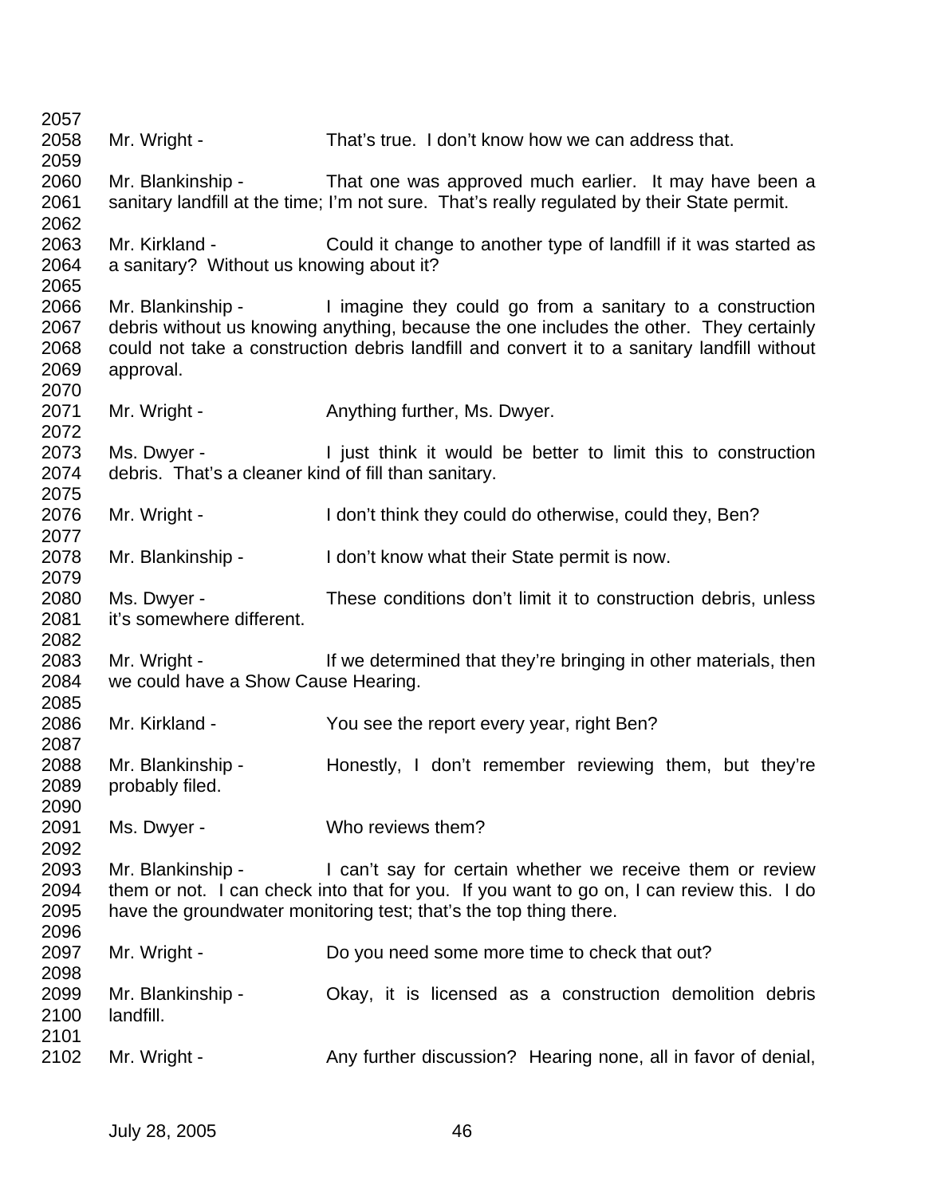2057
2058 Mr. Wright - That's true. I don't know how we can address that.
2059
2060 Mr. Blankinship - That one was approved much earlier. It may have been a
2061 sanitary landfill at the time; I'm not sure. That's really regulated by their State permit.
2062
2063 Mr. Kirkland - Could it change to another type of landfill if it was started as
2064 a sanitary? Without us knowing about it?
2065
2066 Mr. Blankinship - I imagine they could go from a sanitary to a construction
2067 debris without us knowing anything, because the one includes the other. They certainly
2068 could not take a construction debris landfill and convert it to a sanitary landfill without
2069 approval.
2070
2071 Mr. Wright - Anything further, Ms. Dwyer.
2072
2073 Ms. Dwyer - I just think it would be better to limit this to construction
2074 debris. That's a cleaner kind of fill than sanitary.
2075
2076 Mr. Wright - I don't think they could do otherwise, could they, Ben?
2077
2078 Mr. Blankinship - I don't know what their State permit is now.
2079
2080 Ms. Dwyer - These conditions don't limit it to construction debris, unless
2081 it's somewhere different.
2082
2083 Mr. Wright - If we determined that they're bringing in other materials, then
2084 we could have a Show Cause Hearing.
2085
2086 Mr. Kirkland - You see the report every year, right Ben?
2087
2088 Mr. Blankinship - Honestly, I don't remember reviewing them, but they're
2089 probably filed.
2090
2091 Ms. Dwyer - Who reviews them?
2092
2093 Mr. Blankinship - I can't say for certain whether we receive them or review
2094 them or not. I can check into that for you. If you want to go on, I can review this. I do
2095 have the groundwater monitoring test; that's the top thing there.
2096
2097 Mr. Wright - Do you need some more time to check that out?
2098
2099 Mr. Blankinship - Okay, it is licensed as a construction demolition debris
2100 landfill.
2101
2102 Mr. Wright - Any further discussion? Hearing none, all in favor of denial,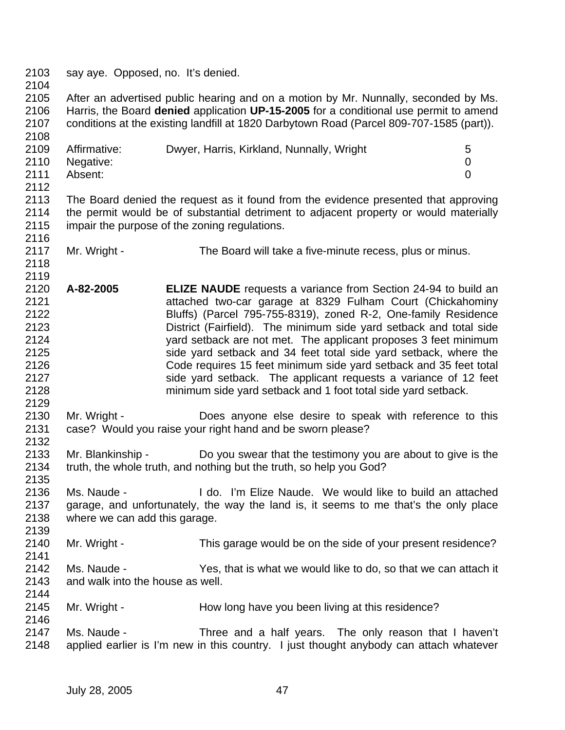say aye. Opposed, no. It's denied.

After an advertised public hearing and on a motion by Mr. Nunnally, seconded by Ms. Harris, the Board **denied** application **UP-15-2005** for a conditional use permit to amend conditions at the existing landfill at 1820 Darbytown Road (Parcel 809-707-1585 (part)).

| | | |
|---|---|---|
| Affirmative: | Dwyer, Harris, Kirkland, Nunnally, Wright | 5 |
| Negative: | | 0 |
| Absent: | | 0 |

The Board denied the request as it found from the evidence presented that approving the permit would be of substantial detriment to adjacent property or would materially impair the purpose of the zoning regulations.

Mr. Wright - The Board will take a five-minute recess, plus or minus.

**A-82-2005** **ELIZE NAUDE** requests a variance from Section 24-94 to build an attached two-car garage at 8329 Fulham Court (Chickahominy Bluffs) (Parcel 795-755-8319), zoned R-2, One-family Residence District (Fairfield). The minimum side yard setback and total side yard setback are not met. The applicant proposes 3 feet minimum side yard setback and 34 feet total side yard setback, where the Code requires 15 feet minimum side yard setback and 35 feet total side yard setback. The applicant requests a variance of 12 feet minimum side yard setback and 1 foot total side yard setback.

Mr. Wright - Does anyone else desire to speak with reference to this case? Would you raise your right hand and be sworn please?

Mr. Blankinship - Do you swear that the testimony you are about to give is the truth, the whole truth, and nothing but the truth, so help you God?

Ms. Naude - I do. I'm Elize Naude. We would like to build an attached garage, and unfortunately, the way the land is, it seems to me that's the only place where we can add this garage.

Mr. Wright - This garage would be on the side of your present residence?

Ms. Naude - Yes, that is what we would like to do, so that we can attach it and walk into the house as well.

Mr. Wright - How long have you been living at this residence?

Ms. Naude - Three and a half years. The only reason that I haven't applied earlier is I'm new in this country. I just thought anybody can attach whatever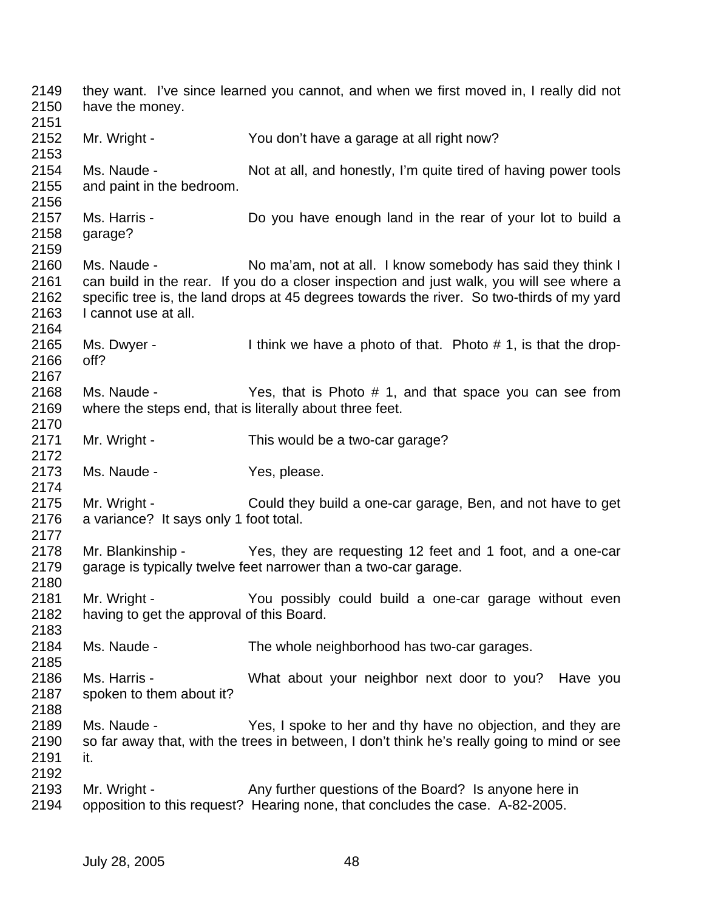2149 they want. I've since learned you cannot, and when we first moved in, I really did not
2150 have the money.
2151
2152 Mr. Wright - You don't have a garage at all right now?
2153
2154 Ms. Naude - Not at all, and honestly, I'm quite tired of having power tools
2155 and paint in the bedroom.
2156
2157 Ms. Harris - Do you have enough land in the rear of your lot to build a
2158 garage?
2159
2160 Ms. Naude - No ma'am, not at all. I know somebody has said they think I
2161 can build in the rear. If you do a closer inspection and just walk, you will see where a
2162 specific tree is, the land drops at 45 degrees towards the river. So two-thirds of my yard
2163 I cannot use at all.
2164
2165 Ms. Dwyer - I think we have a photo of that. Photo # 1, is that the drop-
2166 off?
2167
2168 Ms. Naude - Yes, that is Photo # 1, and that space you can see from
2169 where the steps end, that is literally about three feet.
2170
2171 Mr. Wright - This would be a two-car garage?
2172
2173 Ms. Naude - Yes, please.
2174
2175 Mr. Wright - Could they build a one-car garage, Ben, and not have to get
2176 a variance? It says only 1 foot total.
2177
2178 Mr. Blankinship - Yes, they are requesting 12 feet and 1 foot, and a one-car
2179 garage is typically twelve feet narrower than a two-car garage.
2180
2181 Mr. Wright - You possibly could build a one-car garage without even
2182 having to get the approval of this Board.
2183
2184 Ms. Naude - The whole neighborhood has two-car garages.
2185
2186 Ms. Harris - What about your neighbor next door to you? Have you
2187 spoken to them about it?
2188
2189 Ms. Naude - Yes, I spoke to her and thy have no objection, and they are
2190 so far away that, with the trees in between, I don't think he's really going to mind or see
2191 it.
2192
2193 Mr. Wright - Any further questions of the Board? Is anyone here in
2194 opposition to this request? Hearing none, that concludes the case. A-82-2005.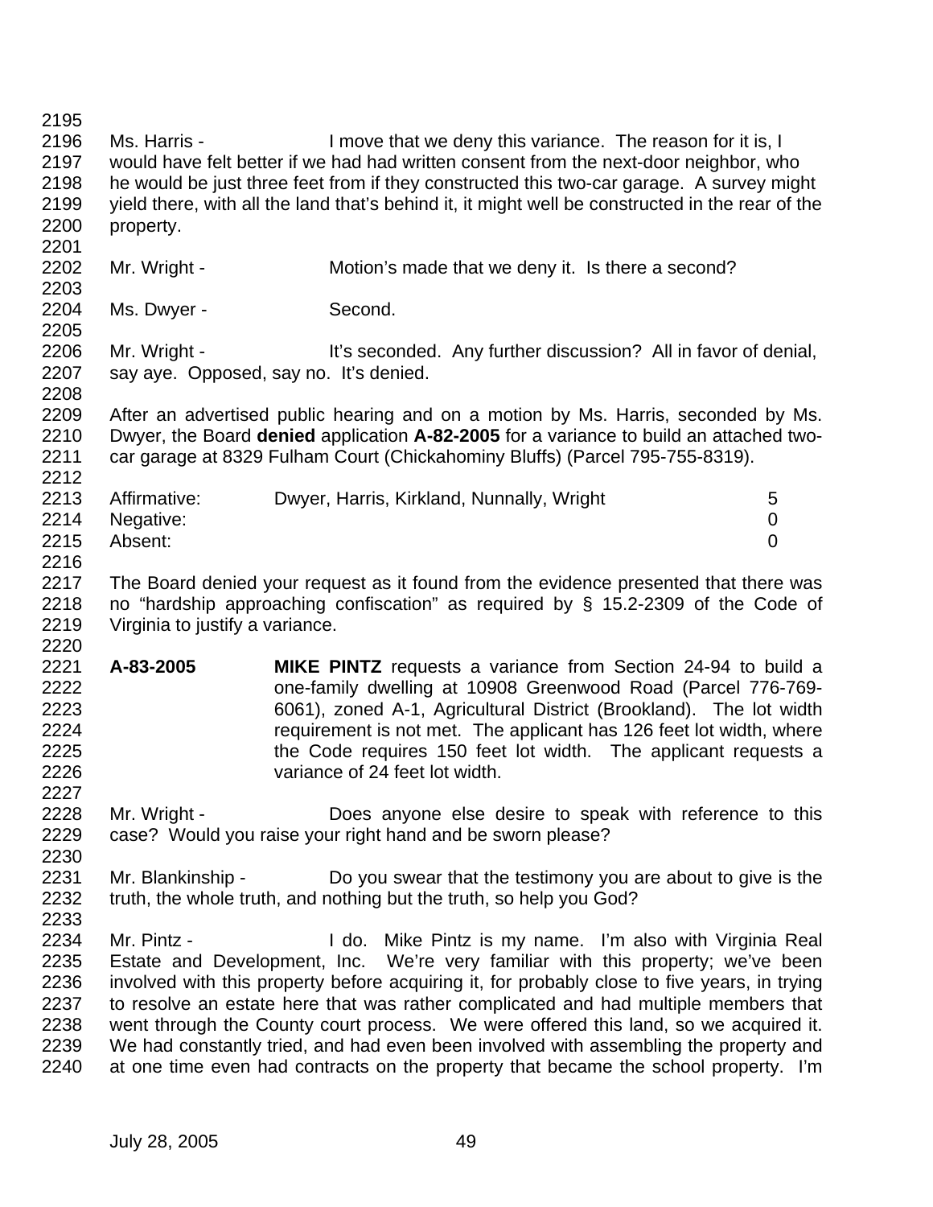Ms. Harris - I move that we deny this variance. The reason for it is, I would have felt better if we had had written consent from the next-door neighbor, who he would be just three feet from if they constructed this two-car garage. A survey might yield there, with all the land that's behind it, it might well be constructed in the rear of the property.

Mr. Wright - Motion's made that we deny it. Is there a second?

Ms. Dwyer - Second.

Mr. Wright - It's seconded. Any further discussion? All in favor of denial, say aye. Opposed, say no. It's denied.

After an advertised public hearing and on a motion by Ms. Harris, seconded by Ms. Dwyer, the Board **denied** application **A-82-2005** for a variance to build an attached two-car garage at 8329 Fulham Court (Chickahominy Bluffs) (Parcel 795-755-8319).

| | | |
|---|---|---|
| Affirmative: | Dwyer, Harris, Kirkland, Nunnally, Wright | 5 |
| Negative: | | 0 |
| Absent: | | 0 |

The Board denied your request as it found from the evidence presented that there was no "hardship approaching confiscation" as required by § 15.2-2309 of the Code of Virginia to justify a variance.

**A-83-2005** **MIKE PINTZ** requests a variance from Section 24-94 to build a one-family dwelling at 10908 Greenwood Road (Parcel 776-769-6061), zoned A-1, Agricultural District (Brookland). The lot width requirement is not met. The applicant has 126 feet lot width, where the Code requires 150 feet lot width. The applicant requests a variance of 24 feet lot width.

Mr. Wright - Does anyone else desire to speak with reference to this case? Would you raise your right hand and be sworn please?

Mr. Blankinship - Do you swear that the testimony you are about to give is the truth, the whole truth, and nothing but the truth, so help you God?

Mr. Pintz - I do. Mike Pintz is my name. I'm also with Virginia Real Estate and Development, Inc. We're very familiar with this property; we've been involved with this property before acquiring it, for probably close to five years, in trying to resolve an estate here that was rather complicated and had multiple members that went through the County court process. We were offered this land, so we acquired it. We had constantly tried, and had even been involved with assembling the property and at one time even had contracts on the property that became the school property. I'm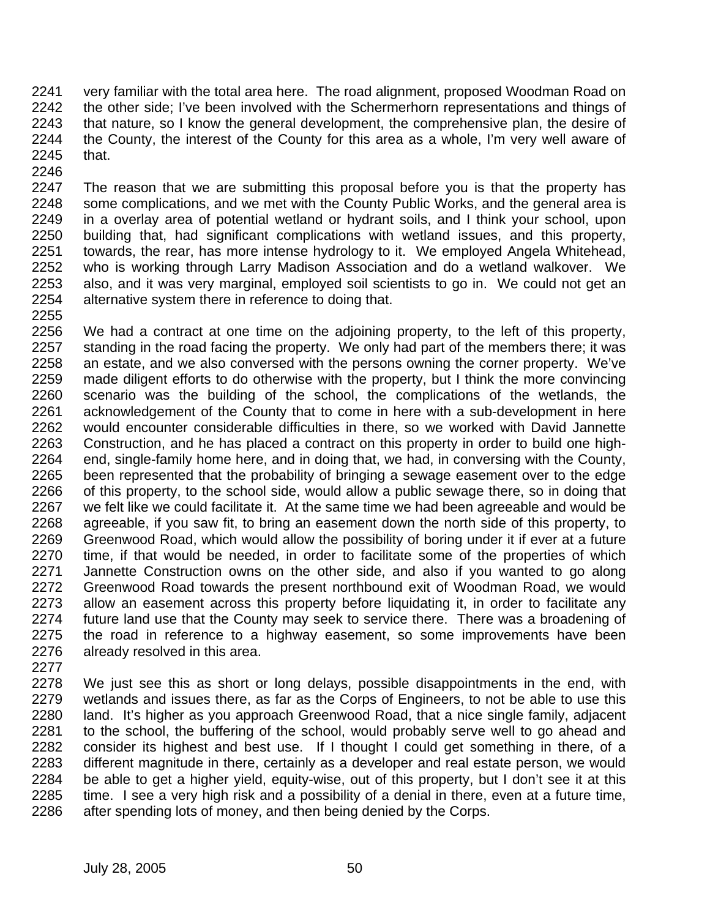very familiar with the total area here. The road alignment, proposed Woodman Road on the other side; I've been involved with the Schermerhorn representations and things of that nature, so I know the general development, the comprehensive plan, the desire of the County, the interest of the County for this area as a whole, I'm very well aware of that.

The reason that we are submitting this proposal before you is that the property has some complications, and we met with the County Public Works, and the general area is in a overlay area of potential wetland or hydrant soils, and I think your school, upon building that, had significant complications with wetland issues, and this property, towards, the rear, has more intense hydrology to it. We employed Angela Whitehead, who is working through Larry Madison Association and do a wetland walkover. We also, and it was very marginal, employed soil scientists to go in. We could not get an alternative system there in reference to doing that.

We had a contract at one time on the adjoining property, to the left of this property, standing in the road facing the property. We only had part of the members there; it was an estate, and we also conversed with the persons owning the corner property. We've made diligent efforts to do otherwise with the property, but I think the more convincing scenario was the building of the school, the complications of the wetlands, the acknowledgement of the County that to come in here with a sub-development in here would encounter considerable difficulties in there, so we worked with David Jannette Construction, and he has placed a contract on this property in order to build one high-end, single-family home here, and in doing that, we had, in conversing with the County, been represented that the probability of bringing a sewage easement over to the edge of this property, to the school side, would allow a public sewage there, so in doing that we felt like we could facilitate it. At the same time we had been agreeable and would be agreeable, if you saw fit, to bring an easement down the north side of this property, to Greenwood Road, which would allow the possibility of boring under it if ever at a future time, if that would be needed, in order to facilitate some of the properties of which Jannette Construction owns on the other side, and also if you wanted to go along Greenwood Road towards the present northbound exit of Woodman Road, we would allow an easement across this property before liquidating it, in order to facilitate any future land use that the County may seek to service there. There was a broadening of the road in reference to a highway easement, so some improvements have been already resolved in this area.

We just see this as short or long delays, possible disappointments in the end, with wetlands and issues there, as far as the Corps of Engineers, to not be able to use this land. It's higher as you approach Greenwood Road, that a nice single family, adjacent to the school, the buffering of the school, would probably serve well to go ahead and consider its highest and best use. If I thought I could get something in there, of a different magnitude in there, certainly as a developer and real estate person, we would be able to get a higher yield, equity-wise, out of this property, but I don't see it at this time. I see a very high risk and a possibility of a denial in there, even at a future time, after spending lots of money, and then being denied by the Corps.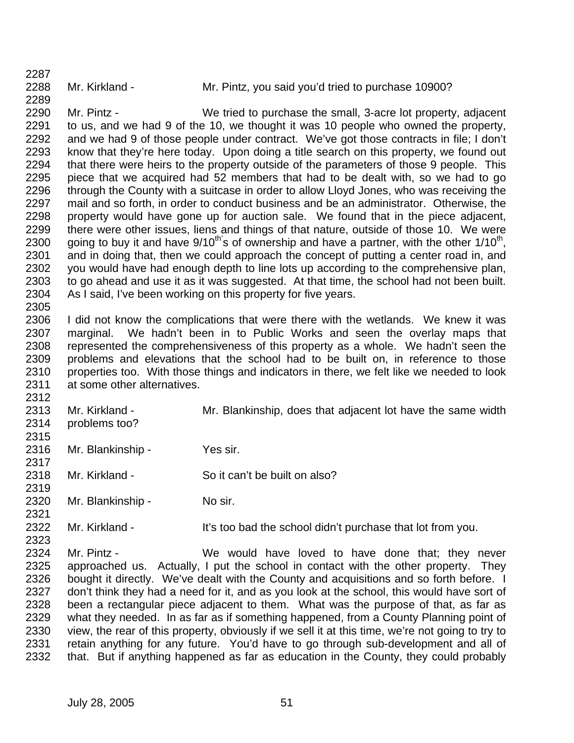Mr. Kirkland - Mr. Pintz, you said you'd tried to purchase 10900?

Mr. Pintz - We tried to purchase the small, 3-acre lot property, adjacent to us, and we had 9 of the 10, we thought it was 10 people who owned the property, and we had 9 of those people under contract. We've got those contracts in file; I don't know that they're here today. Upon doing a title search on this property, we found out that there were heirs to the property outside of the parameters of those 9 people. This piece that we acquired had 52 members that had to be dealt with, so we had to go through the County with a suitcase in order to allow Lloyd Jones, who was receiving the mail and so forth, in order to conduct business and be an administrator. Otherwise, the property would have gone up for auction sale. We found that in the piece adjacent, there were other issues, liens and things of that nature, outside of those 10. We were going to buy it and have 9/10th's of ownership and have a partner, with the other 1/10th, and in doing that, then we could approach the concept of putting a center road in, and you would have had enough depth to line lots up according to the comprehensive plan, to go ahead and use it as it was suggested. At that time, the school had not been built. As I said, I've been working on this property for five years.

I did not know the complications that were there with the wetlands. We knew it was marginal. We hadn't been in to Public Works and seen the overlay maps that represented the comprehensiveness of this property as a whole. We hadn't seen the problems and elevations that the school had to be built on, in reference to those properties too. With those things and indicators in there, we felt like we needed to look at some other alternatives.

Mr. Kirkland - Mr. Blankinship, does that adjacent lot have the same width problems too?

Mr. Blankinship - Yes sir.

Mr. Kirkland - So it can't be built on also?

Mr. Blankinship - No sir.

Mr. Kirkland - It's too bad the school didn't purchase that lot from you.

Mr. Pintz - We would have loved to have done that; they never approached us. Actually, I put the school in contact with the other property. They bought it directly. We've dealt with the County and acquisitions and so forth before. I don't think they had a need for it, and as you look at the school, this would have sort of been a rectangular piece adjacent to them. What was the purpose of that, as far as what they needed. In as far as if something happened, from a County Planning point of view, the rear of this property, obviously if we sell it at this time, we're not going to try to retain anything for any future. You'd have to go through sub-development and all of that. But if anything happened as far as education in the County, they could probably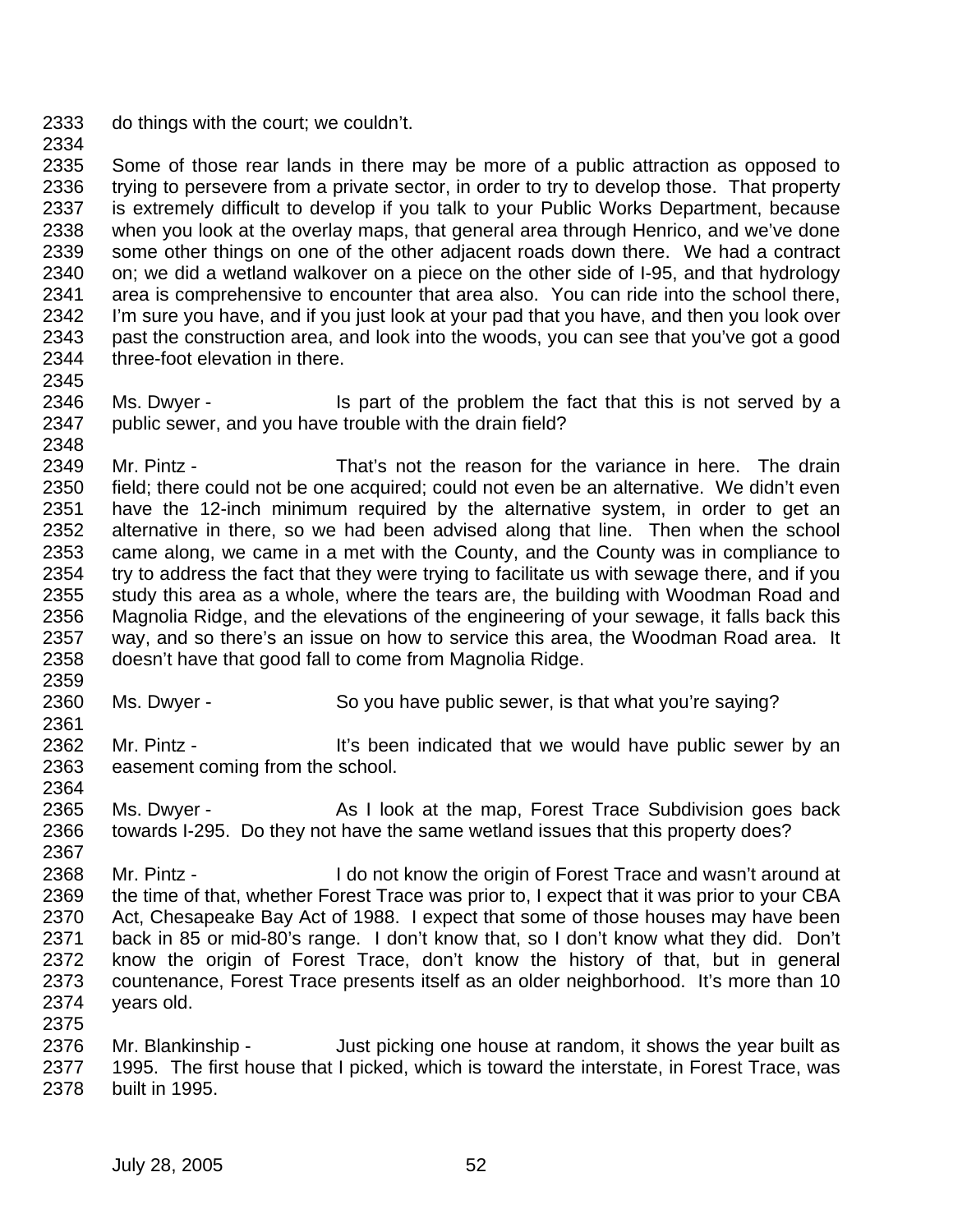do things with the court; we couldn't.

Some of those rear lands in there may be more of a public attraction as opposed to trying to persevere from a private sector, in order to try to develop those. That property is extremely difficult to develop if you talk to your Public Works Department, because when you look at the overlay maps, that general area through Henrico, and we've done some other things on one of the other adjacent roads down there. We had a contract on; we did a wetland walkover on a piece on the other side of I-95, and that hydrology area is comprehensive to encounter that area also. You can ride into the school there, I'm sure you have, and if you just look at your pad that you have, and then you look over past the construction area, and look into the woods, you can see that you've got a good three-foot elevation in there.

Ms. Dwyer - Is part of the problem the fact that this is not served by a public sewer, and you have trouble with the drain field?

Mr. Pintz - That's not the reason for the variance in here. The drain field; there could not be one acquired; could not even be an alternative. We didn't even have the 12-inch minimum required by the alternative system, in order to get an alternative in there, so we had been advised along that line. Then when the school came along, we came in a met with the County, and the County was in compliance to try to address the fact that they were trying to facilitate us with sewage there, and if you study this area as a whole, where the tears are, the building with Woodman Road and Magnolia Ridge, and the elevations of the engineering of your sewage, it falls back this way, and so there's an issue on how to service this area, the Woodman Road area. It doesn't have that good fall to come from Magnolia Ridge.

Ms. Dwyer - So you have public sewer, is that what you're saying?

Mr. Pintz - It's been indicated that we would have public sewer by an easement coming from the school.

Ms. Dwyer - As I look at the map, Forest Trace Subdivision goes back towards I-295. Do they not have the same wetland issues that this property does?

Mr. Pintz - I do not know the origin of Forest Trace and wasn't around at the time of that, whether Forest Trace was prior to, I expect that it was prior to your CBA Act, Chesapeake Bay Act of 1988. I expect that some of those houses may have been back in 85 or mid-80's range. I don't know that, so I don't know what they did. Don't know the origin of Forest Trace, don't know the history of that, but in general countenance, Forest Trace presents itself as an older neighborhood. It's more than 10 years old.

Mr. Blankinship - Just picking one house at random, it shows the year built as 1995. The first house that I picked, which is toward the interstate, in Forest Trace, was built in 1995.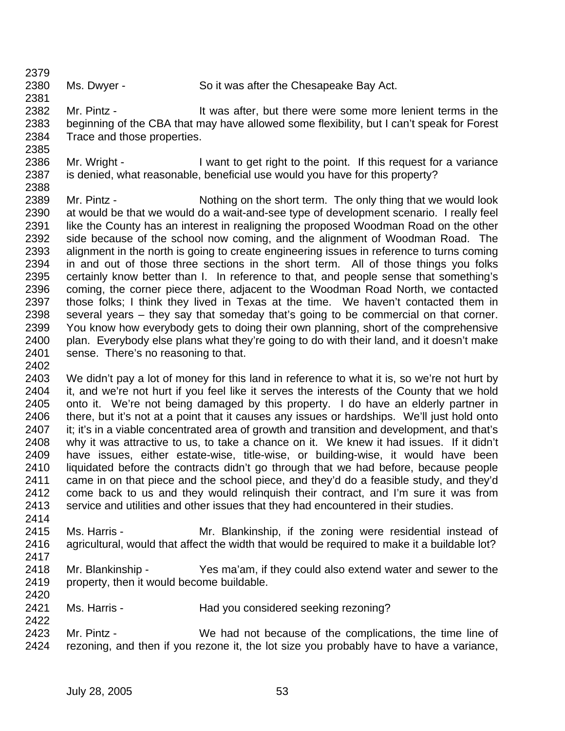2379

2380 Ms. Dwyer - So it was after the Chesapeake Bay Act.

2381

2382 Mr. Pintz - It was after, but there were some more lenient terms in the
2383 beginning of the CBA that may have allowed some flexibility, but I can't speak for Forest
2384 Trace and those properties.

2385

2386 Mr. Wright - I want to get right to the point. If this request for a variance
2387 is denied, what reasonable, beneficial use would you have for this property?

2388

2389 Mr. Pintz - Nothing on the short term. The only thing that we would look
2390 at would be that we would do a wait-and-see type of development scenario. I really feel
2391 like the County has an interest in realigning the proposed Woodman Road on the other
2392 side because of the school now coming, and the alignment of Woodman Road. The
2393 alignment in the north is going to create engineering issues in reference to turns coming
2394 in and out of those three sections in the short term. All of those things you folks
2395 certainly know better than I. In reference to that, and people sense that something's
2396 coming, the corner piece there, adjacent to the Woodman Road North, we contacted
2397 those folks; I think they lived in Texas at the time. We haven't contacted them in
2398 several years – they say that someday that's going to be commercial on that corner.
2399 You know how everybody gets to doing their own planning, short of the comprehensive
2400 plan. Everybody else plans what they're going to do with their land, and it doesn't make
2401 sense. There's no reasoning to that.

2402

2403 We didn't pay a lot of money for this land in reference to what it is, so we're not hurt by
2404 it, and we're not hurt if you feel like it serves the interests of the County that we hold
2405 onto it. We're not being damaged by this property. I do have an elderly partner in
2406 there, but it's not at a point that it causes any issues or hardships. We'll just hold onto
2407 it; it's in a viable concentrated area of growth and transition and development, and that's
2408 why it was attractive to us, to take a chance on it. We knew it had issues. If it didn't
2409 have issues, either estate-wise, title-wise, or building-wise, it would have been
2410 liquidated before the contracts didn't go through that we had before, because people
2411 came in on that piece and the school piece, and they'd do a feasible study, and they'd
2412 come back to us and they would relinquish their contract, and I'm sure it was from
2413 service and utilities and other issues that they had encountered in their studies.

2414

2415 Ms. Harris - Mr. Blankinship, if the zoning were residential instead of
2416 agricultural, would that affect the width that would be required to make it a buildable lot?

2417

2418 Mr. Blankinship - Yes ma'am, if they could also extend water and sewer to the
2419 property, then it would become buildable.

2420

2421 Ms. Harris - Had you considered seeking rezoning?

2422

2423 Mr. Pintz - We had not because of the complications, the time line of
2424 rezoning, and then if you rezone it, the lot size you probably have to have a variance,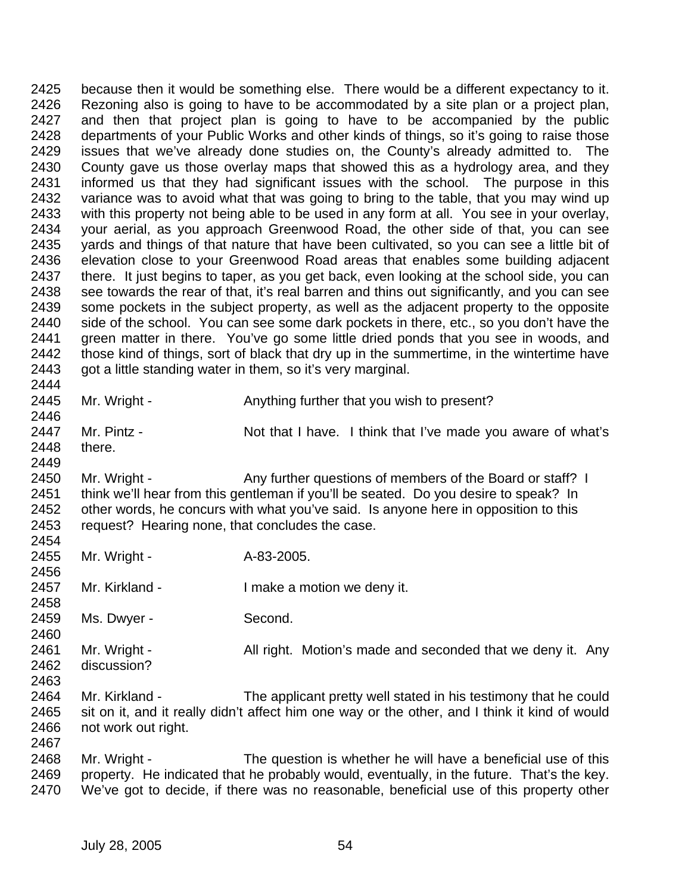2425 because then it would be something else. There would be a different expectancy to it.
2426 Rezoning also is going to have to be accommodated by a site plan or a project plan,
2427 and then that project plan is going to have to be accompanied by the public
2428 departments of your Public Works and other kinds of things, so it's going to raise those
2429 issues that we've already done studies on, the County's already admitted to. The
2430 County gave us those overlay maps that showed this as a hydrology area, and they
2431 informed us that they had significant issues with the school. The purpose in this
2432 variance was to avoid what that was going to bring to the table, that you may wind up
2433 with this property not being able to be used in any form at all. You see in your overlay,
2434 your aerial, as you approach Greenwood Road, the other side of that, you can see
2435 yards and things of that nature that have been cultivated, so you can see a little bit of
2436 elevation close to your Greenwood Road areas that enables some building adjacent
2437 there. It just begins to taper, as you get back, even looking at the school side, you can
2438 see towards the rear of that, it's real barren and thins out significantly, and you can see
2439 some pockets in the subject property, as well as the adjacent property to the opposite
2440 side of the school. You can see some dark pockets in there, etc., so you don't have the
2441 green matter in there. You've go some little dried ponds that you see in woods, and
2442 those kind of things, sort of black that dry up in the summertime, in the wintertime have
2443 got a little standing water in them, so it's very marginal.
2444
2445 Mr. Wright - Anything further that you wish to present?
2446
2447 Mr. Pintz - Not that I have. I think that I've made you aware of what's
2448 there.
2449
2450 Mr. Wright - Any further questions of members of the Board or staff? I
2451 think we'll hear from this gentleman if you'll be seated. Do you desire to speak? In
2452 other words, he concurs with what you've said. Is anyone here in opposition to this
2453 request? Hearing none, that concludes the case.
2454
2455 Mr. Wright - A-83-2005.
2456
2457 Mr. Kirkland - I make a motion we deny it.
2458
2459 Ms. Dwyer - Second.
2460
2461 Mr. Wright - All right. Motion's made and seconded that we deny it. Any
2462 discussion?
2463
2464 Mr. Kirkland - The applicant pretty well stated in his testimony that he could
2465 sit on it, and it really didn't affect him one way or the other, and I think it kind of would
2466 not work out right.
2467
2468 Mr. Wright - The question is whether he will have a beneficial use of this
2469 property. He indicated that he probably would, eventually, in the future. That's the key.
2470 We've got to decide, if there was no reasonable, beneficial use of this property other

July 28, 2005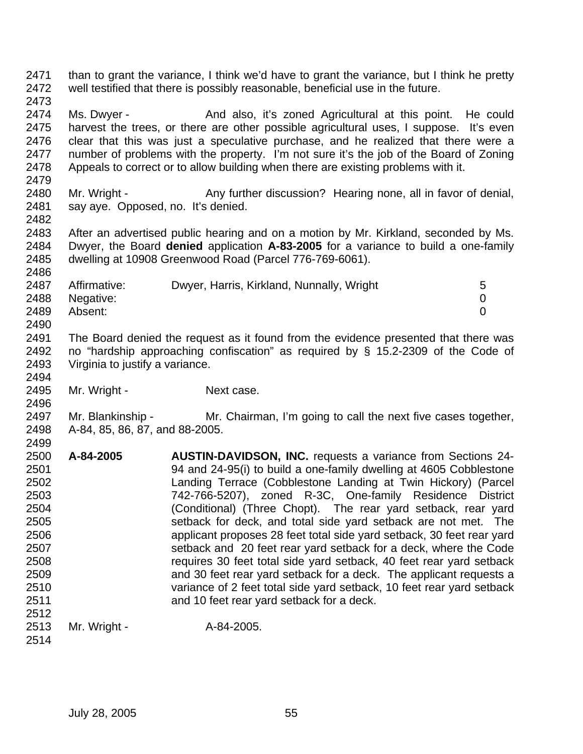than to grant the variance, I think we'd have to grant the variance, but I think he pretty well testified that there is possibly reasonable, beneficial use in the future.

Ms. Dwyer - And also, it's zoned Agricultural at this point. He could harvest the trees, or there are other possible agricultural uses, I suppose. It's even clear that this was just a speculative purchase, and he realized that there were a number of problems with the property. I'm not sure it's the job of the Board of Zoning Appeals to correct or to allow building when there are existing problems with it.

Mr. Wright - Any further discussion? Hearing none, all in favor of denial, say aye. Opposed, no. It's denied.

After an advertised public hearing and on a motion by Mr. Kirkland, seconded by Ms. Dwyer, the Board **denied** application **A-83-2005** for a variance to build a one-family dwelling at 10908 Greenwood Road (Parcel 776-769-6061).

| | | |
|---|---|---|
| Affirmative: | Dwyer, Harris, Kirkland, Nunnally, Wright | 5 |
| Negative: | | 0 |
| Absent: | | 0 |

The Board denied the request as it found from the evidence presented that there was no "hardship approaching confiscation" as required by § 15.2-2309 of the Code of Virginia to justify a variance.

Mr. Wright - Next case.

Mr. Blankinship - Mr. Chairman, I'm going to call the next five cases together, A-84, 85, 86, 87, and 88-2005.

**A-84-2005** **AUSTIN-DAVIDSON, INC.** requests a variance from Sections 24-94 and 24-95(i) to build a one-family dwelling at 4605 Cobblestone Landing Terrace (Cobblestone Landing at Twin Hickory) (Parcel 742-766-5207), zoned R-3C, One-family Residence District (Conditional) (Three Chopt). The rear yard setback, rear yard setback for deck, and total side yard setback are not met. The applicant proposes 28 feet total side yard setback, 30 feet rear yard setback and 20 feet rear yard setback for a deck, where the Code requires 30 feet total side yard setback, 40 feet rear yard setback and 30 feet rear yard setback for a deck. The applicant requests a variance of 2 feet total side yard setback, 10 feet rear yard setback and 10 feet rear yard setback for a deck.

Mr. Wright - A-84-2005.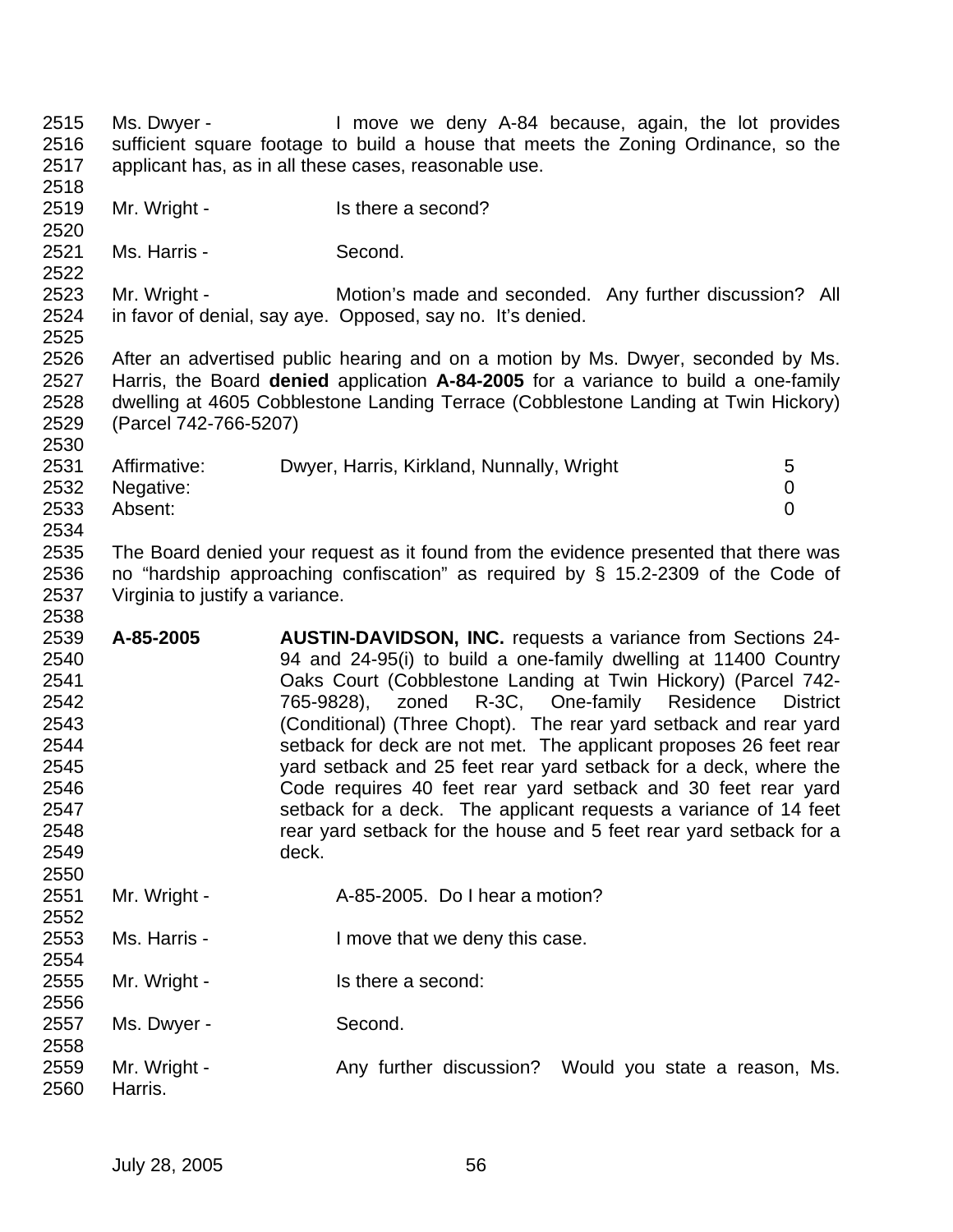Ms. Dwyer - I move we deny A-84 because, again, the lot provides sufficient square footage to build a house that meets the Zoning Ordinance, so the applicant has, as in all these cases, reasonable use.

Mr. Wright - Is there a second?

Ms. Harris - Second.

Mr. Wright - Motion's made and seconded. Any further discussion? All in favor of denial, say aye. Opposed, say no. It's denied.

After an advertised public hearing and on a motion by Ms. Dwyer, seconded by Ms. Harris, the Board **denied** application **A-84-2005** for a variance to build a one-family dwelling at 4605 Cobblestone Landing Terrace (Cobblestone Landing at Twin Hickory) (Parcel 742-766-5207)

| | | |
|---|---|---|
| Affirmative: | Dwyer, Harris, Kirkland, Nunnally, Wright | 5 |
| Negative: | | 0 |
| Absent: | | 0 |

The Board denied your request as it found from the evidence presented that there was no "hardship approaching confiscation" as required by § 15.2-2309 of the Code of Virginia to justify a variance.

**A-85-2005** **AUSTIN-DAVIDSON, INC.** requests a variance from Sections 24-94 and 24-95(i) to build a one-family dwelling at 11400 Country Oaks Court (Cobblestone Landing at Twin Hickory) (Parcel 742-765-9828), zoned R-3C, One-family Residence District (Conditional) (Three Chopt). The rear yard setback and rear yard setback for deck are not met. The applicant proposes 26 feet rear yard setback and 25 feet rear yard setback for a deck, where the Code requires 40 feet rear yard setback and 30 feet rear yard setback for a deck. The applicant requests a variance of 14 feet rear yard setback for the house and 5 feet rear yard setback for a deck.

Mr. Wright - A-85-2005. Do I hear a motion?

Ms. Harris - I move that we deny this case.

Mr. Wright - Is there a second:

Ms. Dwyer - Second.

Mr. Wright - Any further discussion? Would you state a reason, Ms. Harris.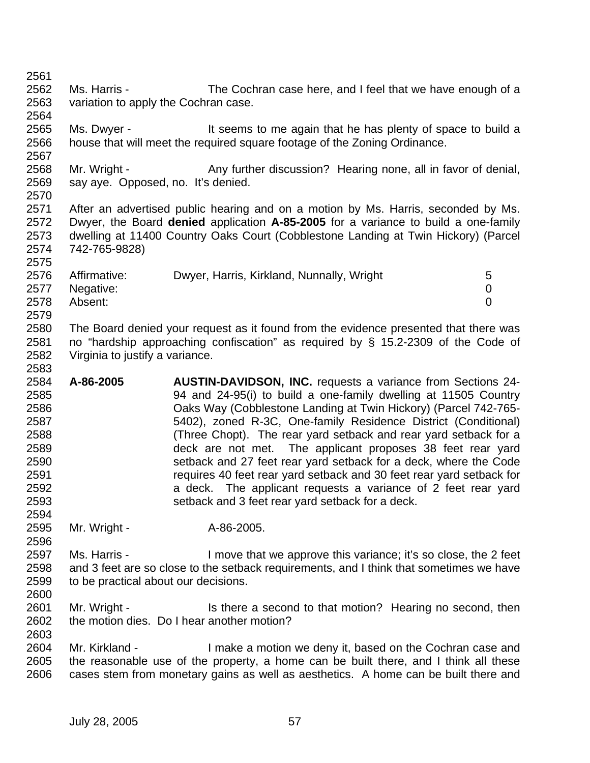Ms. Harris - The Cochran case here, and I feel that we have enough of a variation to apply the Cochran case.

Ms. Dwyer - It seems to me again that he has plenty of space to build a house that will meet the required square footage of the Zoning Ordinance.

Mr. Wright - Any further discussion? Hearing none, all in favor of denial, say aye. Opposed, no. It's denied.

After an advertised public hearing and on a motion by Ms. Harris, seconded by Ms. Dwyer, the Board **denied** application **A-85-2005** for a variance to build a one-family dwelling at 11400 Country Oaks Court (Cobblestone Landing at Twin Hickory) (Parcel 742-765-9828)

| | | |
|---|---|---|
| Affirmative: | Dwyer, Harris, Kirkland, Nunnally, Wright | 5 |
| Negative: | | 0 |
| Absent: | | 0 |

The Board denied your request as it found from the evidence presented that there was no "hardship approaching confiscation" as required by § 15.2-2309 of the Code of Virginia to justify a variance.

**A-86-2005** **AUSTIN-DAVIDSON, INC.** requests a variance from Sections 24-94 and 24-95(i) to build a one-family dwelling at 11505 Country Oaks Way (Cobblestone Landing at Twin Hickory) (Parcel 742-765-5402), zoned R-3C, One-family Residence District (Conditional) (Three Chopt). The rear yard setback and rear yard setback for a deck are not met. The applicant proposes 38 feet rear yard setback and 27 feet rear yard setback for a deck, where the Code requires 40 feet rear yard setback and 30 feet rear yard setback for a deck. The applicant requests a variance of 2 feet rear yard setback and 3 feet rear yard setback for a deck.

Mr. Wright - A-86-2005.

Ms. Harris - I move that we approve this variance; it's so close, the 2 feet and 3 feet are so close to the setback requirements, and I think that sometimes we have to be practical about our decisions.

Mr. Wright - Is there a second to that motion? Hearing no second, then the motion dies. Do I hear another motion?

Mr. Kirkland - I make a motion we deny it, based on the Cochran case and the reasonable use of the property, a home can be built there, and I think all these cases stem from monetary gains as well as aesthetics. A home can be built there and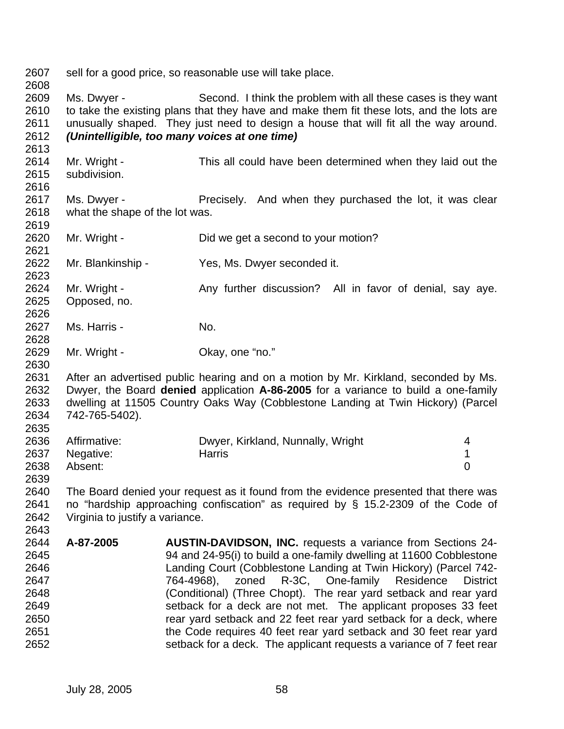sell for a good price, so reasonable use will take place.

Ms. Dwyer - Second. I think the problem with all these cases is they want to take the existing plans that they have and make them fit these lots, and the lots are unusually shaped. They just need to design a house that will fit all the way around. ***(Unintelligible, too many voices at one time)***

Mr. Wright - This all could have been determined when they laid out the subdivision.

Ms. Dwyer - Precisely. And when they purchased the lot, it was clear what the shape of the lot was.

Mr. Wright - Did we get a second to your motion?

Mr. Blankinship - Yes, Ms. Dwyer seconded it.

Mr. Wright - Any further discussion? All in favor of denial, say aye. Opposed, no.

Ms. Harris - No.

Mr. Wright - Okay, one "no."

After an advertised public hearing and on a motion by Mr. Kirkland, seconded by Ms. Dwyer, the Board **denied** application **A-86-2005** for a variance to build a one-family dwelling at 11505 Country Oaks Way (Cobblestone Landing at Twin Hickory) (Parcel 742-765-5402).

| | | |
|---|---|---|
| Affirmative: | Dwyer, Kirkland, Nunnally, Wright | 4 |
| Negative: | Harris | 1 |
| Absent: | | 0 |

The Board denied your request as it found from the evidence presented that there was no "hardship approaching confiscation" as required by § 15.2-2309 of the Code of Virginia to justify a variance.

**A-87-2005** **AUSTIN-DAVIDSON, INC.** requests a variance from Sections 24-94 and 24-95(i) to build a one-family dwelling at 11600 Cobblestone Landing Court (Cobblestone Landing at Twin Hickory) (Parcel 742-764-4968), zoned R-3C, One-family Residence District (Conditional) (Three Chopt). The rear yard setback and rear yard setback for a deck are not met. The applicant proposes 33 feet rear yard setback and 22 feet rear yard setback for a deck, where the Code requires 40 feet rear yard setback and 30 feet rear yard setback for a deck. The applicant requests a variance of 7 feet rear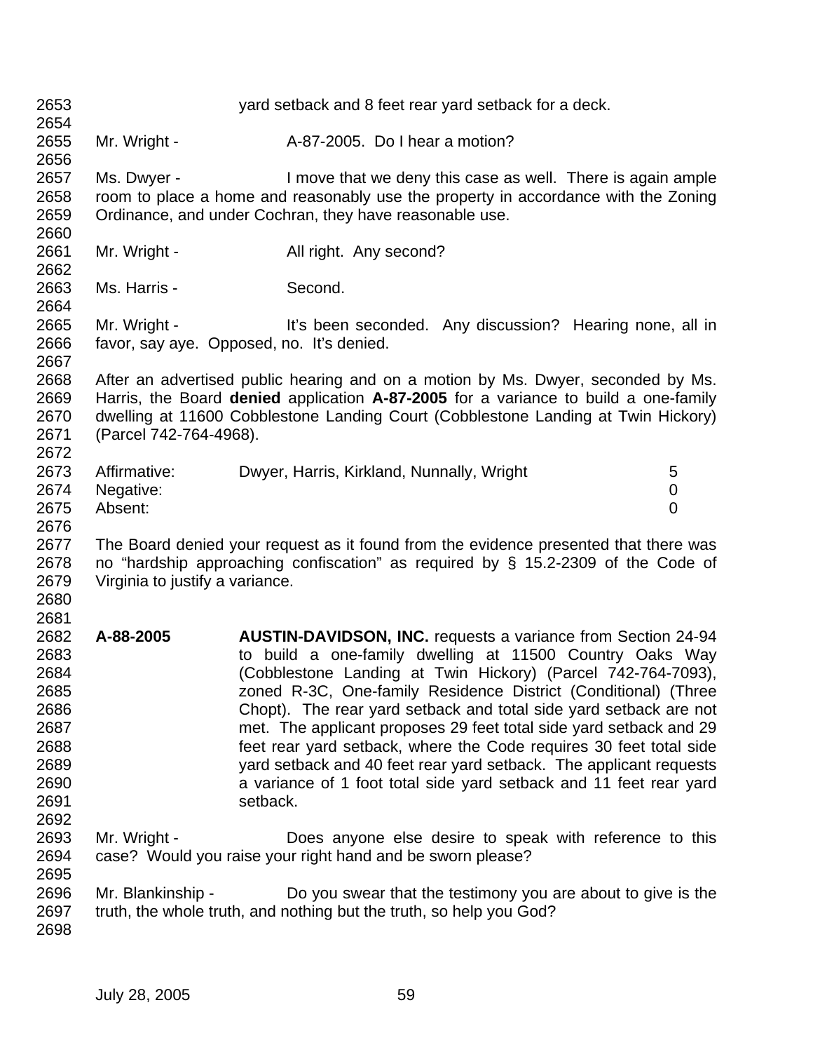yard setback and 8 feet rear yard setback for a deck.

Mr. Wright - A-87-2005. Do I hear a motion?

Ms. Dwyer - I move that we deny this case as well. There is again ample room to place a home and reasonably use the property in accordance with the Zoning Ordinance, and under Cochran, they have reasonable use.

Mr. Wright - All right. Any second?

Ms. Harris - Second.

Mr. Wright - It's been seconded. Any discussion? Hearing none, all in favor, say aye. Opposed, no. It's denied.

After an advertised public hearing and on a motion by Ms. Dwyer, seconded by Ms. Harris, the Board **denied** application **A-87-2005** for a variance to build a one-family dwelling at 11600 Cobblestone Landing Court (Cobblestone Landing at Twin Hickory) (Parcel 742-764-4968).

| | | |
|---|---|---|
| Affirmative: | Dwyer, Harris, Kirkland, Nunnally, Wright | 5 |
| Negative: | | 0 |
| Absent: | | 0 |

The Board denied your request as it found from the evidence presented that there was no "hardship approaching confiscation" as required by § 15.2-2309 of the Code of Virginia to justify a variance.

**A-88-2005** **AUSTIN-DAVIDSON, INC.** requests a variance from Section 24-94 to build a one-family dwelling at 11500 Country Oaks Way (Cobblestone Landing at Twin Hickory) (Parcel 742-764-7093), zoned R-3C, One-family Residence District (Conditional) (Three Chopt). The rear yard setback and total side yard setback are not met. The applicant proposes 29 feet total side yard setback and 29 feet rear yard setback, where the Code requires 30 feet total side yard setback and 40 feet rear yard setback. The applicant requests a variance of 1 foot total side yard setback and 11 feet rear yard setback.

Mr. Wright - Does anyone else desire to speak with reference to this case? Would you raise your right hand and be sworn please?

Mr. Blankinship - Do you swear that the testimony you are about to give is the truth, the whole truth, and nothing but the truth, so help you God?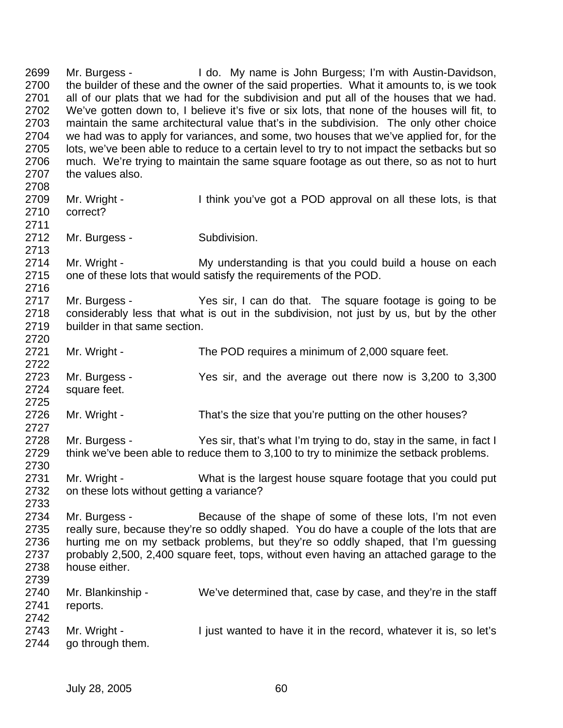2699 Mr. Burgess - I do. My name is John Burgess; I'm with Austin-Davidson,
2700 the builder of these and the owner of the said properties. What it amounts to, is we took
2701 all of our plats that we had for the subdivision and put all of the houses that we had.
2702 We've gotten down to, I believe it's five or six lots, that none of the houses will fit, to
2703 maintain the same architectural value that's in the subdivision. The only other choice
2704 we had was to apply for variances, and some, two houses that we've applied for, for the
2705 lots, we've been able to reduce to a certain level to try to not impact the setbacks but so
2706 much. We're trying to maintain the same square footage as out there, so as not to hurt
2707 the values also.
2708
2709 Mr. Wright - I think you've got a POD approval on all these lots, is that
2710 correct?
2711
2712 Mr. Burgess - Subdivision.
2713
2714 Mr. Wright - My understanding is that you could build a house on each
2715 one of these lots that would satisfy the requirements of the POD.
2716
2717 Mr. Burgess - Yes sir, I can do that. The square footage is going to be
2718 considerably less that what is out in the subdivision, not just by us, but by the other
2719 builder in that same section.
2720
2721 Mr. Wright - The POD requires a minimum of 2,000 square feet.
2722
2723 Mr. Burgess - Yes sir, and the average out there now is 3,200 to 3,300
2724 square feet.
2725
2726 Mr. Wright - That's the size that you're putting on the other houses?
2727
2728 Mr. Burgess - Yes sir, that's what I'm trying to do, stay in the same, in fact I
2729 think we've been able to reduce them to 3,100 to try to minimize the setback problems.
2730
2731 Mr. Wright - What is the largest house square footage that you could put
2732 on these lots without getting a variance?
2733
2734 Mr. Burgess - Because of the shape of some of these lots, I'm not even
2735 really sure, because they're so oddly shaped. You do have a couple of the lots that are
2736 hurting me on my setback problems, but they're so oddly shaped, that I'm guessing
2737 probably 2,500, 2,400 square feet, tops, without even having an attached garage to the
2738 house either.
2739
2740 Mr. Blankinship - We've determined that, case by case, and they're in the staff
2741 reports.
2742
2743 Mr. Wright - I just wanted to have it in the record, whatever it is, so let's
2744 go through them.

July 28, 2005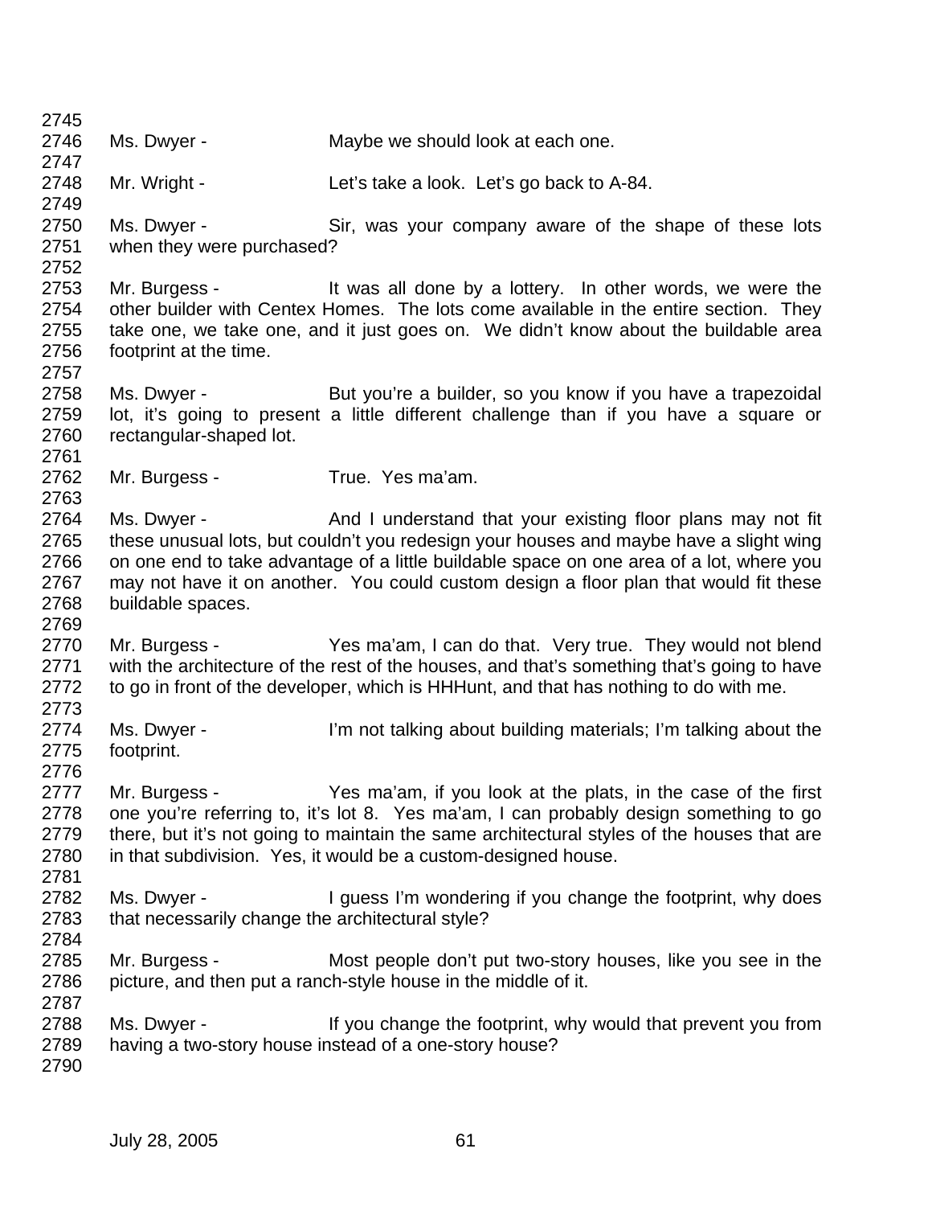Ms. Dwyer - Maybe we should look at each one.

Mr. Wright - Let's take a look. Let's go back to A-84.

Ms. Dwyer - Sir, was your company aware of the shape of these lots when they were purchased?

Mr. Burgess - It was all done by a lottery. In other words, we were the other builder with Centex Homes. The lots come available in the entire section. They take one, we take one, and it just goes on. We didn't know about the buildable area footprint at the time.

Ms. Dwyer - But you're a builder, so you know if you have a trapezoidal lot, it's going to present a little different challenge than if you have a square or rectangular-shaped lot.

Mr. Burgess - True. Yes ma'am.

Ms. Dwyer - And I understand that your existing floor plans may not fit these unusual lots, but couldn't you redesign your houses and maybe have a slight wing on one end to take advantage of a little buildable space on one area of a lot, where you may not have it on another. You could custom design a floor plan that would fit these buildable spaces.

Mr. Burgess - Yes ma'am, I can do that. Very true. They would not blend with the architecture of the rest of the houses, and that's something that's going to have to go in front of the developer, which is HHHunt, and that has nothing to do with me.

Ms. Dwyer - I'm not talking about building materials; I'm talking about the footprint.

Mr. Burgess - Yes ma'am, if you look at the plats, in the case of the first one you're referring to, it's lot 8. Yes ma'am, I can probably design something to go there, but it's not going to maintain the same architectural styles of the houses that are in that subdivision. Yes, it would be a custom-designed house.

Ms. Dwyer - I guess I'm wondering if you change the footprint, why does that necessarily change the architectural style?

Mr. Burgess - Most people don't put two-story houses, like you see in the picture, and then put a ranch-style house in the middle of it.

Ms. Dwyer - If you change the footprint, why would that prevent you from having a two-story house instead of a one-story house?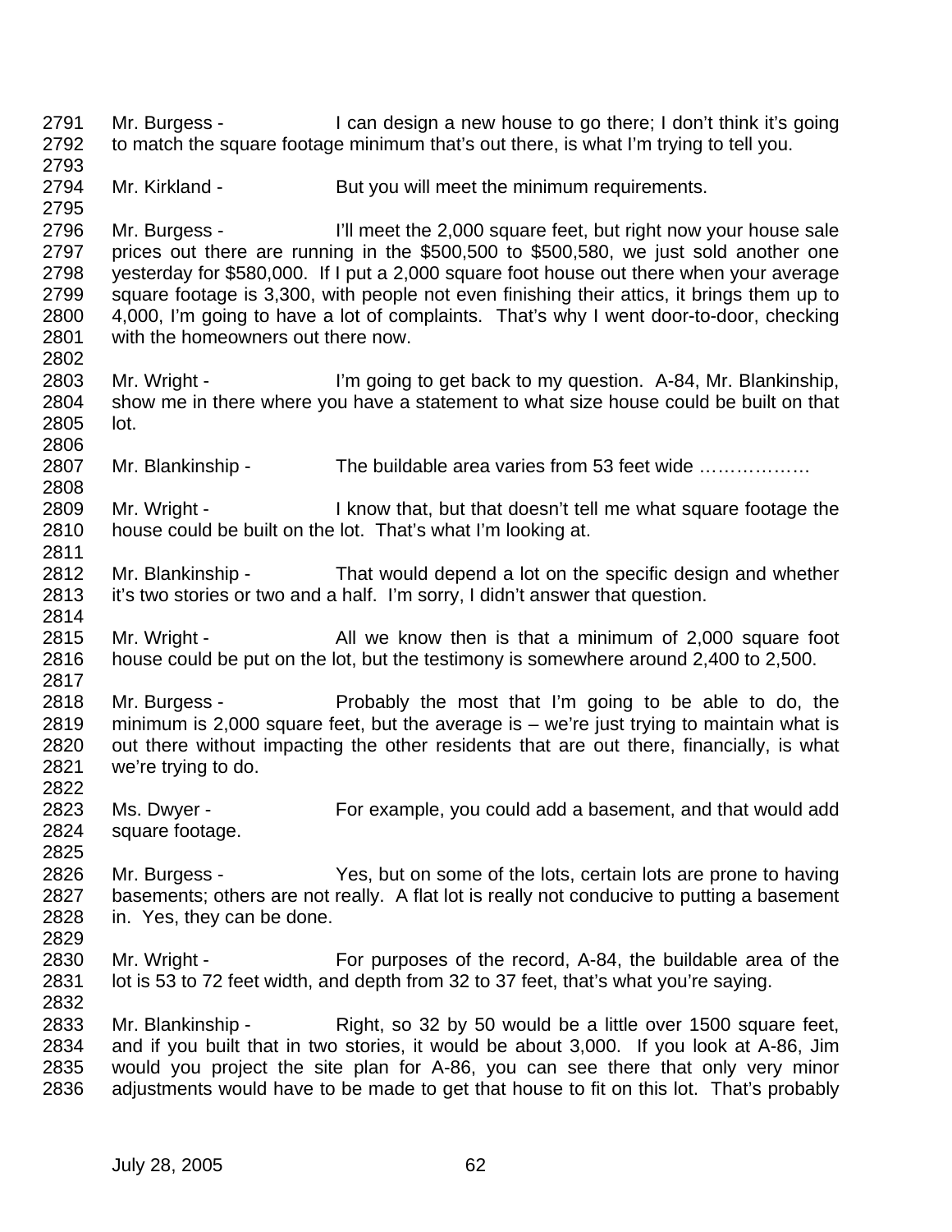2791 Mr. Burgess - I can design a new house to go there; I don't think it's going
2792 to match the square footage minimum that's out there, is what I'm trying to tell you.
2793
2794 Mr. Kirkland - But you will meet the minimum requirements.
2795
2796 Mr. Burgess - I'll meet the 2,000 square feet, but right now your house sale
2797 prices out there are running in the $500,500 to $500,580, we just sold another one
2798 yesterday for $580,000. If I put a 2,000 square foot house out there when your average
2799 square footage is 3,300, with people not even finishing their attics, it brings them up to
2800 4,000, I'm going to have a lot of complaints. That's why I went door-to-door, checking
2801 with the homeowners out there now.
2802
2803 Mr. Wright - I'm going to get back to my question. A-84, Mr. Blankinship,
2804 show me in there where you have a statement to what size house could be built on that
2805 lot.
2806
2807 Mr. Blankinship - The buildable area varies from 53 feet wide ………………
2808
2809 Mr. Wright - I know that, but that doesn't tell me what square footage the
2810 house could be built on the lot. That's what I'm looking at.
2811
2812 Mr. Blankinship - That would depend a lot on the specific design and whether
2813 it's two stories or two and a half. I'm sorry, I didn't answer that question.
2814
2815 Mr. Wright - All we know then is that a minimum of 2,000 square foot
2816 house could be put on the lot, but the testimony is somewhere around 2,400 to 2,500.
2817
2818 Mr. Burgess - Probably the most that I'm going to be able to do, the
2819 minimum is 2,000 square feet, but the average is – we're just trying to maintain what is
2820 out there without impacting the other residents that are out there, financially, is what
2821 we're trying to do.
2822
2823 Ms. Dwyer - For example, you could add a basement, and that would add
2824 square footage.
2825
2826 Mr. Burgess - Yes, but on some of the lots, certain lots are prone to having
2827 basements; others are not really. A flat lot is really not conducive to putting a basement
2828 in. Yes, they can be done.
2829
2830 Mr. Wright - For purposes of the record, A-84, the buildable area of the
2831 lot is 53 to 72 feet width, and depth from 32 to 37 feet, that's what you're saying.
2832
2833 Mr. Blankinship - Right, so 32 by 50 would be a little over 1500 square feet,
2834 and if you built that in two stories, it would be about 3,000. If you look at A-86, Jim
2835 would you project the site plan for A-86, you can see there that only very minor
2836 adjustments would have to be made to get that house to fit on this lot. That's probably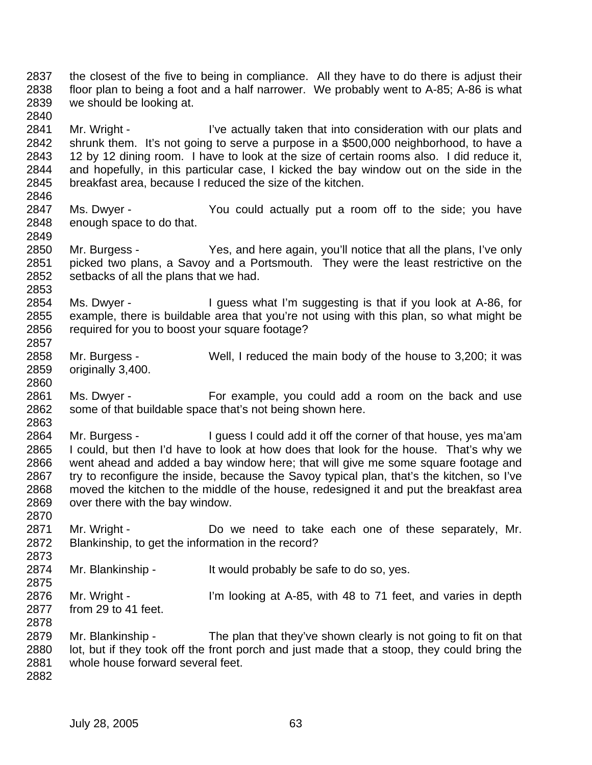the closest of the five to being in compliance. All they have to do there is adjust their floor plan to being a foot and a half narrower. We probably went to A-85; A-86 is what we should be looking at.

Mr. Wright - I've actually taken that into consideration with our plats and shrunk them. It's not going to serve a purpose in a $500,000 neighborhood, to have a 12 by 12 dining room. I have to look at the size of certain rooms also. I did reduce it, and hopefully, in this particular case, I kicked the bay window out on the side in the breakfast area, because I reduced the size of the kitchen.

Ms. Dwyer - You could actually put a room off to the side; you have enough space to do that.

Mr. Burgess - Yes, and here again, you'll notice that all the plans, I've only picked two plans, a Savoy and a Portsmouth. They were the least restrictive on the setbacks of all the plans that we had.

Ms. Dwyer - I guess what I'm suggesting is that if you look at A-86, for example, there is buildable area that you're not using with this plan, so what might be required for you to boost your square footage?

Mr. Burgess - Well, I reduced the main body of the house to 3,200; it was originally 3,400.

Ms. Dwyer - For example, you could add a room on the back and use some of that buildable space that's not being shown here.

Mr. Burgess - I guess I could add it off the corner of that house, yes ma'am I could, but then I'd have to look at how does that look for the house. That's why we went ahead and added a bay window here; that will give me some square footage and try to reconfigure the inside, because the Savoy typical plan, that's the kitchen, so I've moved the kitchen to the middle of the house, redesigned it and put the breakfast area over there with the bay window.

Mr. Wright - Do we need to take each one of these separately, Mr. Blankinship, to get the information in the record?

Mr. Blankinship - It would probably be safe to do so, yes.

Mr. Wright - I'm looking at A-85, with 48 to 71 feet, and varies in depth from 29 to 41 feet.

Mr. Blankinship - The plan that they've shown clearly is not going to fit on that lot, but if they took off the front porch and just made that a stoop, they could bring the whole house forward several feet.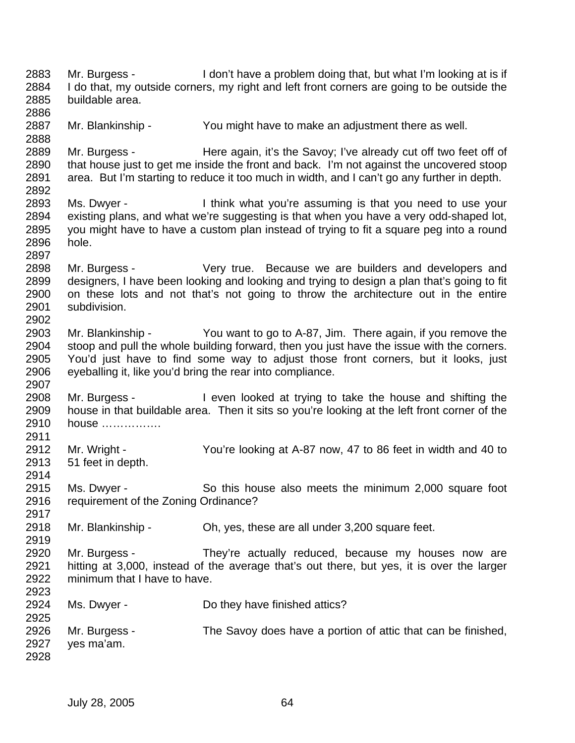Mr. Burgess - I don't have a problem doing that, but what I'm looking at is if I do that, my outside corners, my right and left front corners are going to be outside the buildable area.

Mr. Blankinship - You might have to make an adjustment there as well.

Mr. Burgess - Here again, it's the Savoy; I've already cut off two feet off of that house just to get me inside the front and back. I'm not against the uncovered stoop area. But I'm starting to reduce it too much in width, and I can't go any further in depth.

Ms. Dwyer - I think what you're assuming is that you need to use your existing plans, and what we're suggesting is that when you have a very odd-shaped lot, you might have to have a custom plan instead of trying to fit a square peg into a round hole.

Mr. Burgess - Very true. Because we are builders and developers and designers, I have been looking and looking and trying to design a plan that's going to fit on these lots and not that's not going to throw the architecture out in the entire subdivision.

Mr. Blankinship - You want to go to A-87, Jim. There again, if you remove the stoop and pull the whole building forward, then you just have the issue with the corners. You'd just have to find some way to adjust those front corners, but it looks, just eyeballing it, like you'd bring the rear into compliance.

Mr. Burgess - I even looked at trying to take the house and shifting the house in that buildable area. Then it sits so you're looking at the left front corner of the house …………….

Mr. Wright - You're looking at A-87 now, 47 to 86 feet in width and 40 to 51 feet in depth.

Ms. Dwyer - So this house also meets the minimum 2,000 square foot requirement of the Zoning Ordinance?

Mr. Blankinship - Oh, yes, these are all under 3,200 square feet.

Mr. Burgess - They're actually reduced, because my houses now are hitting at 3,000, instead of the average that's out there, but yes, it is over the larger minimum that I have to have.

Ms. Dwyer - Do they have finished attics?

Mr. Burgess - The Savoy does have a portion of attic that can be finished, yes ma'am.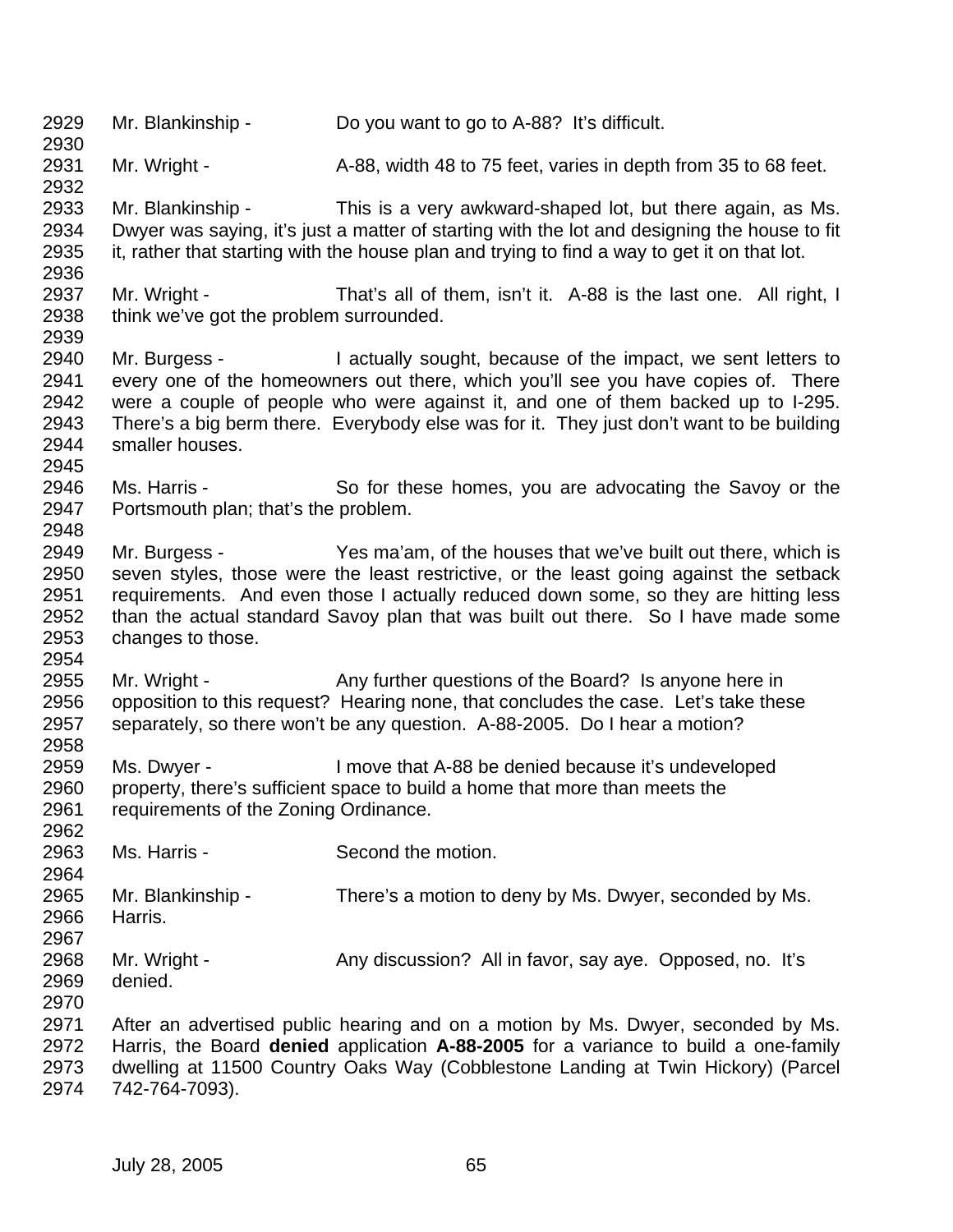2929 Mr. Blankinship - Do you want to go to A-88? It's difficult.
2930
2931 Mr. Wright - A-88, width 48 to 75 feet, varies in depth from 35 to 68 feet.
2932
2933 Mr. Blankinship - This is a very awkward-shaped lot, but there again, as Ms.
2934 Dwyer was saying, it's just a matter of starting with the lot and designing the house to fit
2935 it, rather that starting with the house plan and trying to find a way to get it on that lot.
2936
2937 Mr. Wright - That's all of them, isn't it. A-88 is the last one. All right, I
2938 think we've got the problem surrounded.
2939
2940 Mr. Burgess - I actually sought, because of the impact, we sent letters to
2941 every one of the homeowners out there, which you'll see you have copies of. There
2942 were a couple of people who were against it, and one of them backed up to I-295.
2943 There's a big berm there. Everybody else was for it. They just don't want to be building
2944 smaller houses.
2945
2946 Ms. Harris - So for these homes, you are advocating the Savoy or the
2947 Portsmouth plan; that's the problem.
2948
2949 Mr. Burgess - Yes ma'am, of the houses that we've built out there, which is
2950 seven styles, those were the least restrictive, or the least going against the setback
2951 requirements. And even those I actually reduced down some, so they are hitting less
2952 than the actual standard Savoy plan that was built out there. So I have made some
2953 changes to those.
2954
2955 Mr. Wright - Any further questions of the Board? Is anyone here in
2956 opposition to this request? Hearing none, that concludes the case. Let's take these
2957 separately, so there won't be any question. A-88-2005. Do I hear a motion?
2958
2959 Ms. Dwyer - I move that A-88 be denied because it's undeveloped
2960 property, there's sufficient space to build a home that more than meets the
2961 requirements of the Zoning Ordinance.
2962
2963 Ms. Harris - Second the motion.
2964
2965 Mr. Blankinship - There's a motion to deny by Ms. Dwyer, seconded by Ms.
2966 Harris.
2967
2968 Mr. Wright - Any discussion? All in favor, say aye. Opposed, no. It's
2969 denied.
2970
2971 After an advertised public hearing and on a motion by Ms. Dwyer, seconded by Ms.
2972 Harris, the Board **denied** application **A-88-2005** for a variance to build a one-family
2973 dwelling at 11500 Country Oaks Way (Cobblestone Landing at Twin Hickory) (Parcel
2974 742-764-7093).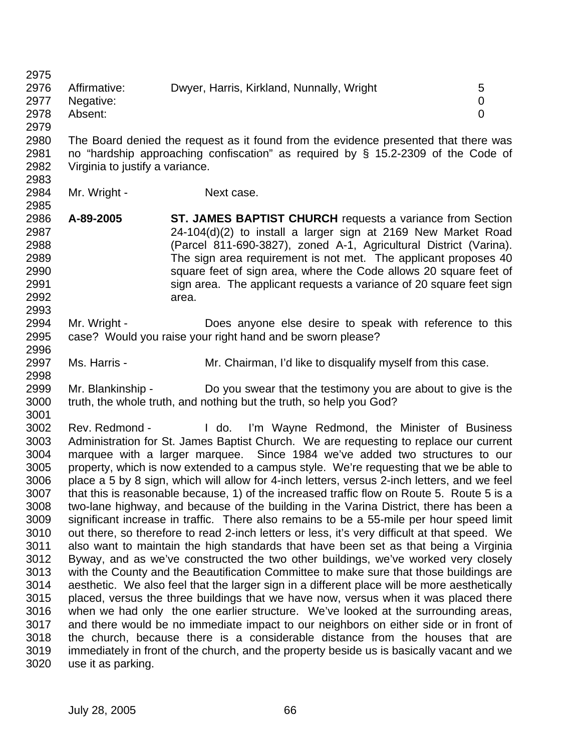| | | |
|---|---|---|
| Affirmative: | Dwyer, Harris, Kirkland, Nunnally, Wright | 5 |
| Negative: | | 0 |
| Absent: | | 0 |

The Board denied the request as it found from the evidence presented that there was no "hardship approaching confiscation" as required by § 15.2-2309 of the Code of Virginia to justify a variance.

Mr. Wright - Next case.

**A-89-2005** **ST. JAMES BAPTIST CHURCH** requests a variance from Section 24-104(d)(2) to install a larger sign at 2169 New Market Road (Parcel 811-690-3827), zoned A-1, Agricultural District (Varina). The sign area requirement is not met. The applicant proposes 40 square feet of sign area, where the Code allows 20 square feet of sign area. The applicant requests a variance of 20 square feet sign area.

Mr. Wright - Does anyone else desire to speak with reference to this case? Would you raise your right hand and be sworn please?

Ms. Harris - Mr. Chairman, I'd like to disqualify myself from this case.

Mr. Blankinship - Do you swear that the testimony you are about to give is the truth, the whole truth, and nothing but the truth, so help you God?

Rev. Redmond - I do. I'm Wayne Redmond, the Minister of Business Administration for St. James Baptist Church. We are requesting to replace our current marquee with a larger marquee. Since 1984 we've added two structures to our property, which is now extended to a campus style. We're requesting that we be able to place a 5 by 8 sign, which will allow for 4-inch letters, versus 2-inch letters, and we feel that this is reasonable because, 1) of the increased traffic flow on Route 5. Route 5 is a two-lane highway, and because of the building in the Varina District, there has been a significant increase in traffic. There also remains to be a 55-mile per hour speed limit out there, so therefore to read 2-inch letters or less, it's very difficult at that speed. We also want to maintain the high standards that have been set as that being a Virginia Byway, and as we've constructed the two other buildings, we've worked very closely with the County and the Beautification Committee to make sure that those buildings are aesthetic. We also feel that the larger sign in a different place will be more aesthetically placed, versus the three buildings that we have now, versus when it was placed there when we had only the one earlier structure. We've looked at the surrounding areas, and there would be no immediate impact to our neighbors on either side or in front of the church, because there is a considerable distance from the houses that are immediately in front of the church, and the property beside us is basically vacant and we use it as parking.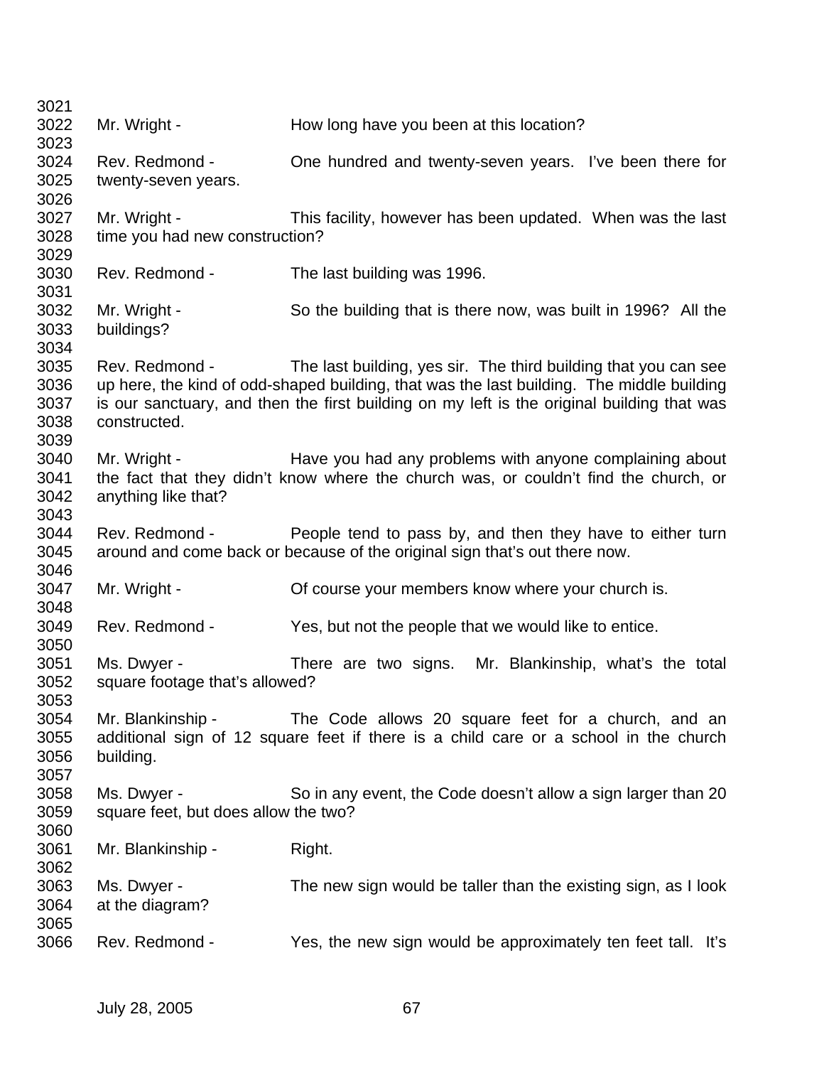3021
3022 Mr. Wright - How long have you been at this location?
3023
3024 Rev. Redmond - One hundred and twenty-seven years. I've been there for
3025 twenty-seven years.
3026
3027 Mr. Wright - This facility, however has been updated. When was the last
3028 time you had new construction?
3029
3030 Rev. Redmond - The last building was 1996.
3031
3032 Mr. Wright - So the building that is there now, was built in 1996? All the
3033 buildings?
3034
3035 Rev. Redmond - The last building, yes sir. The third building that you can see
3036 up here, the kind of odd-shaped building, that was the last building. The middle building
3037 is our sanctuary, and then the first building on my left is the original building that was
3038 constructed.
3039
3040 Mr. Wright - Have you had any problems with anyone complaining about
3041 the fact that they didn't know where the church was, or couldn't find the church, or
3042 anything like that?
3043
3044 Rev. Redmond - People tend to pass by, and then they have to either turn
3045 around and come back or because of the original sign that's out there now.
3046
3047 Mr. Wright - Of course your members know where your church is.
3048
3049 Rev. Redmond - Yes, but not the people that we would like to entice.
3050
3051 Ms. Dwyer - There are two signs. Mr. Blankinship, what's the total
3052 square footage that's allowed?
3053
3054 Mr. Blankinship - The Code allows 20 square feet for a church, and an
3055 additional sign of 12 square feet if there is a child care or a school in the church
3056 building.
3057
3058 Ms. Dwyer - So in any event, the Code doesn't allow a sign larger than 20
3059 square feet, but does allow the two?
3060
3061 Mr. Blankinship - Right.
3062
3063 Ms. Dwyer - The new sign would be taller than the existing sign, as I look
3064 at the diagram?
3065
3066 Rev. Redmond - Yes, the new sign would be approximately ten feet tall. It's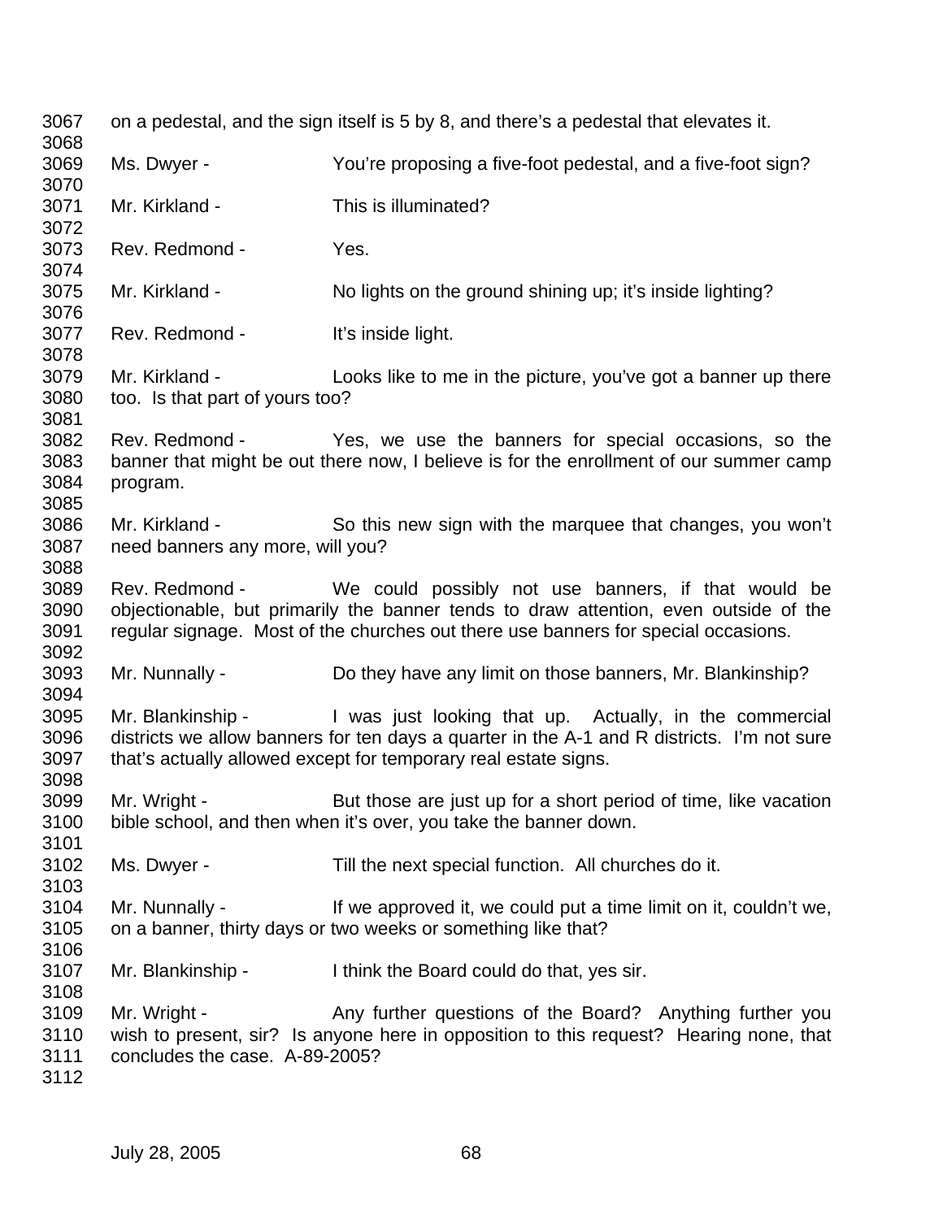3067 on a pedestal, and the sign itself is 5 by 8, and there's a pedestal that elevates it.
3068
3069 Ms. Dwyer - You're proposing a five-foot pedestal, and a five-foot sign?
3070
3071 Mr. Kirkland - This is illuminated?
3072
3073 Rev. Redmond - Yes.
3074
3075 Mr. Kirkland - No lights on the ground shining up; it's inside lighting?
3076
3077 Rev. Redmond - It's inside light.
3078
3079 Mr. Kirkland - Looks like to me in the picture, you've got a banner up there
3080 too. Is that part of yours too?
3081
3082 Rev. Redmond - Yes, we use the banners for special occasions, so the
3083 banner that might be out there now, I believe is for the enrollment of our summer camp
3084 program.
3085
3086 Mr. Kirkland - So this new sign with the marquee that changes, you won't
3087 need banners any more, will you?
3088
3089 Rev. Redmond - We could possibly not use banners, if that would be
3090 objectionable, but primarily the banner tends to draw attention, even outside of the
3091 regular signage. Most of the churches out there use banners for special occasions.
3092
3093 Mr. Nunnally - Do they have any limit on those banners, Mr. Blankinship?
3094
3095 Mr. Blankinship - I was just looking that up. Actually, in the commercial
3096 districts we allow banners for ten days a quarter in the A-1 and R districts. I'm not sure
3097 that's actually allowed except for temporary real estate signs.
3098
3099 Mr. Wright - But those are just up for a short period of time, like vacation
3100 bible school, and then when it's over, you take the banner down.
3101
3102 Ms. Dwyer - Till the next special function. All churches do it.
3103
3104 Mr. Nunnally - If we approved it, we could put a time limit on it, couldn't we,
3105 on a banner, thirty days or two weeks or something like that?
3106
3107 Mr. Blankinship - I think the Board could do that, yes sir.
3108
3109 Mr. Wright - Any further questions of the Board? Anything further you
3110 wish to present, sir? Is anyone here in opposition to this request? Hearing none, that
3111 concludes the case. A-89-2005?
3112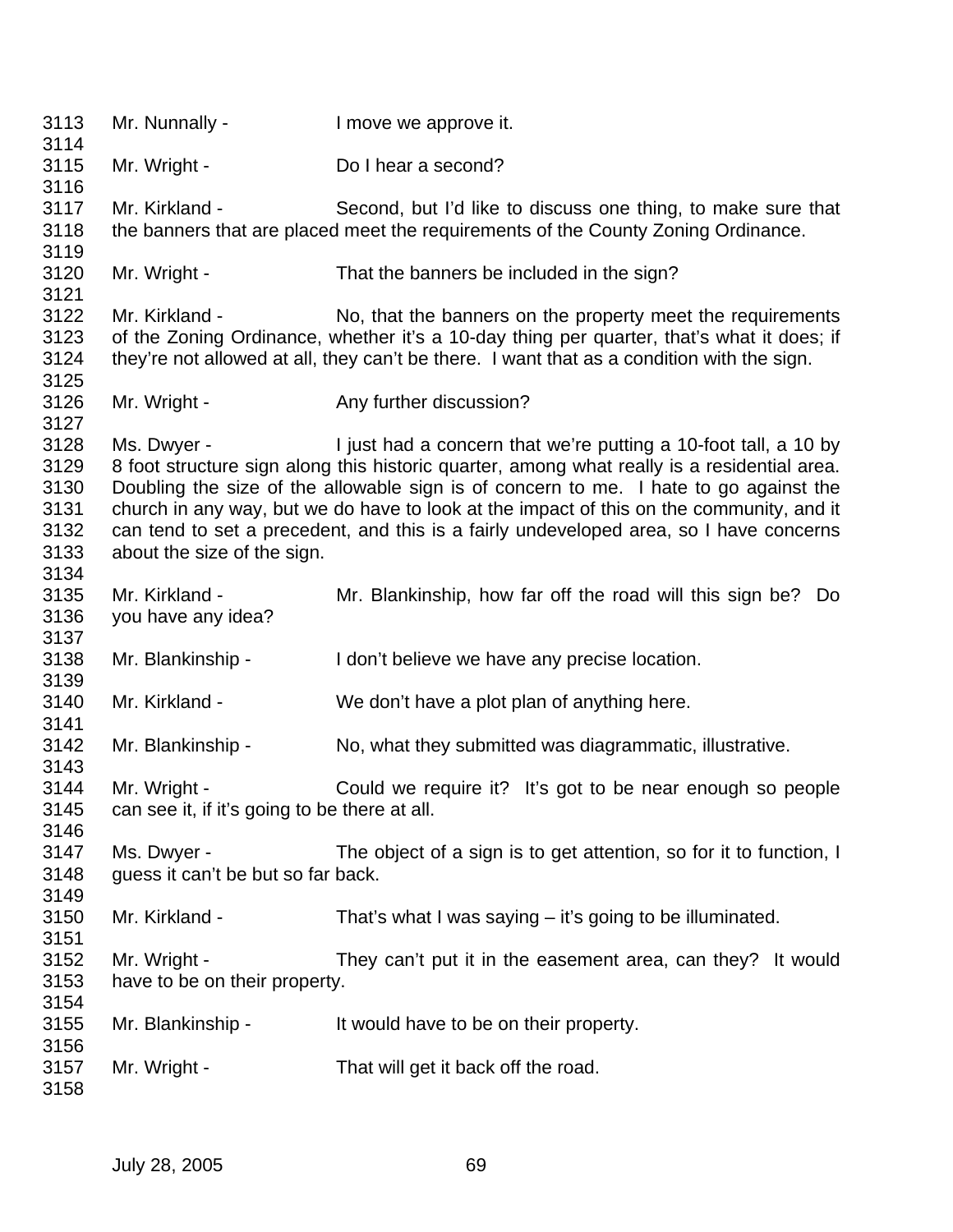3113 Mr. Nunnally - I move we approve it.
3114
3115 Mr. Wright - Do I hear a second?
3116
3117 Mr. Kirkland - Second, but I'd like to discuss one thing, to make sure that
3118 the banners that are placed meet the requirements of the County Zoning Ordinance.
3119
3120 Mr. Wright - That the banners be included in the sign?
3121
3122 Mr. Kirkland - No, that the banners on the property meet the requirements
3123 of the Zoning Ordinance, whether it's a 10-day thing per quarter, that's what it does; if
3124 they're not allowed at all, they can't be there. I want that as a condition with the sign.
3125
3126 Mr. Wright - Any further discussion?
3127
3128 Ms. Dwyer - I just had a concern that we're putting a 10-foot tall, a 10 by
3129 8 foot structure sign along this historic quarter, among what really is a residential area.
3130 Doubling the size of the allowable sign is of concern to me. I hate to go against the
3131 church in any way, but we do have to look at the impact of this on the community, and it
3132 can tend to set a precedent, and this is a fairly undeveloped area, so I have concerns
3133 about the size of the sign.
3134
3135 Mr. Kirkland - Mr. Blankinship, how far off the road will this sign be? Do
3136 you have any idea?
3137
3138 Mr. Blankinship - I don't believe we have any precise location.
3139
3140 Mr. Kirkland - We don't have a plot plan of anything here.
3141
3142 Mr. Blankinship - No, what they submitted was diagrammatic, illustrative.
3143
3144 Mr. Wright - Could we require it? It's got to be near enough so people
3145 can see it, if it's going to be there at all.
3146
3147 Ms. Dwyer - The object of a sign is to get attention, so for it to function, I
3148 guess it can't be but so far back.
3149
3150 Mr. Kirkland - That's what I was saying – it's going to be illuminated.
3151
3152 Mr. Wright - They can't put it in the easement area, can they? It would
3153 have to be on their property.
3154
3155 Mr. Blankinship - It would have to be on their property.
3156
3157 Mr. Wright - That will get it back off the road.
3158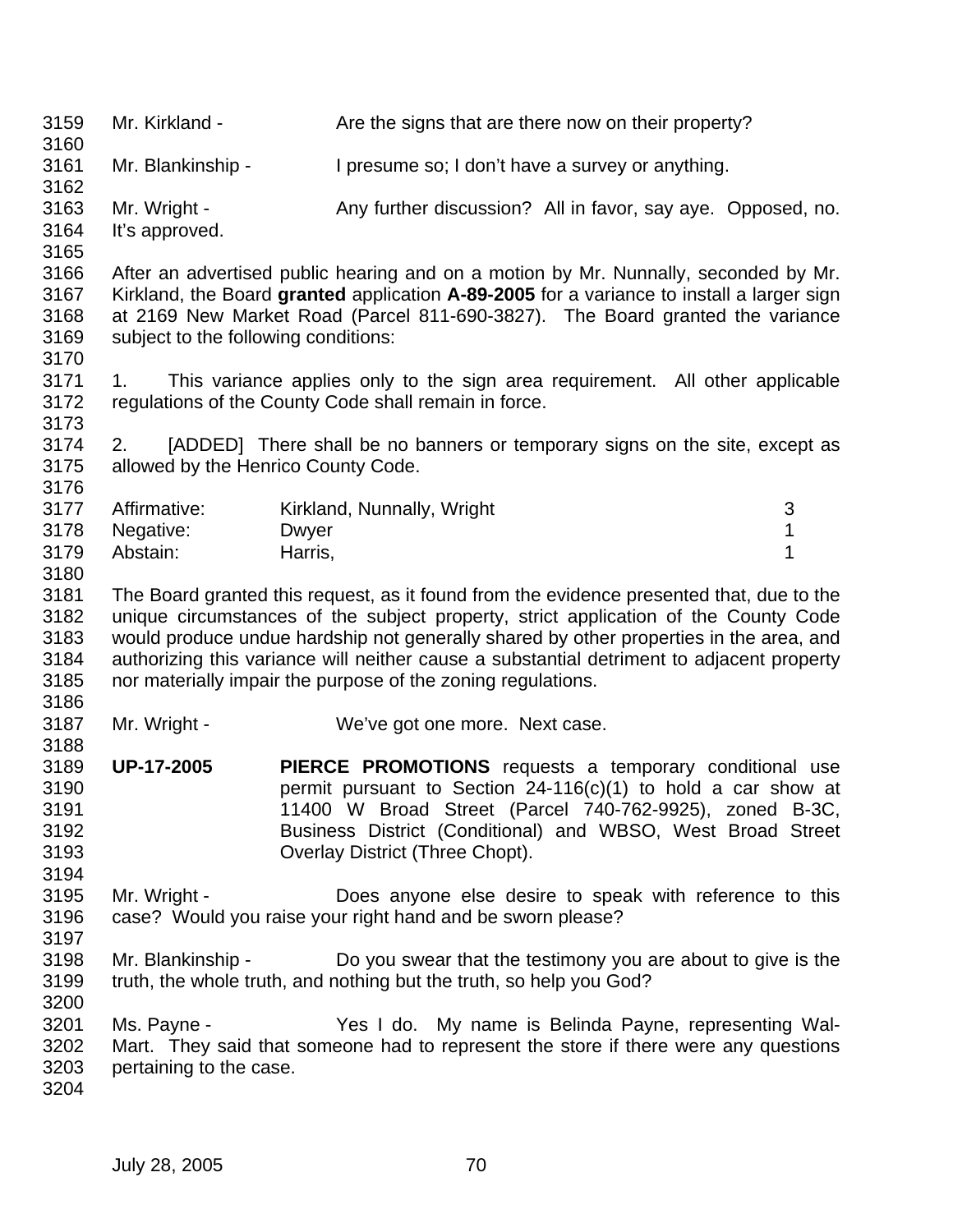Mr. Kirkland - Are the signs that are there now on their property?

Mr. Blankinship - I presume so; I don't have a survey or anything.

Mr. Wright - Any further discussion? All in favor, say aye. Opposed, no. It's approved.

After an advertised public hearing and on a motion by Mr. Nunnally, seconded by Mr. Kirkland, the Board **granted** application **A-89-2005** for a variance to install a larger sign at 2169 New Market Road (Parcel 811-690-3827). The Board granted the variance subject to the following conditions:

1. This variance applies only to the sign area requirement. All other applicable regulations of the County Code shall remain in force.

2. [ADDED] There shall be no banners or temporary signs on the site, except as allowed by the Henrico County Code.

| | | |
|---|---|---|
| Affirmative: | Kirkland, Nunnally, Wright | 3 |
| Negative: | Dwyer | 1 |
| Abstain: | Harris, | 1 |

The Board granted this request, as it found from the evidence presented that, due to the unique circumstances of the subject property, strict application of the County Code would produce undue hardship not generally shared by other properties in the area, and authorizing this variance will neither cause a substantial detriment to adjacent property nor materially impair the purpose of the zoning regulations.

Mr. Wright - We've got one more. Next case.

**UP-17-2005** **PIERCE PROMOTIONS** requests a temporary conditional use permit pursuant to Section 24-116(c)(1) to hold a car show at 11400 W Broad Street (Parcel 740-762-9925), zoned B-3C, Business District (Conditional) and WBSO, West Broad Street Overlay District (Three Chopt).

Mr. Wright - Does anyone else desire to speak with reference to this case? Would you raise your right hand and be sworn please?

Mr. Blankinship - Do you swear that the testimony you are about to give is the truth, the whole truth, and nothing but the truth, so help you God?

Ms. Payne - Yes I do. My name is Belinda Payne, representing Wal-Mart. They said that someone had to represent the store if there were any questions pertaining to the case.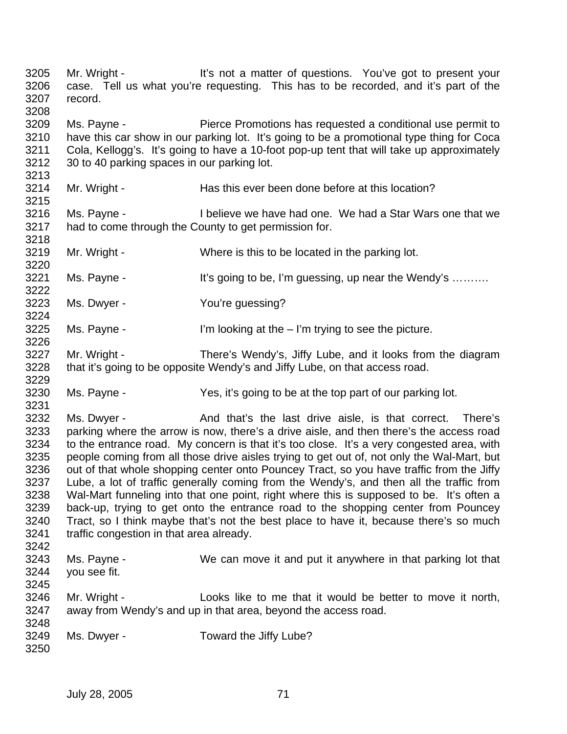3205 Mr. Wright - It's not a matter of questions. You've got to present your
3206 case. Tell us what you're requesting. This has to be recorded, and it's part of the
3207 record.
3208
3209 Ms. Payne - Pierce Promotions has requested a conditional use permit to
3210 have this car show in our parking lot. It's going to be a promotional type thing for Coca
3211 Cola, Kellogg's. It's going to have a 10-foot pop-up tent that will take up approximately
3212 30 to 40 parking spaces in our parking lot.
3213
3214 Mr. Wright - Has this ever been done before at this location?
3215
3216 Ms. Payne - I believe we have had one. We had a Star Wars one that we
3217 had to come through the County to get permission for.
3218
3219 Mr. Wright - Where is this to be located in the parking lot.
3220
3221 Ms. Payne - It's going to be, I'm guessing, up near the Wendy's ……….
3222
3223 Ms. Dwyer - You're guessing?
3224
3225 Ms. Payne - I'm looking at the – I'm trying to see the picture.
3226
3227 Mr. Wright - There's Wendy's, Jiffy Lube, and it looks from the diagram
3228 that it's going to be opposite Wendy's and Jiffy Lube, on that access road.
3229
3230 Ms. Payne - Yes, it's going to be at the top part of our parking lot.
3231
3232 Ms. Dwyer - And that's the last drive aisle, is that correct. There's
3233 parking where the arrow is now, there's a drive aisle, and then there's the access road
3234 to the entrance road. My concern is that it's too close. It's a very congested area, with
3235 people coming from all those drive aisles trying to get out of, not only the Wal-Mart, but
3236 out of that whole shopping center onto Pouncey Tract, so you have traffic from the Jiffy
3237 Lube, a lot of traffic generally coming from the Wendy's, and then all the traffic from
3238 Wal-Mart funneling into that one point, right where this is supposed to be. It's often a
3239 back-up, trying to get onto the entrance road to the shopping center from Pouncey
3240 Tract, so I think maybe that's not the best place to have it, because there's so much
3241 traffic congestion in that area already.
3242
3243 Ms. Payne - We can move it and put it anywhere in that parking lot that
3244 you see fit.
3245
3246 Mr. Wright - Looks like to me that it would be better to move it north,
3247 away from Wendy's and up in that area, beyond the access road.
3248
3249 Ms. Dwyer - Toward the Jiffy Lube?
3250

July 28, 2005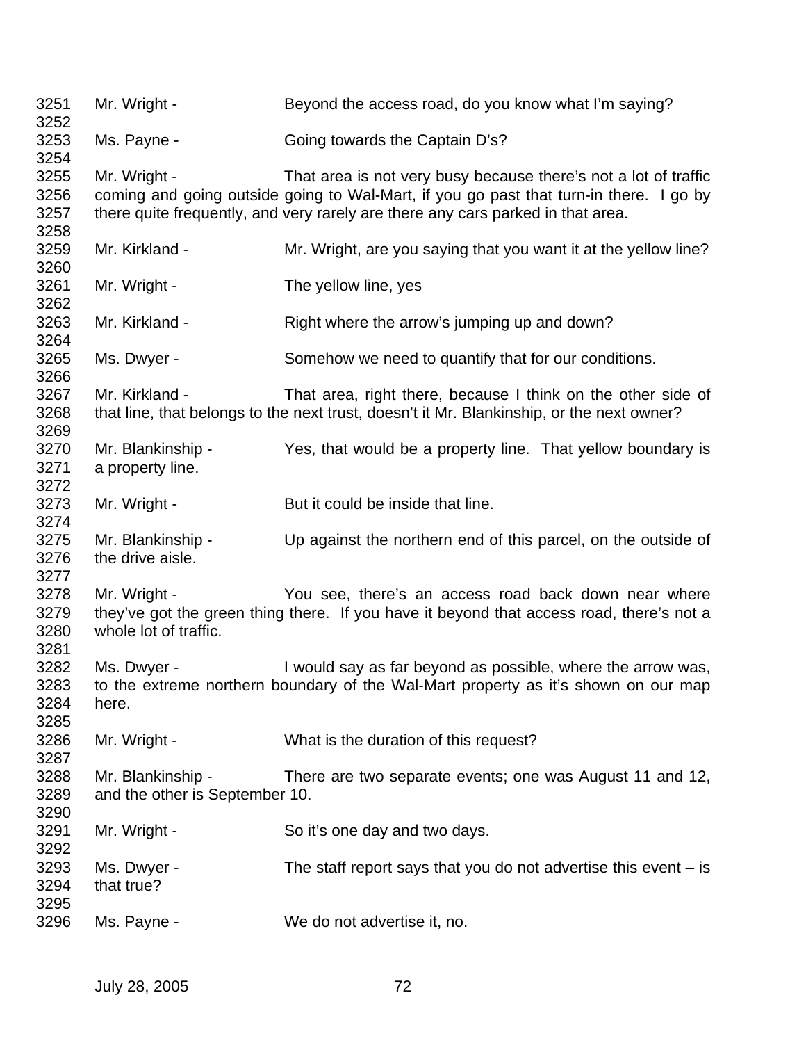3251 Mr. Wright - Beyond the access road, do you know what I'm saying?
3252
3253 Ms. Payne - Going towards the Captain D's?
3254
3255 Mr. Wright - That area is not very busy because there's not a lot of traffic
3256 coming and going outside going to Wal-Mart, if you go past that turn-in there. I go by
3257 there quite frequently, and very rarely are there any cars parked in that area.
3258
3259 Mr. Kirkland - Mr. Wright, are you saying that you want it at the yellow line?
3260
3261 Mr. Wright - The yellow line, yes
3262
3263 Mr. Kirkland - Right where the arrow's jumping up and down?
3264
3265 Ms. Dwyer - Somehow we need to quantify that for our conditions.
3266
3267 Mr. Kirkland - That area, right there, because I think on the other side of
3268 that line, that belongs to the next trust, doesn't it Mr. Blankinship, or the next owner?
3269
3270 Mr. Blankinship - Yes, that would be a property line. That yellow boundary is
3271 a property line.
3272
3273 Mr. Wright - But it could be inside that line.
3274
3275 Mr. Blankinship - Up against the northern end of this parcel, on the outside of
3276 the drive aisle.
3277
3278 Mr. Wright - You see, there's an access road back down near where
3279 they've got the green thing there. If you have it beyond that access road, there's not a
3280 whole lot of traffic.
3281
3282 Ms. Dwyer - I would say as far beyond as possible, where the arrow was,
3283 to the extreme northern boundary of the Wal-Mart property as it's shown on our map
3284 here.
3285
3286 Mr. Wright - What is the duration of this request?
3287
3288 Mr. Blankinship - There are two separate events; one was August 11 and 12,
3289 and the other is September 10.
3290
3291 Mr. Wright - So it's one day and two days.
3292
3293 Ms. Dwyer - The staff report says that you do not advertise this event – is
3294 that true?
3295
3296 Ms. Payne - We do not advertise it, no.

July 28, 2005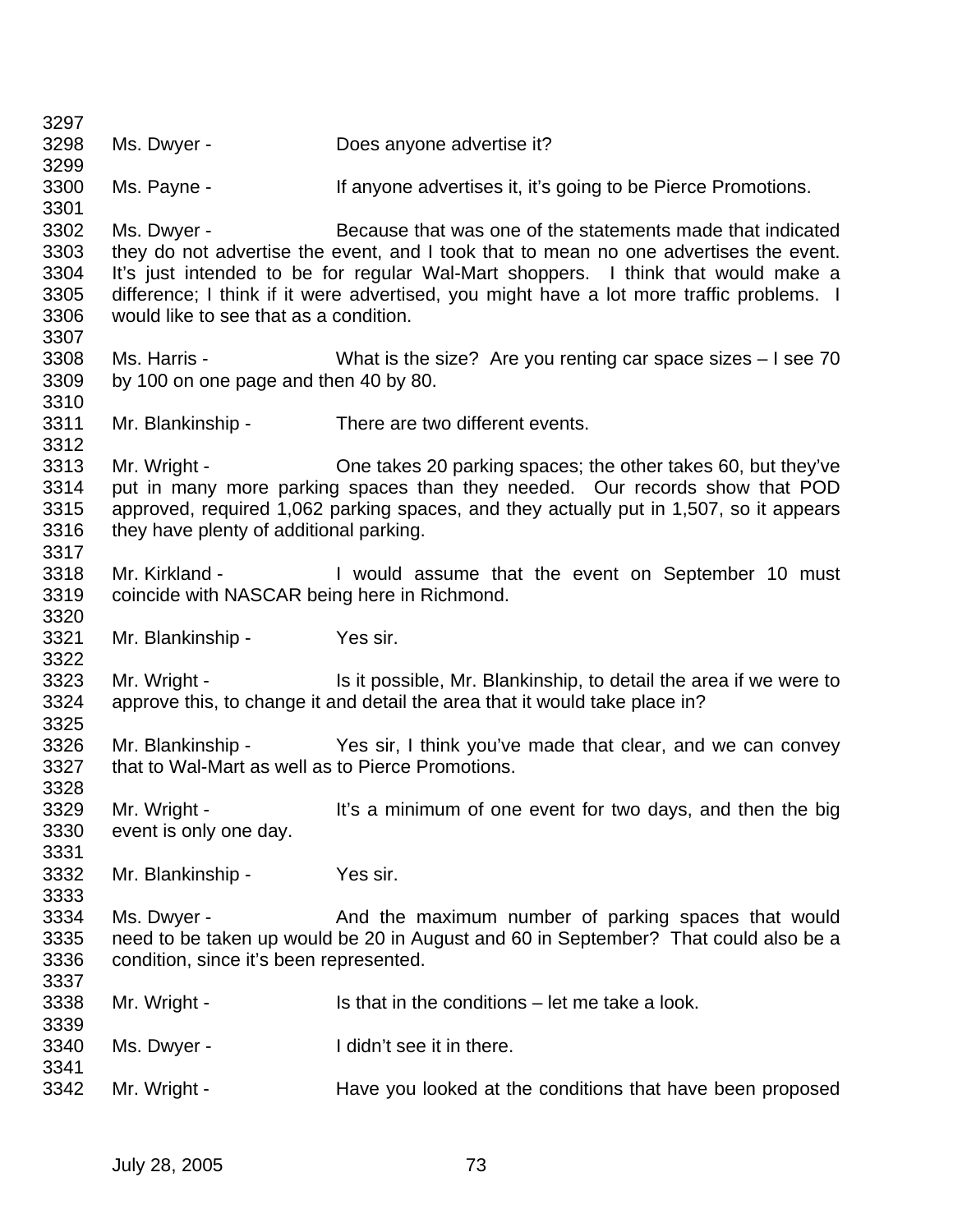3297

3298 Ms. Dwyer - Does anyone advertise it?

3299

3300 Ms. Payne - If anyone advertises it, it's going to be Pierce Promotions.

3301

3302 Ms. Dwyer - Because that was one of the statements made that indicated
3303 they do not advertise the event, and I took that to mean no one advertises the event.
3304 It's just intended to be for regular Wal-Mart shoppers. I think that would make a
3305 difference; I think if it were advertised, you might have a lot more traffic problems. I
3306 would like to see that as a condition.

3307

3308 Ms. Harris - What is the size? Are you renting car space sizes – I see 70
3309 by 100 on one page and then 40 by 80.

3310

3311 Mr. Blankinship - There are two different events.

3312

3313 Mr. Wright - One takes 20 parking spaces; the other takes 60, but they've
3314 put in many more parking spaces than they needed. Our records show that POD
3315 approved, required 1,062 parking spaces, and they actually put in 1,507, so it appears
3316 they have plenty of additional parking.

3317

3318 Mr. Kirkland - I would assume that the event on September 10 must
3319 coincide with NASCAR being here in Richmond.

3320

3321 Mr. Blankinship - Yes sir.

3322

3323 Mr. Wright - Is it possible, Mr. Blankinship, to detail the area if we were to
3324 approve this, to change it and detail the area that it would take place in?

3325

3326 Mr. Blankinship - Yes sir, I think you've made that clear, and we can convey
3327 that to Wal-Mart as well as to Pierce Promotions.

3328

3329 Mr. Wright - It's a minimum of one event for two days, and then the big
3330 event is only one day.

3331

3332 Mr. Blankinship - Yes sir.

3333

3334 Ms. Dwyer - And the maximum number of parking spaces that would
3335 need to be taken up would be 20 in August and 60 in September? That could also be a
3336 condition, since it's been represented.

3337

3338 Mr. Wright - Is that in the conditions – let me take a look.

3339

3340 Ms. Dwyer - I didn't see it in there.

3341

3342 Mr. Wright - Have you looked at the conditions that have been proposed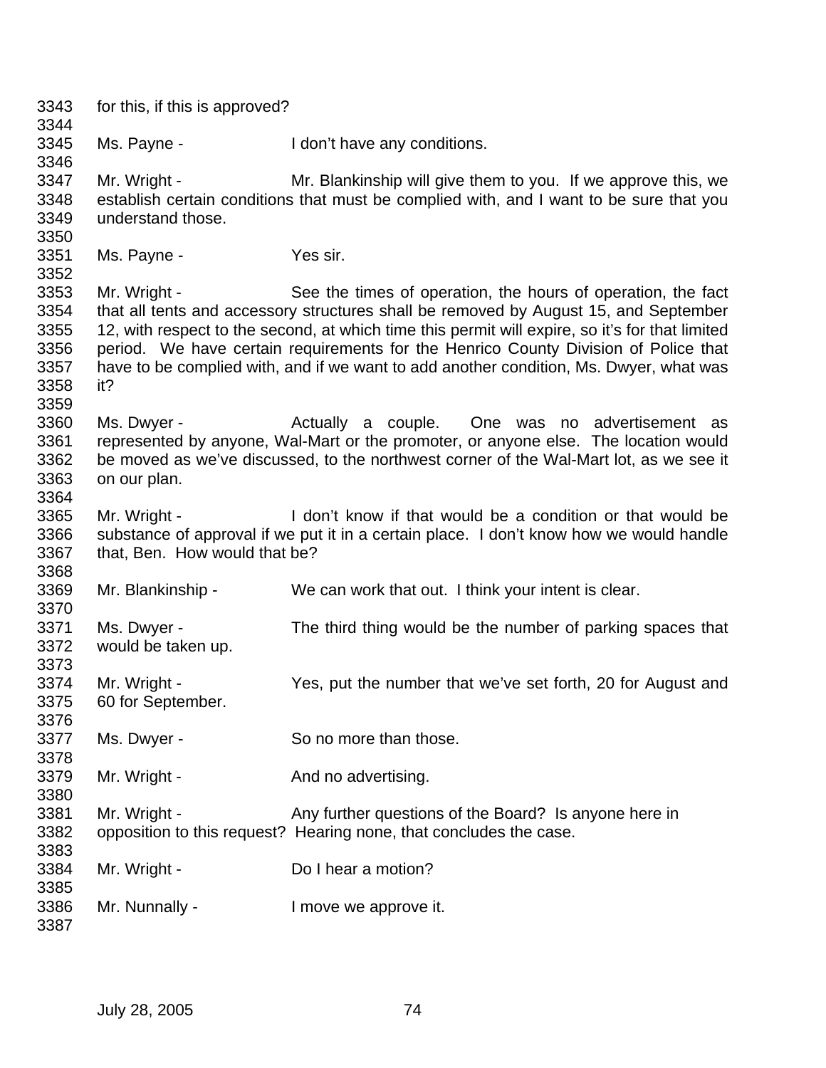3343 for this, if this is approved?
3344
3345 Ms. Payne - I don't have any conditions.
3346
3347 Mr. Wright - Mr. Blankinship will give them to you. If we approve this, we
3348 establish certain conditions that must be complied with, and I want to be sure that you
3349 understand those.
3350
3351 Ms. Payne - Yes sir.
3352
3353 Mr. Wright - See the times of operation, the hours of operation, the fact
3354 that all tents and accessory structures shall be removed by August 15, and September
3355 12, with respect to the second, at which time this permit will expire, so it's for that limited
3356 period. We have certain requirements for the Henrico County Division of Police that
3357 have to be complied with, and if we want to add another condition, Ms. Dwyer, what was
3358 it?
3359
3360 Ms. Dwyer - Actually a couple. One was no advertisement as
3361 represented by anyone, Wal-Mart or the promoter, or anyone else. The location would
3362 be moved as we've discussed, to the northwest corner of the Wal-Mart lot, as we see it
3363 on our plan.
3364
3365 Mr. Wright - I don't know if that would be a condition or that would be
3366 substance of approval if we put it in a certain place. I don't know how we would handle
3367 that, Ben. How would that be?
3368
3369 Mr. Blankinship - We can work that out. I think your intent is clear.
3370
3371 Ms. Dwyer - The third thing would be the number of parking spaces that
3372 would be taken up.
3373
3374 Mr. Wright - Yes, put the number that we've set forth, 20 for August and
3375 60 for September.
3376
3377 Ms. Dwyer - So no more than those.
3378
3379 Mr. Wright - And no advertising.
3380
3381 Mr. Wright - Any further questions of the Board? Is anyone here in
3382 opposition to this request? Hearing none, that concludes the case.
3383
3384 Mr. Wright - Do I hear a motion?
3385
3386 Mr. Nunnally - I move we approve it.
3387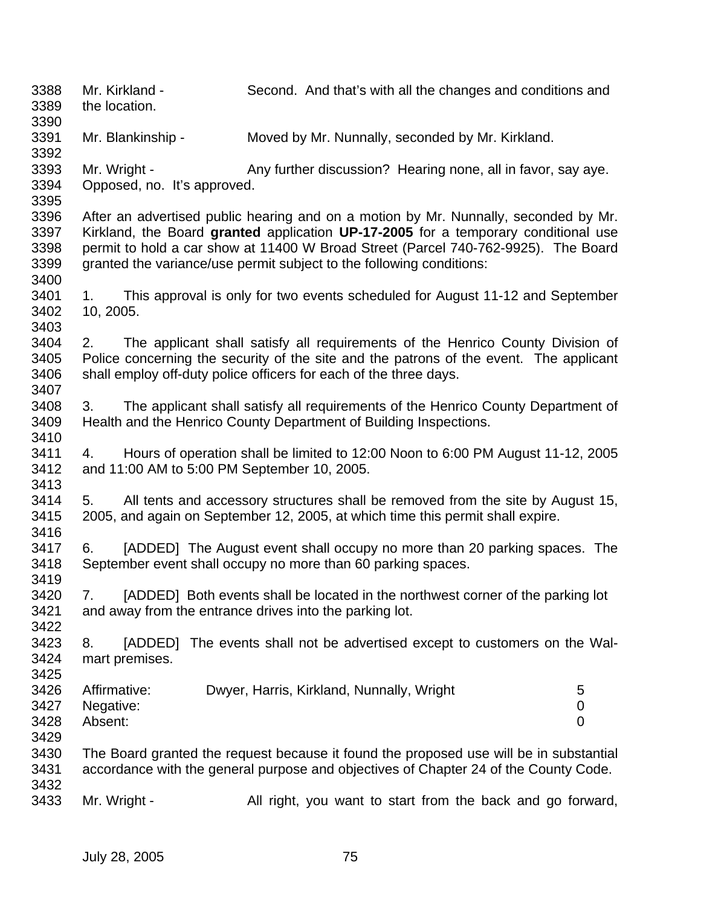Mr. Kirkland - Second. And that's with all the changes and conditions and the location.

Mr. Blankinship - Moved by Mr. Nunnally, seconded by Mr. Kirkland.

Mr. Wright - Any further discussion? Hearing none, all in favor, say aye. Opposed, no. It's approved.

After an advertised public hearing and on a motion by Mr. Nunnally, seconded by Mr. Kirkland, the Board **granted** application **UP-17-2005** for a temporary conditional use permit to hold a car show at 11400 W Broad Street (Parcel 740-762-9925). The Board granted the variance/use permit subject to the following conditions:

1. This approval is only for two events scheduled for August 11-12 and September 10, 2005.

2. The applicant shall satisfy all requirements of the Henrico County Division of Police concerning the security of the site and the patrons of the event. The applicant shall employ off-duty police officers for each of the three days.

3. The applicant shall satisfy all requirements of the Henrico County Department of Health and the Henrico County Department of Building Inspections.

4. Hours of operation shall be limited to 12:00 Noon to 6:00 PM August 11-12, 2005 and 11:00 AM to 5:00 PM September 10, 2005.

5. All tents and accessory structures shall be removed from the site by August 15, 2005, and again on September 12, 2005, at which time this permit shall expire.

6. [ADDED] The August event shall occupy no more than 20 parking spaces. The September event shall occupy no more than 60 parking spaces.

7. [ADDED] Both events shall be located in the northwest corner of the parking lot and away from the entrance drives into the parking lot.

8. [ADDED] The events shall not be advertised except to customers on the Wal-mart premises.

| | | |
|---|---|---|
| Affirmative: | Dwyer, Harris, Kirkland, Nunnally, Wright | 5 |
| Negative: | | 0 |
| Absent: | | 0 |

The Board granted the request because it found the proposed use will be in substantial accordance with the general purpose and objectives of Chapter 24 of the County Code.

Mr. Wright - All right, you want to start from the back and go forward,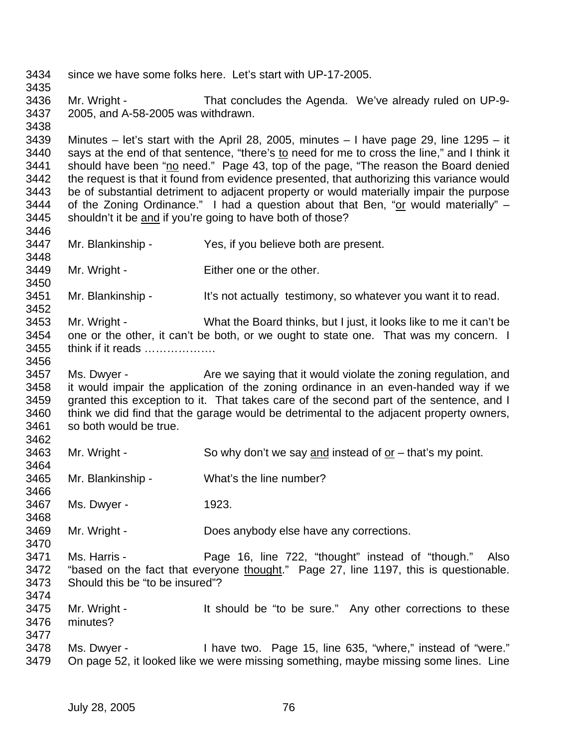3434 since we have some folks here. Let's start with UP-17-2005.

3436 Mr. Wright - That concludes the Agenda. We've already ruled on UP-9-
3437 2005, and A-58-2005 was withdrawn.

3439 Minutes – let's start with the April 28, 2005, minutes – I have page 29, line 1295 – it
3440 says at the end of that sentence, "there's <u>to</u> need for me to cross the line," and I think it
3441 should have been "<u>no</u> need." Page 43, top of the page, "The reason the Board denied
3442 the request is that it found from evidence presented, that authorizing this variance would
3443 be of substantial detriment to adjacent property or would materially impair the purpose
3444 of the Zoning Ordinance." I had a question about that Ben, "<u>or</u> would materially" –
3445 shouldn't it be <u>and</u> if you're going to have both of those?

3447 Mr. Blankinship - Yes, if you believe both are present.

3449 Mr. Wright - Either one or the other.

3451 Mr. Blankinship - It's not actually testimony, so whatever you want it to read.

3453 Mr. Wright - What the Board thinks, but I just, it looks like to me it can't be
3454 one or the other, it can't be both, or we ought to state one. That was my concern. I
3455 think if it reads ……………….

3457 Ms. Dwyer - Are we saying that it would violate the zoning regulation, and
3458 it would impair the application of the zoning ordinance in an even-handed way if we
3459 granted this exception to it. That takes care of the second part of the sentence, and I
3460 think we did find that the garage would be detrimental to the adjacent property owners,
3461 so both would be true.

3463 Mr. Wright - So why don't we say <u>and</u> instead of <u>or</u> – that's my point.

3465 Mr. Blankinship - What's the line number?

3467 Ms. Dwyer - 1923.

3469 Mr. Wright - Does anybody else have any corrections.

3471 Ms. Harris - Page 16, line 722, "thought" instead of "though." Also
3472 "based on the fact that everyone <u>thought</u>." Page 27, line 1197, this is questionable.
3473 Should this be "to be insured"?

3475 Mr. Wright - It should be "to be sure." Any other corrections to these
3476 minutes?

3478 Ms. Dwyer - I have two. Page 15, line 635, "where," instead of "were."
3479 On page 52, it looked like we were missing something, maybe missing some lines. Line

July 28, 2005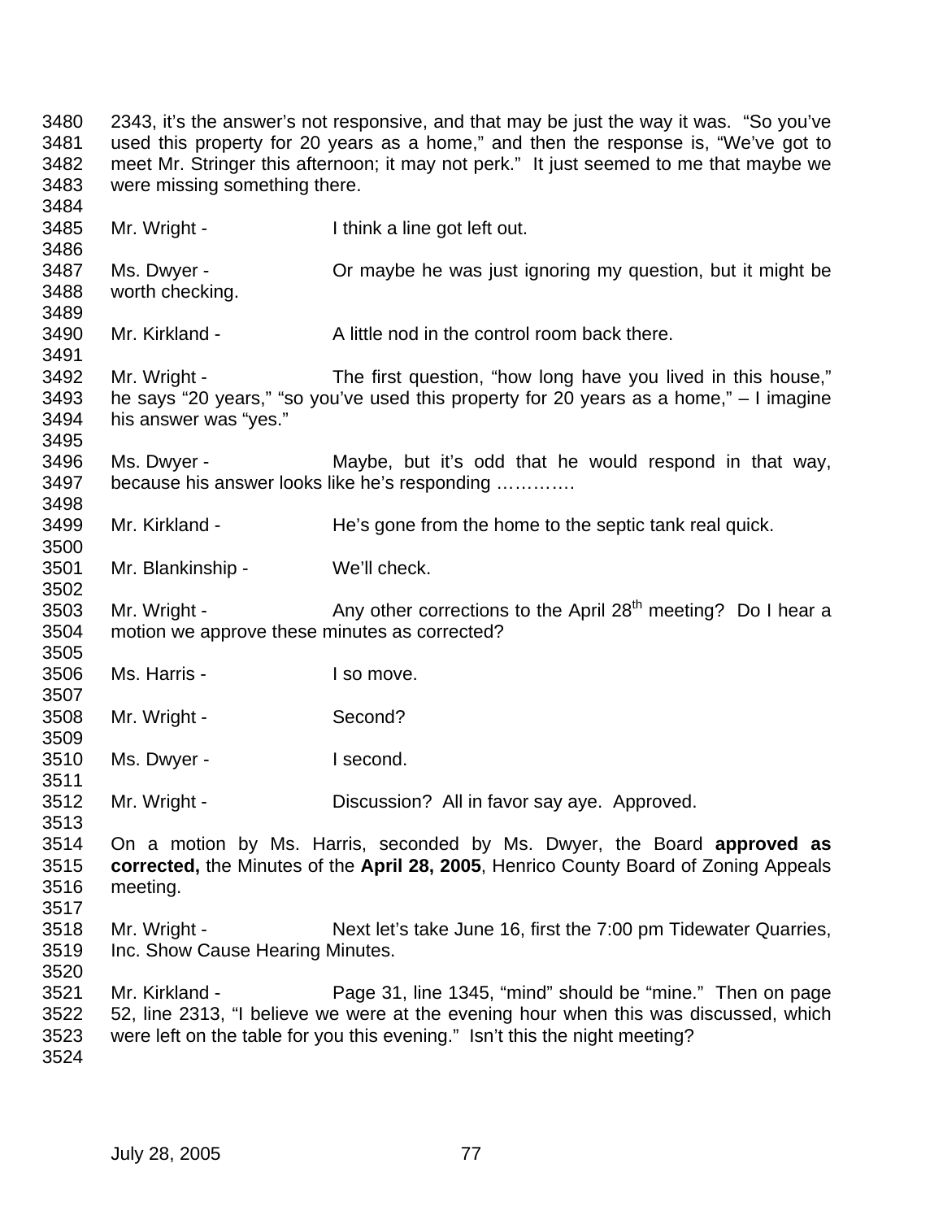2343, it's the answer's not responsive, and that may be just the way it was. "So you've used this property for 20 years as a home," and then the response is, "We've got to meet Mr. Stringer this afternoon; it may not perk." It just seemed to me that maybe we were missing something there.

Mr. Wright - I think a line got left out.

Ms. Dwyer - Or maybe he was just ignoring my question, but it might be worth checking.

Mr. Kirkland - A little nod in the control room back there.

Mr. Wright - The first question, "how long have you lived in this house," he says "20 years," "so you've used this property for 20 years as a home," – I imagine his answer was "yes."

Ms. Dwyer - Maybe, but it's odd that he would respond in that way, because his answer looks like he's responding ………….

Mr. Kirkland - He's gone from the home to the septic tank real quick.

Mr. Blankinship - We'll check.

Mr. Wright - Any other corrections to the April 28th meeting? Do I hear a motion we approve these minutes as corrected?

Ms. Harris - I so move.

Mr. Wright - Second?

Ms. Dwyer - I second.

Mr. Wright - Discussion? All in favor say aye. Approved.

On a motion by Ms. Harris, seconded by Ms. Dwyer, the Board **approved as corrected,** the Minutes of the **April 28, 2005**, Henrico County Board of Zoning Appeals meeting.

Mr. Wright - Next let's take June 16, first the 7:00 pm Tidewater Quarries, Inc. Show Cause Hearing Minutes.

Mr. Kirkland - Page 31, line 1345, "mind" should be "mine." Then on page 52, line 2313, "I believe we were at the evening hour when this was discussed, which were left on the table for you this evening." Isn't this the night meeting?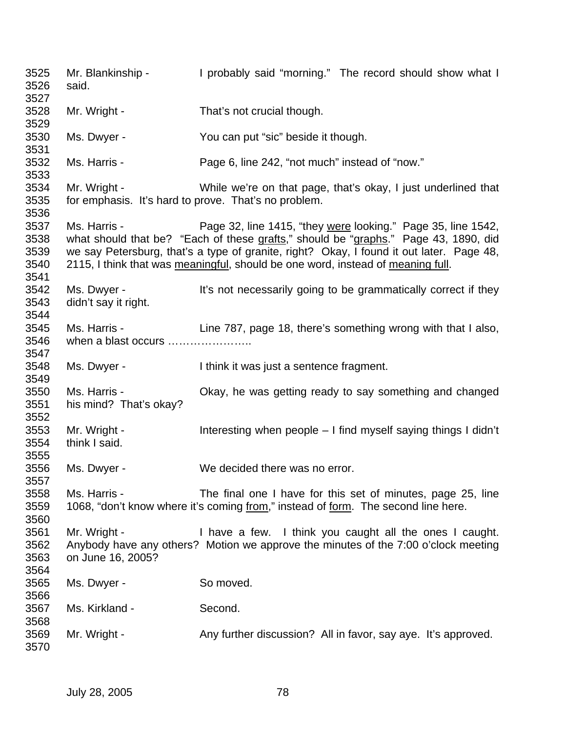3525 Mr. Blankinship - I probably said "morning." The record should show what I
3526 said.
3527
3528 Mr. Wright - That's not crucial though.
3529
3530 Ms. Dwyer - You can put "sic" beside it though.
3531
3532 Ms. Harris - Page 6, line 242, "not much" instead of "now."
3533
3534 Mr. Wright - While we're on that page, that's okay, I just underlined that
3535 for emphasis. It's hard to prove. That's no problem.
3536
3537 Ms. Harris - Page 32, line 1415, "they <u>were</u> looking." Page 35, line 1542,
3538 what should that be? "Each of these <u>grafts</u>," should be "<u>graphs</u>." Page 43, 1890, did
3539 we say Petersburg, that's a type of granite, right? Okay, I found it out later. Page 48,
3540 2115, I think that was <u>meaningful</u>, should be one word, instead of <u>meaning full</u>.
3541
3542 Ms. Dwyer - It's not necessarily going to be grammatically correct if they
3543 didn't say it right.
3544
3545 Ms. Harris - Line 787, page 18, there's something wrong with that I also,
3546 when a blast occurs …………………..
3547
3548 Ms. Dwyer - I think it was just a sentence fragment.
3549
3550 Ms. Harris - Okay, he was getting ready to say something and changed
3551 his mind? That's okay?
3552
3553 Mr. Wright - Interesting when people – I find myself saying things I didn't
3554 think I said.
3555
3556 Ms. Dwyer - We decided there was no error.
3557
3558 Ms. Harris - The final one I have for this set of minutes, page 25, line
3559 1068, "don't know where it's coming <u>from</u>," instead of <u>form</u>. The second line here.
3560
3561 Mr. Wright - I have a few. I think you caught all the ones I caught.
3562 Anybody have any others? Motion we approve the minutes of the 7:00 o'clock meeting
3563 on June 16, 2005?
3564
3565 Ms. Dwyer - So moved.
3566
3567 Ms. Kirkland - Second.
3568
3569 Mr. Wright - Any further discussion? All in favor, say aye. It's approved.
3570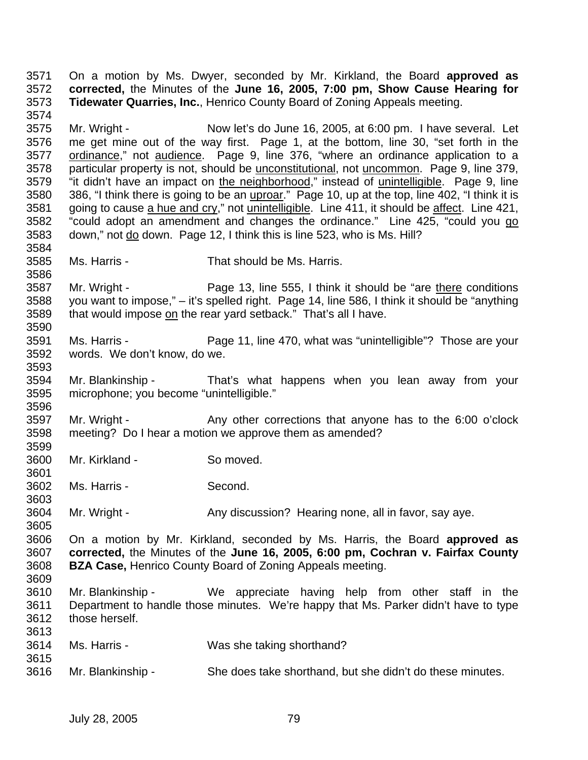On a motion by Ms. Dwyer, seconded by Mr. Kirkland, the Board **approved as corrected,** the Minutes of the **June 16, 2005, 7:00 pm, Show Cause Hearing for Tidewater Quarries, Inc.**, Henrico County Board of Zoning Appeals meeting.

Mr. Wright - Now let's do June 16, 2005, at 6:00 pm. I have several. Let me get mine out of the way first. Page 1, at the bottom, line 30, "set forth in the <u>ordinance</u>," not <u>audience</u>. Page 9, line 376, "where an ordinance application to a particular property is not, should be <u>unconstitutional</u>, not <u>uncommon</u>. Page 9, line 379, "it didn't have an impact on <u>the neighborhood</u>," instead of <u>unintelligible</u>. Page 9, line 386, "I think there is going to be an <u>uproar</u>." Page 10, up at the top, line 402, "I think it is going to cause <u>a hue and cry</u>," not <u>unintelligible</u>. Line 411, it should be <u>affect</u>. Line 421, "could adopt an amendment and changes the ordinance." Line 425, "could you <u>go</u> down," not <u>do</u> down. Page 12, I think this is line 523, who is Ms. Hill?

Ms. Harris - That should be Ms. Harris.

Mr. Wright - Page 13, line 555, I think it should be "are <u>there</u> conditions you want to impose," – it's spelled right. Page 14, line 586, I think it should be "anything that would impose <u>on</u> the rear yard setback." That's all I have.

Ms. Harris - Page 11, line 470, what was "unintelligible"? Those are your words. We don't know, do we.

Mr. Blankinship - That's what happens when you lean away from your microphone; you become "unintelligible."

Mr. Wright - Any other corrections that anyone has to the 6:00 o'clock meeting? Do I hear a motion we approve them as amended?

Mr. Kirkland - So moved.

Ms. Harris - Second.

Mr. Wright - Any discussion? Hearing none, all in favor, say aye.

On a motion by Mr. Kirkland, seconded by Ms. Harris, the Board **approved as corrected,** the Minutes of the **June 16, 2005, 6:00 pm, Cochran v. Fairfax County BZA Case,** Henrico County Board of Zoning Appeals meeting.

Mr. Blankinship - We appreciate having help from other staff in the Department to handle those minutes. We're happy that Ms. Parker didn't have to type those herself.

Ms. Harris - Was she taking shorthand?

Mr. Blankinship - She does take shorthand, but she didn't do these minutes.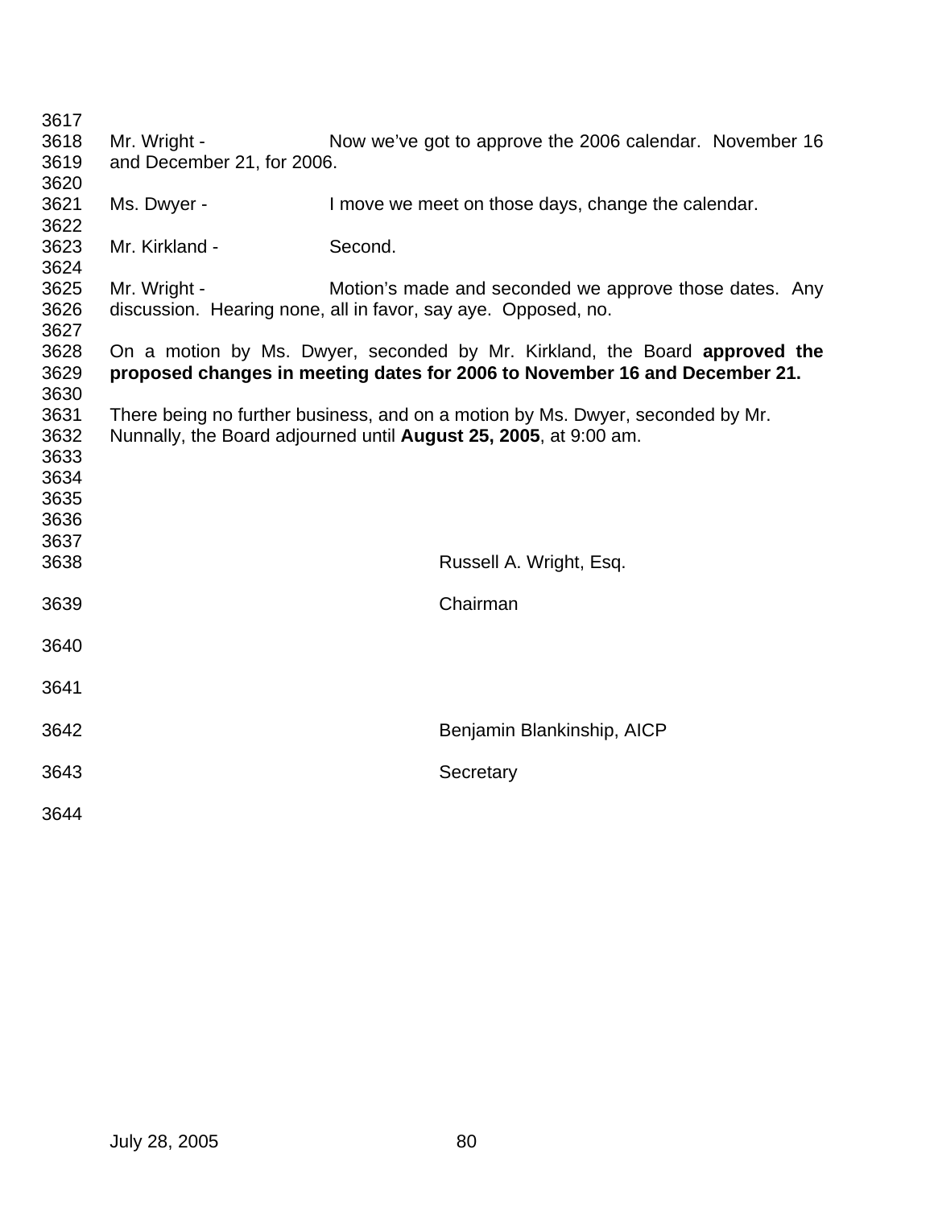Mr. Wright - Now we've got to approve the 2006 calendar. November 16 and December 21, for 2006.

Ms. Dwyer - I move we meet on those days, change the calendar.

Mr. Kirkland - Second.

Mr. Wright - Motion's made and seconded we approve those dates. Any discussion. Hearing none, all in favor, say aye. Opposed, no.

On a motion by Ms. Dwyer, seconded by Mr. Kirkland, the Board **approved the proposed changes in meeting dates for 2006 to November 16 and December 21.**

There being no further business, and on a motion by Ms. Dwyer, seconded by Mr. Nunnally, the Board adjourned until **August 25, 2005**, at 9:00 am.

Russell A. Wright, Esq.

Chairman

Benjamin Blankinship, AICP

Secretary